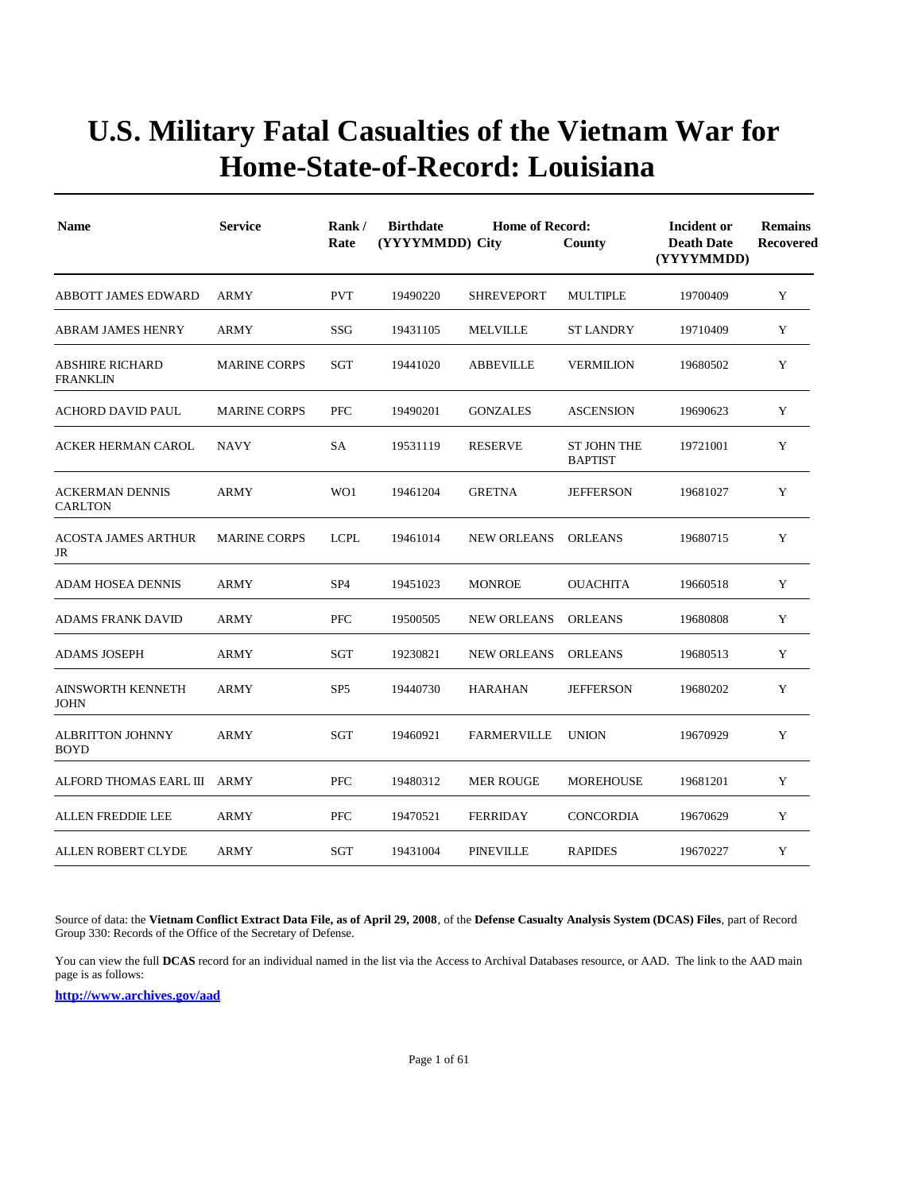# U.S. Military Fatal Casualties of the Vietnam War for Home-State-of-Record: Louisiana

| Name | Service | Rank / Rate | Birthdate (YYYYMMDD) | Home of Record: City | County | Incident or Death Date (YYYYMMDD) | Remains Recovered |
|---|---|---|---|---|---|---|---|
| ABBOTT JAMES EDWARD | ARMY | PVT | 19490220 | SHREVEPORT | MULTIPLE | 19700409 | Y |
| ABRAM JAMES HENRY | ARMY | SSG | 19431105 | MELVILLE | ST LANDRY | 19710409 | Y |
| ABSHIRE RICHARD FRANKLIN | MARINE CORPS | SGT | 19441020 | ABBEVILLE | VERMILION | 19680502 | Y |
| ACHORD DAVID PAUL | MARINE CORPS | PFC | 19490201 | GONZALES | ASCENSION | 19690623 | Y |
| ACKER HERMAN CAROL | NAVY | SA | 19531119 | RESERVE | ST JOHN THE BAPTIST | 19721001 | Y |
| ACKERMAN DENNIS CARLTON | ARMY | WO1 | 19461204 | GRETNA | JEFFERSON | 19681027 | Y |
| ACOSTA JAMES ARTHUR JR | MARINE CORPS | LCPL | 19461014 | NEW ORLEANS | ORLEANS | 19680715 | Y |
| ADAM HOSEA DENNIS | ARMY | SP4 | 19451023 | MONROE | OUACHITA | 19660518 | Y |
| ADAMS FRANK DAVID | ARMY | PFC | 19500505 | NEW ORLEANS | ORLEANS | 19680808 | Y |
| ADAMS JOSEPH | ARMY | SGT | 19230821 | NEW ORLEANS | ORLEANS | 19680513 | Y |
| AINSWORTH KENNETH JOHN | ARMY | SP5 | 19440730 | HARAHAN | JEFFERSON | 19680202 | Y |
| ALBRITTON JOHNNY BOYD | ARMY | SGT | 19460921 | FARMERVILLE | UNION | 19670929 | Y |
| ALFORD THOMAS EARL III | ARMY | PFC | 19480312 | MER ROUGE | MOREHOUSE | 19681201 | Y |
| ALLEN FREDDIE LEE | ARMY | PFC | 19470521 | FERRIDAY | CONCORDIA | 19670629 | Y |
| ALLEN ROBERT CLYDE | ARMY | SGT | 19431004 | PINEVILLE | RAPIDES | 19670227 | Y |

Source of data: the **Vietnam Conflict Extract Data File, as of April 29, 2008**, of the **Defense Casualty Analysis System (DCAS) Files**, part of Record Group 330: Records of the Office of the Secretary of Defense.

You can view the full **DCAS** record for an individual named in the list via the Access to Archival Databases resource, or AAD. The link to the AAD main page is as follows:

**http://www.archives.gov/aad**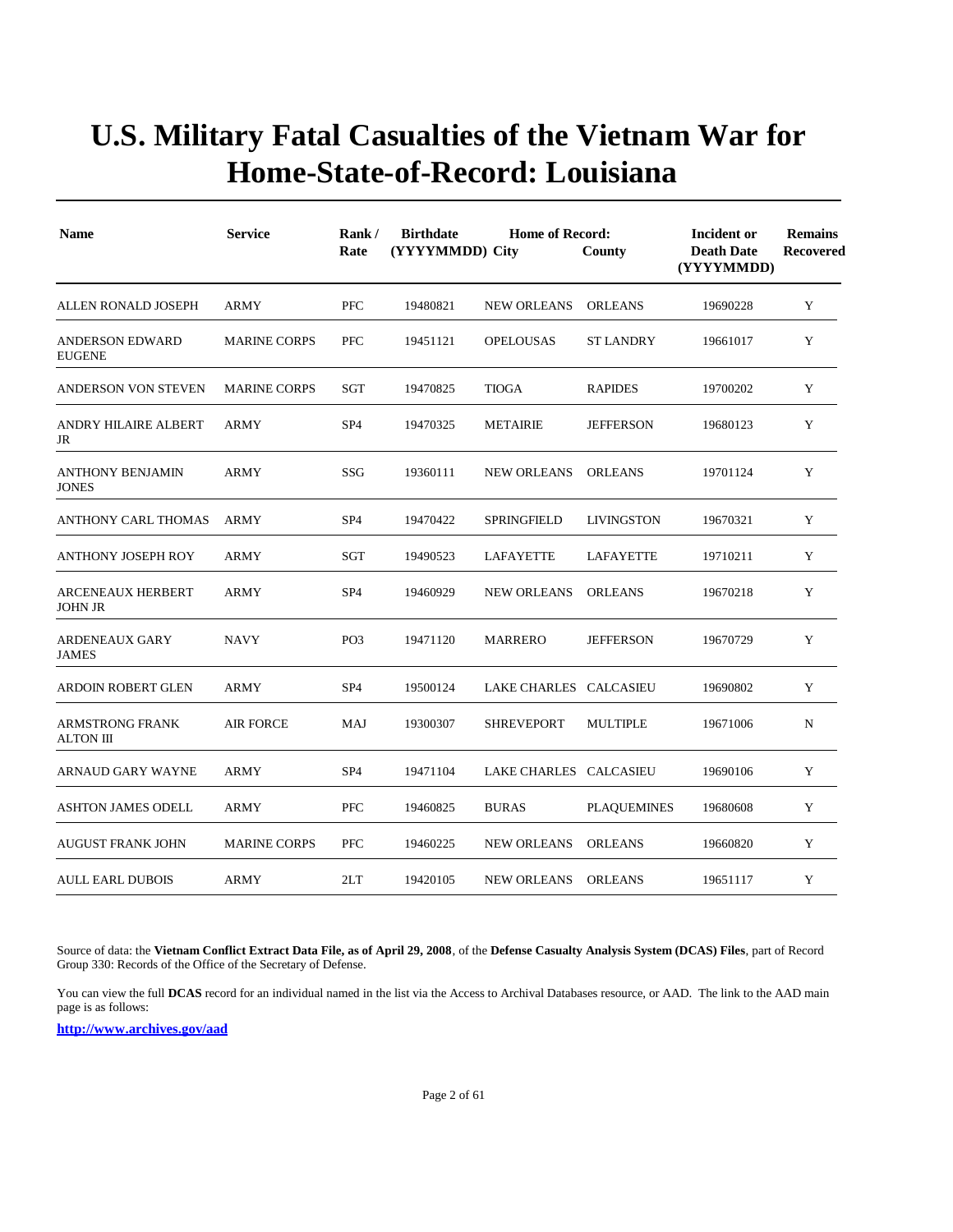# U.S. Military Fatal Casualties of the Vietnam War for Home-State-of-Record: Louisiana

| Name | Service | Rank / Rate | Birthdate (YYYYMMDD) | Home of Record: City | County | Incident or Death Date (YYYYMMDD) | Remains Recovered |
|---|---|---|---|---|---|---|---|
| ALLEN RONALD JOSEPH | ARMY | PFC | 19480821 | NEW ORLEANS | ORLEANS | 19690228 | Y |
| ANDERSON EDWARD EUGENE | MARINE CORPS | PFC | 19451121 | OPELOUSAS | ST LANDRY | 19661017 | Y |
| ANDERSON VON STEVEN | MARINE CORPS | SGT | 19470825 | TIOGA | RAPIDES | 19700202 | Y |
| ANDRY HILAIRE ALBERT JR | ARMY | SP4 | 19470325 | METAIRIE | JEFFERSON | 19680123 | Y |
| ANTHONY BENJAMIN JONES | ARMY | SSG | 19360111 | NEW ORLEANS | ORLEANS | 19701124 | Y |
| ANTHONY CARL THOMAS | ARMY | SP4 | 19470422 | SPRINGFIELD | LIVINGSTON | 19670321 | Y |
| ANTHONY JOSEPH ROY | ARMY | SGT | 19490523 | LAFAYETTE | LAFAYETTE | 19710211 | Y |
| ARCENEAUX HERBERT JOHN JR | ARMY | SP4 | 19460929 | NEW ORLEANS | ORLEANS | 19670218 | Y |
| ARDENEAUX GARY JAMES | NAVY | PO3 | 19471120 | MARRERO | JEFFERSON | 19670729 | Y |
| ARDOIN ROBERT GLEN | ARMY | SP4 | 19500124 | LAKE CHARLES | CALCASIEU | 19690802 | Y |
| ARMSTRONG FRANK ALTON III | AIR FORCE | MAJ | 19300307 | SHREVEPORT | MULTIPLE | 19671006 | N |
| ARNAUD GARY WAYNE | ARMY | SP4 | 19471104 | LAKE CHARLES | CALCASIEU | 19690106 | Y |
| ASHTON JAMES ODELL | ARMY | PFC | 19460825 | BURAS | PLAQUEMINES | 19680608 | Y |
| AUGUST FRANK JOHN | MARINE CORPS | PFC | 19460225 | NEW ORLEANS | ORLEANS | 19660820 | Y |
| AULL EARL DUBOIS | ARMY | 2LT | 19420105 | NEW ORLEANS | ORLEANS | 19651117 | Y |

Source of data: the **Vietnam Conflict Extract Data File, as of April 29, 2008**, of the **Defense Casualty Analysis System (DCAS) Files**, part of Record Group 330: Records of the Office of the Secretary of Defense.

You can view the full **DCAS** record for an individual named in the list via the Access to Archival Databases resource, or AAD. The link to the AAD main page is as follows:

**http://www.archives.gov/aad**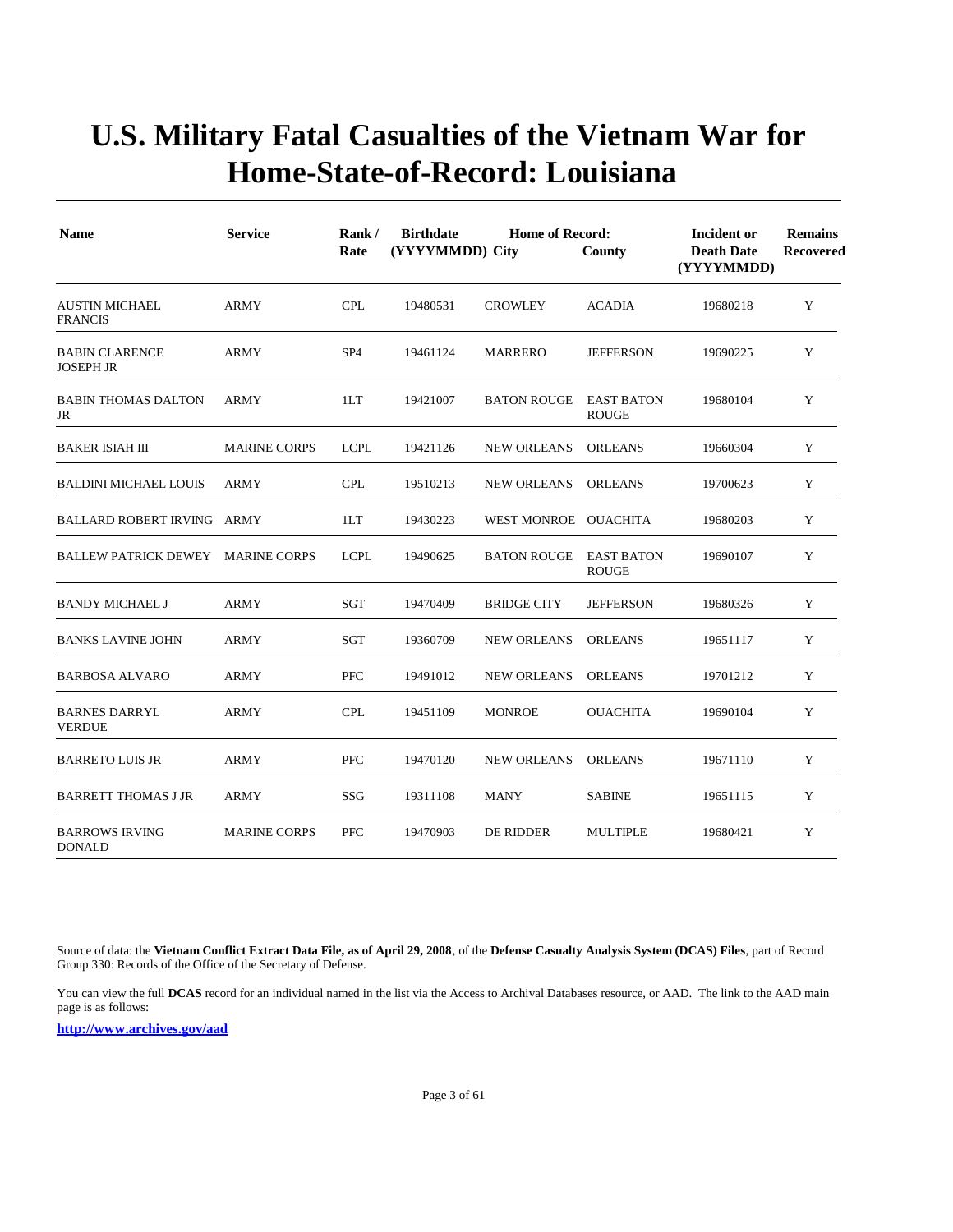# U.S. Military Fatal Casualties of the Vietnam War for Home-State-of-Record: Louisiana

| Name | Service | Rank / Rate | Birthdate (YYYYMMDD) | Home of Record: City | County | Incident or Death Date (YYYYMMDD) | Remains Recovered |
|---|---|---|---|---|---|---|---|
| AUSTIN MICHAEL FRANCIS | ARMY | CPL | 19480531 | CROWLEY | ACADIA | 19680218 | Y |
| BABIN CLARENCE JOSEPH JR | ARMY | SP4 | 19461124 | MARRERO | JEFFERSON | 19690225 | Y |
| BABIN THOMAS DALTON JR | ARMY | 1LT | 19421007 | BATON ROUGE | EAST BATON ROUGE | 19680104 | Y |
| BAKER ISIAH III | MARINE CORPS | LCPL | 19421126 | NEW ORLEANS | ORLEANS | 19660304 | Y |
| BALDINI MICHAEL LOUIS | ARMY | CPL | 19510213 | NEW ORLEANS | ORLEANS | 19700623 | Y |
| BALLARD ROBERT IRVING | ARMY | 1LT | 19430223 | WEST MONROE | OUACHITA | 19680203 | Y |
| BALLEW PATRICK DEWEY | MARINE CORPS | LCPL | 19490625 | BATON ROUGE | EAST BATON ROUGE | 19690107 | Y |
| BANDY MICHAEL J | ARMY | SGT | 19470409 | BRIDGE CITY | JEFFERSON | 19680326 | Y |
| BANKS LAVINE JOHN | ARMY | SGT | 19360709 | NEW ORLEANS | ORLEANS | 19651117 | Y |
| BARBOSA ALVARO | ARMY | PFC | 19491012 | NEW ORLEANS | ORLEANS | 19701212 | Y |
| BARNES DARRYL VERDUE | ARMY | CPL | 19451109 | MONROE | OUACHITA | 19690104 | Y |
| BARRETO LUIS JR | ARMY | PFC | 19470120 | NEW ORLEANS | ORLEANS | 19671110 | Y |
| BARRETT THOMAS J JR | ARMY | SSG | 19311108 | MANY | SABINE | 19651115 | Y |
| BARROWS IRVING DONALD | MARINE CORPS | PFC | 19470903 | DE RIDDER | MULTIPLE | 19680421 | Y |

Source of data: the **Vietnam Conflict Extract Data File, as of April 29, 2008**, of the **Defense Casualty Analysis System (DCAS) Files**, part of Record Group 330: Records of the Office of the Secretary of Defense.

You can view the full **DCAS** record for an individual named in the list via the Access to Archival Databases resource, or AAD. The link to the AAD main page is as follows:

**http://www.archives.gov/aad**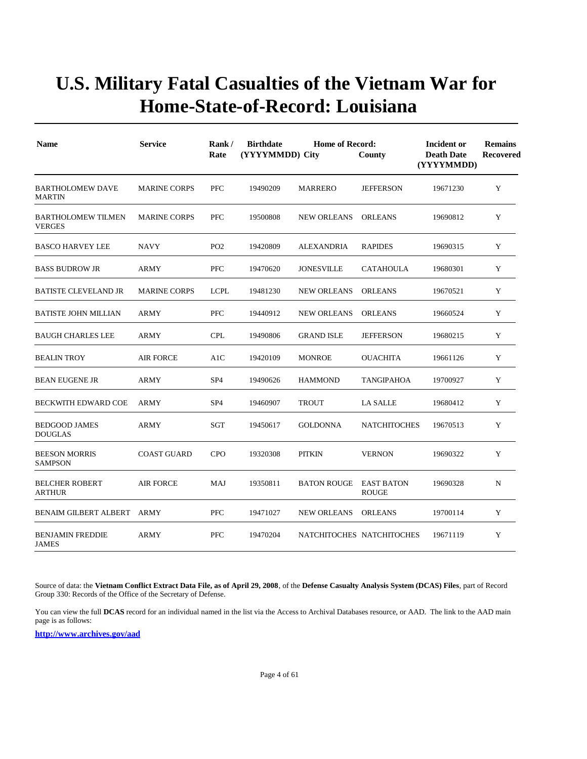# U.S. Military Fatal Casualties of the Vietnam War for Home-State-of-Record: Louisiana

| Name | Service | Rank / Rate | Birthdate (YYYYMMDD) | Home of Record: City | County | Incident or Death Date (YYYYMMDD) | Remains Recovered |
|---|---|---|---|---|---|---|---|
| BARTHOLOMEW DAVE MARTIN | MARINE CORPS | PFC | 19490209 | MARRERO | JEFFERSON | 19671230 | Y |
| BARTHOLOMEW TILMEN VERGES | MARINE CORPS | PFC | 19500808 | NEW ORLEANS | ORLEANS | 19690812 | Y |
| BASCO HARVEY LEE | NAVY | PO2 | 19420809 | ALEXANDRIA | RAPIDES | 19690315 | Y |
| BASS BUDROW JR | ARMY | PFC | 19470620 | JONESVILLE | CATAHOULA | 19680301 | Y |
| BATISTE CLEVELAND JR | MARINE CORPS | LCPL | 19481230 | NEW ORLEANS | ORLEANS | 19670521 | Y |
| BATISTE JOHN MILLIAN | ARMY | PFC | 19440912 | NEW ORLEANS | ORLEANS | 19660524 | Y |
| BAUGH CHARLES LEE | ARMY | CPL | 19490806 | GRAND ISLE | JEFFERSON | 19680215 | Y |
| BEALIN TROY | AIR FORCE | A1C | 19420109 | MONROE | OUACHITA | 19661126 | Y |
| BEAN EUGENE JR | ARMY | SP4 | 19490626 | HAMMOND | TANGIPAHOA | 19700927 | Y |
| BECKWITH EDWARD COE | ARMY | SP4 | 19460907 | TROUT | LA SALLE | 19680412 | Y |
| BEDGOOD JAMES DOUGLAS | ARMY | SGT | 19450617 | GOLDONNA | NATCHITOCHES | 19670513 | Y |
| BEESON MORRIS SAMPSON | COAST GUARD | CPO | 19320308 | PITKIN | VERNON | 19690322 | Y |
| BELCHER ROBERT ARTHUR | AIR FORCE | MAJ | 19350811 | BATON ROUGE | EAST BATON ROUGE | 19690328 | N |
| BENAIM GILBERT ALBERT | ARMY | PFC | 19471027 | NEW ORLEANS | ORLEANS | 19700114 | Y |
| BENJAMIN FREDDIE JAMES | ARMY | PFC | 19470204 | NATCHITOCHES | NATCHITOCHES | 19671119 | Y |

Source of data: the **Vietnam Conflict Extract Data File, as of April 29, 2008**, of the **Defense Casualty Analysis System (DCAS) Files**, part of Record Group 330: Records of the Office of the Secretary of Defense.

You can view the full **DCAS** record for an individual named in the list via the Access to Archival Databases resource, or AAD. The link to the AAD main page is as follows:

**http://www.archives.gov/aad**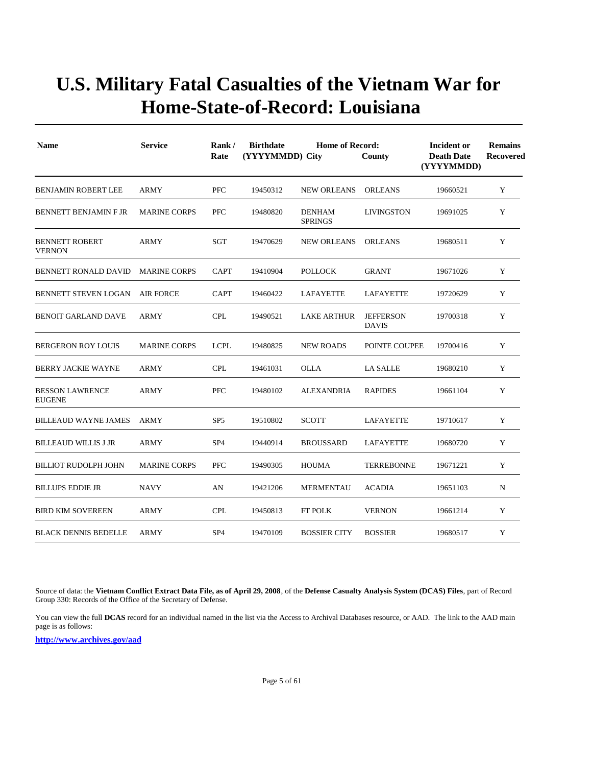# U.S. Military Fatal Casualties of the Vietnam War for Home-State-of-Record: Louisiana

| Name | Service | Rank / Rate | Birthdate (YYYYMMDD) | Home of Record: City | County | Incident or Death Date (YYYYMMDD) | Remains Recovered |
|---|---|---|---|---|---|---|---|
| BENJAMIN ROBERT LEE | ARMY | PFC | 19450312 | NEW ORLEANS | ORLEANS | 19660521 | Y |
| BENNETT BENJAMIN F JR | MARINE CORPS | PFC | 19480820 | DENHAM SPRINGS | LIVINGSTON | 19691025 | Y |
| BENNETT ROBERT VERNON | ARMY | SGT | 19470629 | NEW ORLEANS | ORLEANS | 19680511 | Y |
| BENNETT RONALD DAVID | MARINE CORPS | CAPT | 19410904 | POLLOCK | GRANT | 19671026 | Y |
| BENNETT STEVEN LOGAN | AIR FORCE | CAPT | 19460422 | LAFAYETTE | LAFAYETTE | 19720629 | Y |
| BENOIT GARLAND DAVE | ARMY | CPL | 19490521 | LAKE ARTHUR | JEFFERSON DAVIS | 19700318 | Y |
| BERGERON ROY LOUIS | MARINE CORPS | LCPL | 19480825 | NEW ROADS | POINTE COUPEE | 19700416 | Y |
| BERRY JACKIE WAYNE | ARMY | CPL | 19461031 | OLLA | LA SALLE | 19680210 | Y |
| BESSON LAWRENCE EUGENE | ARMY | PFC | 19480102 | ALEXANDRIA | RAPIDES | 19661104 | Y |
| BILLEAUD WAYNE JAMES | ARMY | SP5 | 19510802 | SCOTT | LAFAYETTE | 19710617 | Y |
| BILLEAUD WILLIS J JR | ARMY | SP4 | 19440914 | BROUSSARD | LAFAYETTE | 19680720 | Y |
| BILLIOT RUDOLPH JOHN | MARINE CORPS | PFC | 19490305 | HOUMA | TERREBONNE | 19671221 | Y |
| BILLUPS EDDIE JR | NAVY | AN | 19421206 | MERMENTAU | ACADIA | 19651103 | N |
| BIRD KIM SOVEREEN | ARMY | CPL | 19450813 | FT POLK | VERNON | 19661214 | Y |
| BLACK DENNIS BEDELLE | ARMY | SP4 | 19470109 | BOSSIER CITY | BOSSIER | 19680517 | Y |

Source of data: the **Vietnam Conflict Extract Data File, as of April 29, 2008**, of the **Defense Casualty Analysis System (DCAS) Files**, part of Record Group 330: Records of the Office of the Secretary of Defense.

You can view the full **DCAS** record for an individual named in the list via the Access to Archival Databases resource, or AAD. The link to the AAD main page is as follows:

**http://www.archives.gov/aad**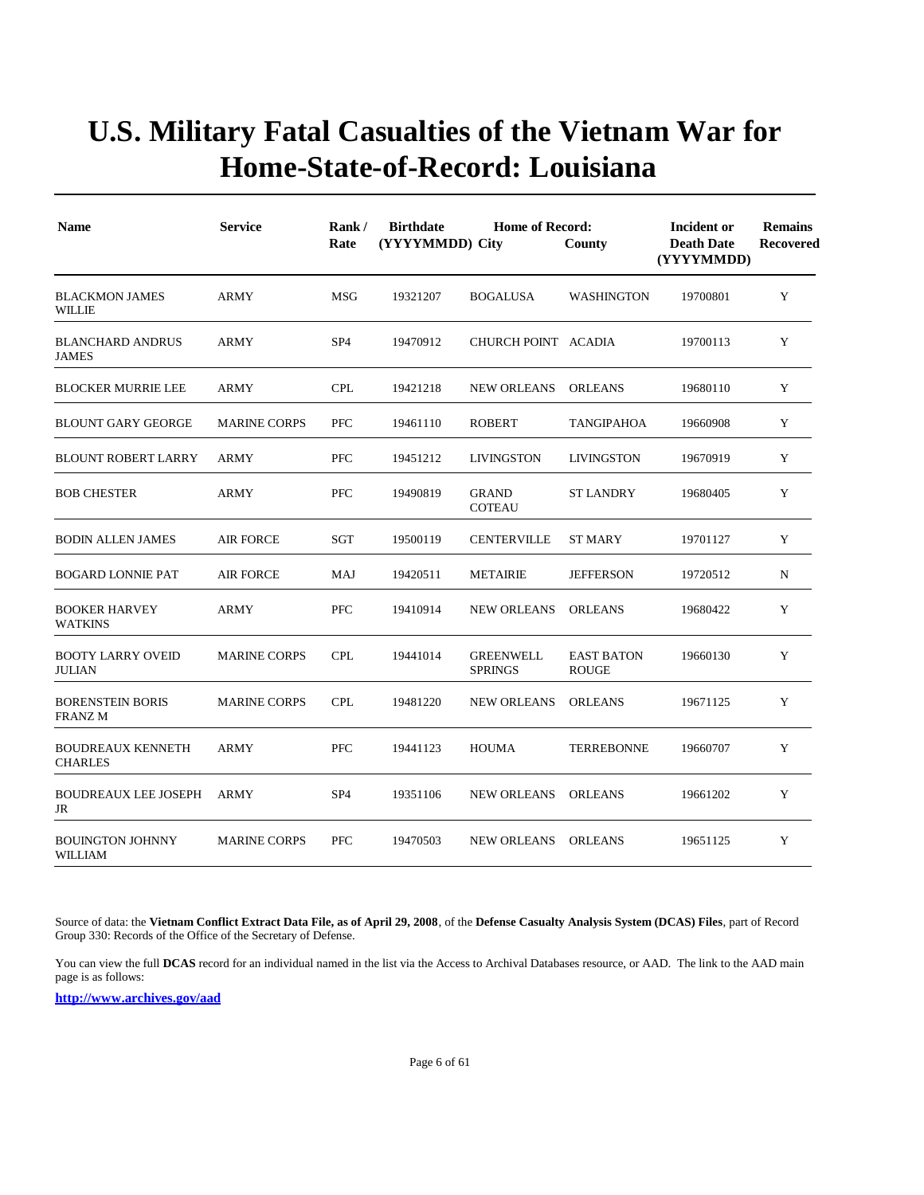# U.S. Military Fatal Casualties of the Vietnam War for Home-State-of-Record: Louisiana

| Name | Service | Rank / Rate | Birthdate (YYYYMMDD) | Home of Record: City | County | Incident or Death Date (YYYYMMDD) | Remains Recovered |
|---|---|---|---|---|---|---|---|
| BLACKMON JAMES WILLIE | ARMY | MSG | 19321207 | BOGALUSA | WASHINGTON | 19700801 | Y |
| BLANCHARD ANDRUS JAMES | ARMY | SP4 | 19470912 | CHURCH POINT | ACADIA | 19700113 | Y |
| BLOCKER MURRIE LEE | ARMY | CPL | 19421218 | NEW ORLEANS | ORLEANS | 19680110 | Y |
| BLOUNT GARY GEORGE | MARINE CORPS | PFC | 19461110 | ROBERT | TANGIPAHOA | 19660908 | Y |
| BLOUNT ROBERT LARRY | ARMY | PFC | 19451212 | LIVINGSTON | LIVINGSTON | 19670919 | Y |
| BOB CHESTER | ARMY | PFC | 19490819 | GRAND COTEAU | ST LANDRY | 19680405 | Y |
| BODIN ALLEN JAMES | AIR FORCE | SGT | 19500119 | CENTERVILLE | ST MARY | 19701127 | Y |
| BOGARD LONNIE PAT | AIR FORCE | MAJ | 19420511 | METAIRIE | JEFFERSON | 19720512 | N |
| BOOKER HARVEY WATKINS | ARMY | PFC | 19410914 | NEW ORLEANS | ORLEANS | 19680422 | Y |
| BOOTY LARRY OVEID JULIAN | MARINE CORPS | CPL | 19441014 | GREENWELL SPRINGS | EAST BATON ROUGE | 19660130 | Y |
| BORENSTEIN BORIS FRANZ M | MARINE CORPS | CPL | 19481220 | NEW ORLEANS | ORLEANS | 19671125 | Y |
| BOUDREAUX KENNETH CHARLES | ARMY | PFC | 19441123 | HOUMA | TERREBONNE | 19660707 | Y |
| BOUDREAUX LEE JOSEPH JR | ARMY | SP4 | 19351106 | NEW ORLEANS | ORLEANS | 19661202 | Y |
| BOUINGTON JOHNNY WILLIAM | MARINE CORPS | PFC | 19470503 | NEW ORLEANS | ORLEANS | 19651125 | Y |

Source of data: the **Vietnam Conflict Extract Data File, as of April 29, 2008**, of the **Defense Casualty Analysis System (DCAS) Files**, part of Record Group 330: Records of the Office of the Secretary of Defense.

You can view the full **DCAS** record for an individual named in the list via the Access to Archival Databases resource, or AAD. The link to the AAD main page is as follows:

**http://www.archives.gov/aad**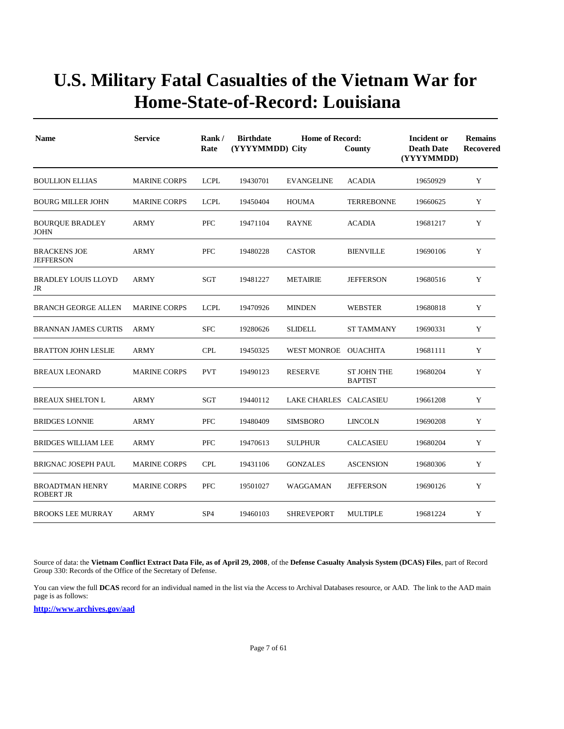# U.S. Military Fatal Casualties of the Vietnam War for Home-State-of-Record: Louisiana

| Name | Service | Rank / Rate | Birthdate (YYYYMMDD) | Home of Record: City | County | Incident or Death Date (YYYYMMDD) | Remains Recovered |
|---|---|---|---|---|---|---|---|
| BOULLION ELLIAS | MARINE CORPS | LCPL | 19430701 | EVANGELINE | ACADIA | 19650929 | Y |
| BOURG MILLER JOHN | MARINE CORPS | LCPL | 19450404 | HOUMA | TERREBONNE | 19660625 | Y |
| BOURQUE BRADLEY JOHN | ARMY | PFC | 19471104 | RAYNE | ACADIA | 19681217 | Y |
| BRACKENS JOE JEFFERSON | ARMY | PFC | 19480228 | CASTOR | BIENVILLE | 19690106 | Y |
| BRADLEY LOUIS LLOYD JR | ARMY | SGT | 19481227 | METAIRIE | JEFFERSON | 19680516 | Y |
| BRANCH GEORGE ALLEN | MARINE CORPS | LCPL | 19470926 | MINDEN | WEBSTER | 19680818 | Y |
| BRANNAN JAMES CURTIS | ARMY | SFC | 19280626 | SLIDELL | ST TAMMANY | 19690331 | Y |
| BRATTON JOHN LESLIE | ARMY | CPL | 19450325 | WEST MONROE | OUACHITA | 19681111 | Y |
| BREAUX LEONARD | MARINE CORPS | PVT | 19490123 | RESERVE | ST JOHN THE BAPTIST | 19680204 | Y |
| BREAUX SHELTON L | ARMY | SGT | 19440112 | LAKE CHARLES | CALCASIEU | 19661208 | Y |
| BRIDGES LONNIE | ARMY | PFC | 19480409 | SIMSBORO | LINCOLN | 19690208 | Y |
| BRIDGES WILLIAM LEE | ARMY | PFC | 19470613 | SULPHUR | CALCASIEU | 19680204 | Y |
| BRIGNAC JOSEPH PAUL | MARINE CORPS | CPL | 19431106 | GONZALES | ASCENSION | 19680306 | Y |
| BROADTMAN HENRY ROBERT JR | MARINE CORPS | PFC | 19501027 | WAGGAMAN | JEFFERSON | 19690126 | Y |
| BROOKS LEE MURRAY | ARMY | SP4 | 19460103 | SHREVEPORT | MULTIPLE | 19681224 | Y |

Source of data: the **Vietnam Conflict Extract Data File, as of April 29, 2008**, of the **Defense Casualty Analysis System (DCAS) Files**, part of Record Group 330: Records of the Office of the Secretary of Defense.

You can view the full **DCAS** record for an individual named in the list via the Access to Archival Databases resource, or AAD. The link to the AAD main page is as follows:

**http://www.archives.gov/aad**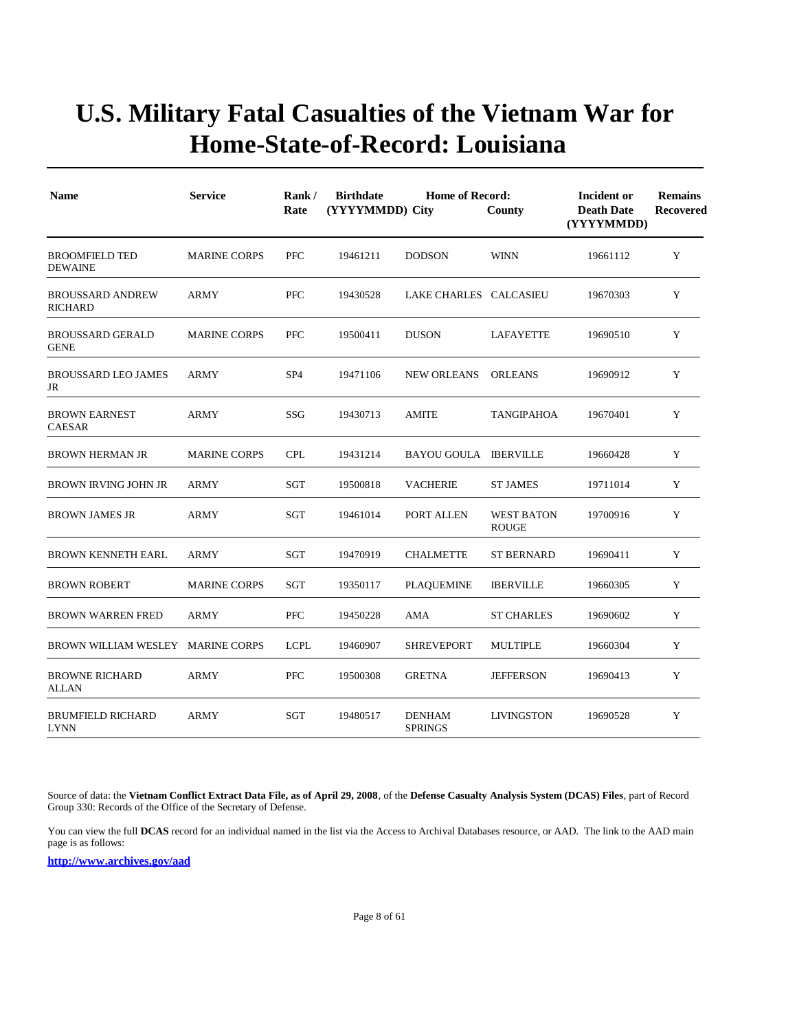# U.S. Military Fatal Casualties of the Vietnam War for Home-State-of-Record: Louisiana

| Name | Service | Rank / Rate | Birthdate (YYYYMMDD) | Home of Record: City | County | Incident or Death Date (YYYYMMDD) | Remains Recovered |
|---|---|---|---|---|---|---|---|
| BROOMFIELD TED DEWAINE | MARINE CORPS | PFC | 19461211 | DODSON | WINN | 19661112 | Y |
| BROUSSARD ANDREW RICHARD | ARMY | PFC | 19430528 | LAKE CHARLES | CALCASIEU | 19670303 | Y |
| BROUSSARD GERALD GENE | MARINE CORPS | PFC | 19500411 | DUSON | LAFAYETTE | 19690510 | Y |
| BROUSSARD LEO JAMES JR | ARMY | SP4 | 19471106 | NEW ORLEANS | ORLEANS | 19690912 | Y |
| BROWN EARNEST CAESAR | ARMY | SSG | 19430713 | AMITE | TANGIPAHOA | 19670401 | Y |
| BROWN HERMAN JR | MARINE CORPS | CPL | 19431214 | BAYOU GOULA | IBERVILLE | 19660428 | Y |
| BROWN IRVING JOHN JR | ARMY | SGT | 19500818 | VACHERIE | ST JAMES | 19711014 | Y |
| BROWN JAMES JR | ARMY | SGT | 19461014 | PORT ALLEN | WEST BATON ROUGE | 19700916 | Y |
| BROWN KENNETH EARL | ARMY | SGT | 19470919 | CHALMETTE | ST BERNARD | 19690411 | Y |
| BROWN ROBERT | MARINE CORPS | SGT | 19350117 | PLAQUEMINE | IBERVILLE | 19660305 | Y |
| BROWN WARREN FRED | ARMY | PFC | 19450228 | AMA | ST CHARLES | 19690602 | Y |
| BROWN WILLIAM WESLEY | MARINE CORPS | LCPL | 19460907 | SHREVEPORT | MULTIPLE | 19660304 | Y |
| BROWNE RICHARD ALLAN | ARMY | PFC | 19500308 | GRETNA | JEFFERSON | 19690413 | Y |
| BRUMFIELD RICHARD LYNN | ARMY | SGT | 19480517 | DENHAM SPRINGS | LIVINGSTON | 19690528 | Y |

Source of data: the **Vietnam Conflict Extract Data File, as of April 29, 2008**, of the **Defense Casualty Analysis System (DCAS) Files**, part of Record Group 330: Records of the Office of the Secretary of Defense.

You can view the full **DCAS** record for an individual named in the list via the Access to Archival Databases resource, or AAD. The link to the AAD main page is as follows:

**http://www.archives.gov/aad**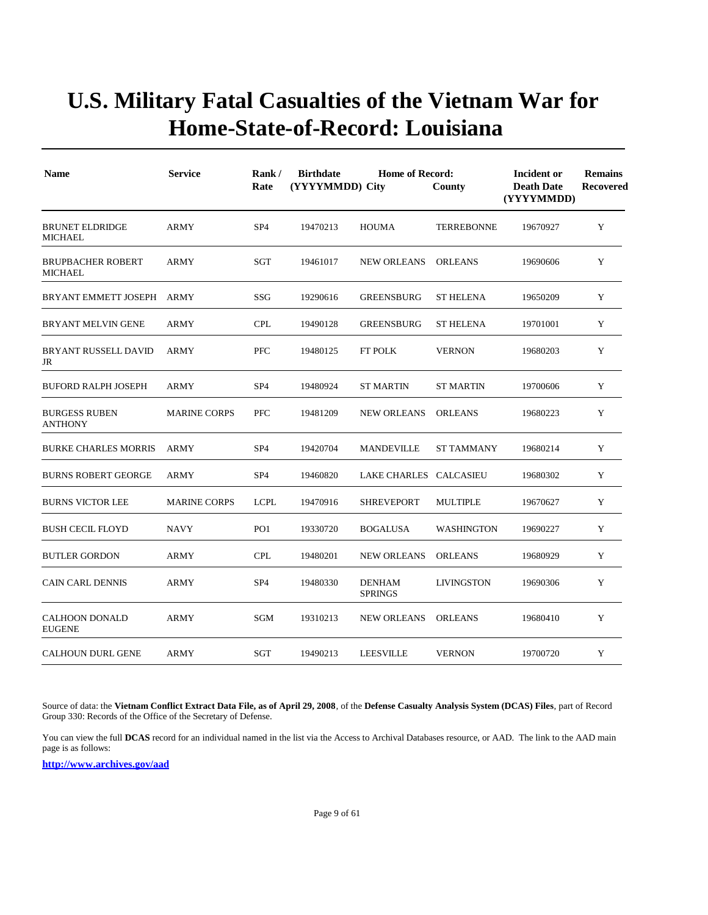# U.S. Military Fatal Casualties of the Vietnam War for Home-State-of-Record: Louisiana

| Name | Service | Rank / Rate | Birthdate (YYYYMMDD) | Home of Record: City | County | Incident or Death Date (YYYYMMDD) | Remains Recovered |
|---|---|---|---|---|---|---|---|
| BRUNET ELDRIDGE MICHAEL | ARMY | SP4 | 19470213 | HOUMA | TERREBONNE | 19670927 | Y |
| BRUPBACHER ROBERT MICHAEL | ARMY | SGT | 19461017 | NEW ORLEANS | ORLEANS | 19690606 | Y |
| BRYANT EMMETT JOSEPH | ARMY | SSG | 19290616 | GREENSBURG | ST HELENA | 19650209 | Y |
| BRYANT MELVIN GENE | ARMY | CPL | 19490128 | GREENSBURG | ST HELENA | 19701001 | Y |
| BRYANT RUSSELL DAVID JR | ARMY | PFC | 19480125 | FT POLK | VERNON | 19680203 | Y |
| BUFORD RALPH JOSEPH | ARMY | SP4 | 19480924 | ST MARTIN | ST MARTIN | 19700606 | Y |
| BURGESS RUBEN ANTHONY | MARINE CORPS | PFC | 19481209 | NEW ORLEANS | ORLEANS | 19680223 | Y |
| BURKE CHARLES MORRIS | ARMY | SP4 | 19420704 | MANDEVILLE | ST TAMMANY | 19680214 | Y |
| BURNS ROBERT GEORGE | ARMY | SP4 | 19460820 | LAKE CHARLES | CALCASIEU | 19680302 | Y |
| BURNS VICTOR LEE | MARINE CORPS | LCPL | 19470916 | SHREVEPORT | MULTIPLE | 19670627 | Y |
| BUSH CECIL FLOYD | NAVY | PO1 | 19330720 | BOGALUSA | WASHINGTON | 19690227 | Y |
| BUTLER GORDON | ARMY | CPL | 19480201 | NEW ORLEANS | ORLEANS | 19680929 | Y |
| CAIN CARL DENNIS | ARMY | SP4 | 19480330 | DENHAM SPRINGS | LIVINGSTON | 19690306 | Y |
| CALHOON DONALD EUGENE | ARMY | SGM | 19310213 | NEW ORLEANS | ORLEANS | 19680410 | Y |
| CALHOUN DURL GENE | ARMY | SGT | 19490213 | LEESVILLE | VERNON | 19700720 | Y |

Source of data: the **Vietnam Conflict Extract Data File, as of April 29, 2008**, of the **Defense Casualty Analysis System (DCAS) Files**, part of Record Group 330: Records of the Office of the Secretary of Defense.

You can view the full **DCAS** record for an individual named in the list via the Access to Archival Databases resource, or AAD. The link to the AAD main page is as follows:

**http://www.archives.gov/aad**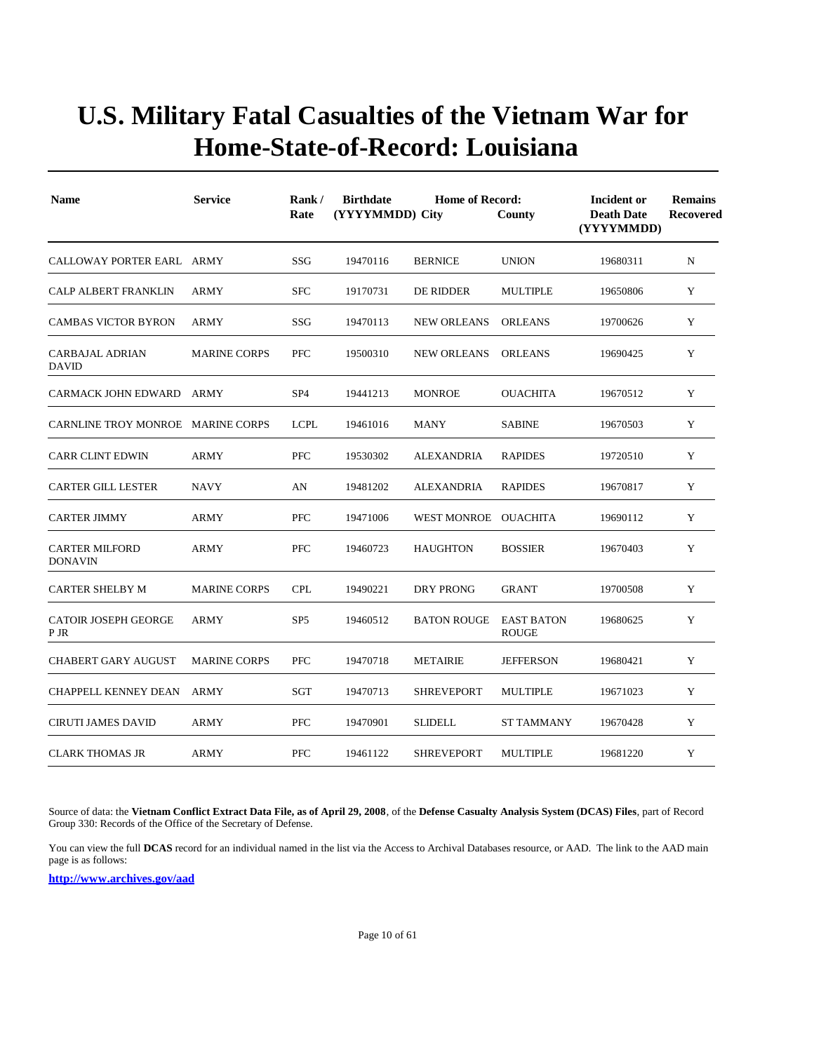# U.S. Military Fatal Casualties of the Vietnam War for Home-State-of-Record: Louisiana

| Name | Service | Rank / Rate | Birthdate (YYYYMMDD) | Home of Record: City | County | Incident or Death Date (YYYYMMDD) | Remains Recovered |
|---|---|---|---|---|---|---|---|
| CALLOWAY PORTER EARL | ARMY | SSG | 19470116 | BERNICE | UNION | 19680311 | N |
| CALP ALBERT FRANKLIN | ARMY | SFC | 19170731 | DE RIDDER | MULTIPLE | 19650806 | Y |
| CAMBAS VICTOR BYRON | ARMY | SSG | 19470113 | NEW ORLEANS | ORLEANS | 19700626 | Y |
| CARBAJAL ADRIAN DAVID | MARINE CORPS | PFC | 19500310 | NEW ORLEANS | ORLEANS | 19690425 | Y |
| CARMACK JOHN EDWARD | ARMY | SP4 | 19441213 | MONROE | OUACHITA | 19670512 | Y |
| CARNLINE TROY MONROE | MARINE CORPS | LCPL | 19461016 | MANY | SABINE | 19670503 | Y |
| CARR CLINT EDWIN | ARMY | PFC | 19530302 | ALEXANDRIA | RAPIDES | 19720510 | Y |
| CARTER GILL LESTER | NAVY | AN | 19481202 | ALEXANDRIA | RAPIDES | 19670817 | Y |
| CARTER JIMMY | ARMY | PFC | 19471006 | WEST MONROE | OUACHITA | 19690112 | Y |
| CARTER MILFORD DONAVIN | ARMY | PFC | 19460723 | HAUGHTON | BOSSIER | 19670403 | Y |
| CARTER SHELBY M | MARINE CORPS | CPL | 19490221 | DRY PRONG | GRANT | 19700508 | Y |
| CATOIR JOSEPH GEORGE P JR | ARMY | SP5 | 19460512 | BATON ROUGE | EAST BATON ROUGE | 19680625 | Y |
| CHABERT GARY AUGUST | MARINE CORPS | PFC | 19470718 | METAIRIE | JEFFERSON | 19680421 | Y |
| CHAPPELL KENNEY DEAN | ARMY | SGT | 19470713 | SHREVEPORT | MULTIPLE | 19671023 | Y |
| CIRUTI JAMES DAVID | ARMY | PFC | 19470901 | SLIDELL | ST TAMMANY | 19670428 | Y |
| CLARK THOMAS JR | ARMY | PFC | 19461122 | SHREVEPORT | MULTIPLE | 19681220 | Y |

Source of data: the **Vietnam Conflict Extract Data File, as of April 29, 2008**, of the **Defense Casualty Analysis System (DCAS) Files**, part of Record Group 330: Records of the Office of the Secretary of Defense.

You can view the full **DCAS** record for an individual named in the list via the Access to Archival Databases resource, or AAD. The link to the AAD main page is as follows:

**http://www.archives.gov/aad**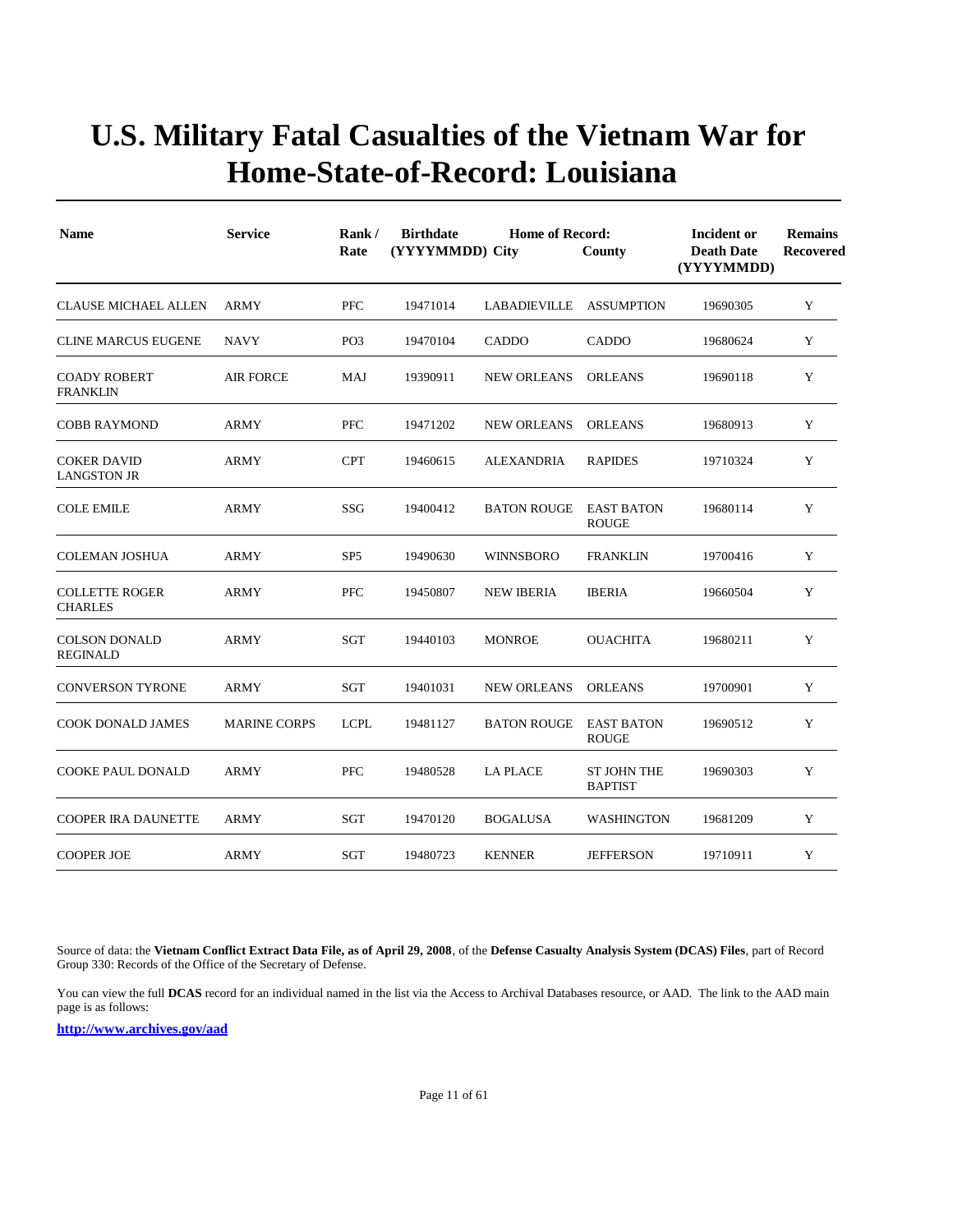# U.S. Military Fatal Casualties of the Vietnam War for Home-State-of-Record: Louisiana

| Name | Service | Rank / Rate | Birthdate (YYYYMMDD) | Home of Record: City | County | Incident or Death Date (YYYYMMDD) | Remains Recovered |
|---|---|---|---|---|---|---|---|
| CLAUSE MICHAEL ALLEN | ARMY | PFC | 19471014 | LABADIEVILLE | ASSUMPTION | 19690305 | Y |
| CLINE MARCUS EUGENE | NAVY | PO3 | 19470104 | CADDO | CADDO | 19680624 | Y |
| COADY ROBERT FRANKLIN | AIR FORCE | MAJ | 19390911 | NEW ORLEANS | ORLEANS | 19690118 | Y |
| COBB RAYMOND | ARMY | PFC | 19471202 | NEW ORLEANS | ORLEANS | 19680913 | Y |
| COKER DAVID LANGSTON JR | ARMY | CPT | 19460615 | ALEXANDRIA | RAPIDES | 19710324 | Y |
| COLE EMILE | ARMY | SSG | 19400412 | BATON ROUGE | EAST BATON ROUGE | 19680114 | Y |
| COLEMAN JOSHUA | ARMY | SP5 | 19490630 | WINNSBORO | FRANKLIN | 19700416 | Y |
| COLLETTE ROGER CHARLES | ARMY | PFC | 19450807 | NEW IBERIA | IBERIA | 19660504 | Y |
| COLSON DONALD REGINALD | ARMY | SGT | 19440103 | MONROE | OUACHITA | 19680211 | Y |
| CONVERSON TYRONE | ARMY | SGT | 19401031 | NEW ORLEANS | ORLEANS | 19700901 | Y |
| COOK DONALD JAMES | MARINE CORPS | LCPL | 19481127 | BATON ROUGE | EAST BATON ROUGE | 19690512 | Y |
| COOKE PAUL DONALD | ARMY | PFC | 19480528 | LA PLACE | ST JOHN THE BAPTIST | 19690303 | Y |
| COOPER IRA DAUNETTE | ARMY | SGT | 19470120 | BOGALUSA | WASHINGTON | 19681209 | Y |
| COOPER JOE | ARMY | SGT | 19480723 | KENNER | JEFFERSON | 19710911 | Y |

Source of data: the **Vietnam Conflict Extract Data File, as of April 29, 2008**, of the **Defense Casualty Analysis System (DCAS) Files**, part of Record Group 330: Records of the Office of the Secretary of Defense.

You can view the full **DCAS** record for an individual named in the list via the Access to Archival Databases resource, or AAD. The link to the AAD main page is as follows:

**http://www.archives.gov/aad**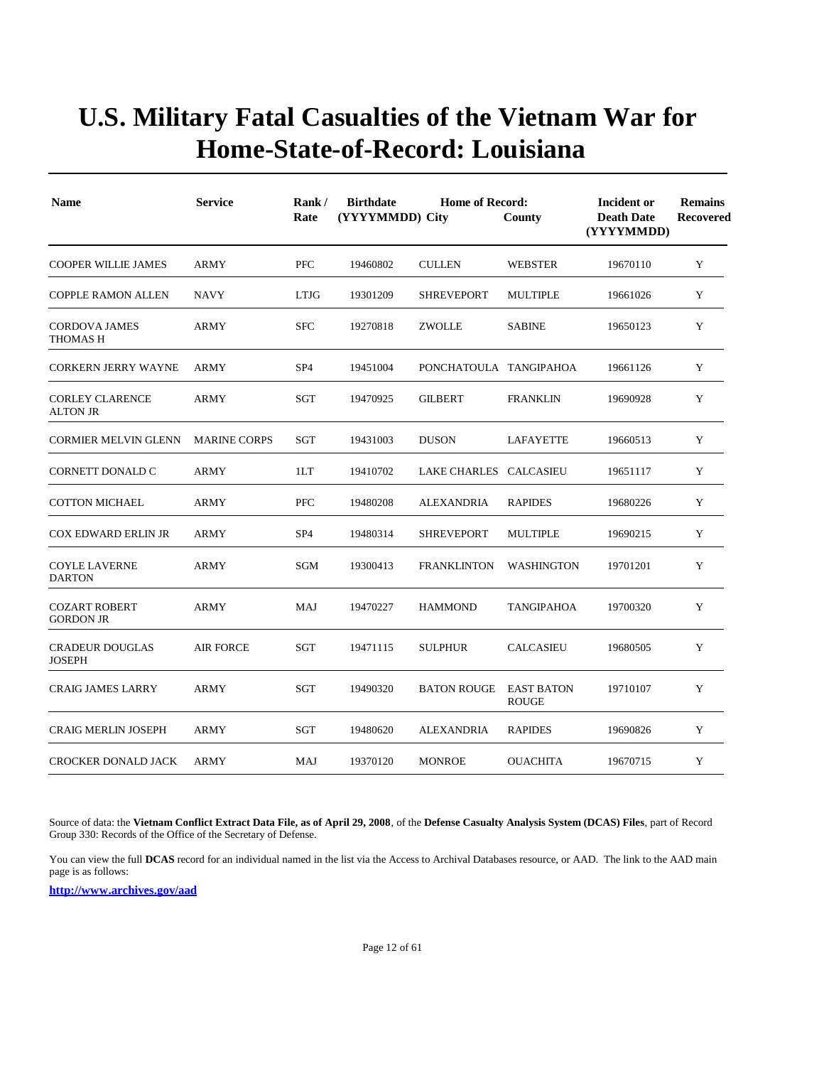# U.S. Military Fatal Casualties of the Vietnam War for Home-State-of-Record: Louisiana

| Name | Service | Rank / Rate | Birthdate (YYYYMMDD) | Home of Record: City | County | Incident or Death Date (YYYYMMDD) | Remains Recovered |
|---|---|---|---|---|---|---|---|
| COOPER WILLIE JAMES | ARMY | PFC | 19460802 | CULLEN | WEBSTER | 19670110 | Y |
| COPPLE RAMON ALLEN | NAVY | LTJG | 19301209 | SHREVEPORT | MULTIPLE | 19661026 | Y |
| CORDOVA JAMES THOMAS H | ARMY | SFC | 19270818 | ZWOLLE | SABINE | 19650123 | Y |
| CORKERN JERRY WAYNE | ARMY | SP4 | 19451004 | PONCHATOULA | TANGIPAHOA | 19661126 | Y |
| CORLEY CLARENCE ALTON JR | ARMY | SGT | 19470925 | GILBERT | FRANKLIN | 19690928 | Y |
| CORMIER MELVIN GLENN | MARINE CORPS | SGT | 19431003 | DUSON | LAFAYETTE | 19660513 | Y |
| CORNETT DONALD C | ARMY | 1LT | 19410702 | LAKE CHARLES | CALCASIEU | 19651117 | Y |
| COTTON MICHAEL | ARMY | PFC | 19480208 | ALEXANDRIA | RAPIDES | 19680226 | Y |
| COX EDWARD ERLIN JR | ARMY | SP4 | 19480314 | SHREVEPORT | MULTIPLE | 19690215 | Y |
| COYLE LAVERNE DARTON | ARMY | SGM | 19300413 | FRANKLINTON | WASHINGTON | 19701201 | Y |
| COZART ROBERT GORDON JR | ARMY | MAJ | 19470227 | HAMMOND | TANGIPAHOA | 19700320 | Y |
| CRADEUR DOUGLAS JOSEPH | AIR FORCE | SGT | 19471115 | SULPHUR | CALCASIEU | 19680505 | Y |
| CRAIG JAMES LARRY | ARMY | SGT | 19490320 | BATON ROUGE | EAST BATON ROUGE | 19710107 | Y |
| CRAIG MERLIN JOSEPH | ARMY | SGT | 19480620 | ALEXANDRIA | RAPIDES | 19690826 | Y |
| CROCKER DONALD JACK | ARMY | MAJ | 19370120 | MONROE | OUACHITA | 19670715 | Y |

Source of data: the **Vietnam Conflict Extract Data File, as of April 29, 2008**, of the **Defense Casualty Analysis System (DCAS) Files**, part of Record Group 330: Records of the Office of the Secretary of Defense.

You can view the full **DCAS** record for an individual named in the list via the Access to Archival Databases resource, or AAD. The link to the AAD main page is as follows:

**http://www.archives.gov/aad**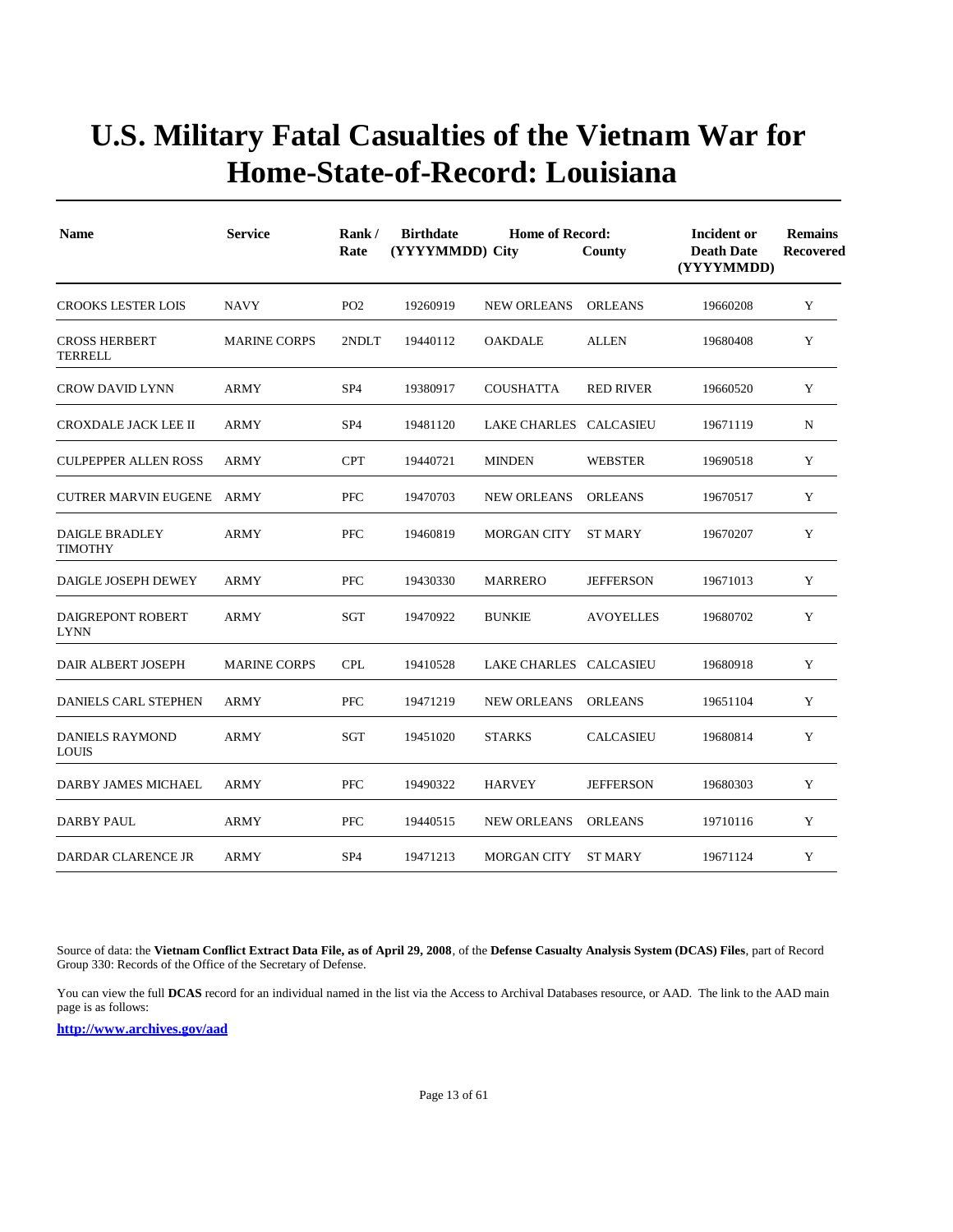# U.S. Military Fatal Casualties of the Vietnam War for Home-State-of-Record: Louisiana

| Name | Service | Rank / Rate | Birthdate (YYYYMMDD) | Home of Record: City | County | Incident or Death Date (YYYYMMDD) | Remains Recovered |
|---|---|---|---|---|---|---|---|
| CROOKS LESTER LOIS | NAVY | PO2 | 19260919 | NEW ORLEANS | ORLEANS | 19660208 | Y |
| CROSS HERBERT TERRELL | MARINE CORPS | 2NDLT | 19440112 | OAKDALE | ALLEN | 19680408 | Y |
| CROW DAVID LYNN | ARMY | SP4 | 19380917 | COUSHATTA | RED RIVER | 19660520 | Y |
| CROXDALE JACK LEE II | ARMY | SP4 | 19481120 | LAKE CHARLES | CALCASIEU | 19671119 | N |
| CULPEPPER ALLEN ROSS | ARMY | CPT | 19440721 | MINDEN | WEBSTER | 19690518 | Y |
| CUTRER MARVIN EUGENE | ARMY | PFC | 19470703 | NEW ORLEANS | ORLEANS | 19670517 | Y |
| DAIGLE BRADLEY TIMOTHY | ARMY | PFC | 19460819 | MORGAN CITY | ST MARY | 19670207 | Y |
| DAIGLE JOSEPH DEWEY | ARMY | PFC | 19430330 | MARRERO | JEFFERSON | 19671013 | Y |
| DAIGREPONT ROBERT LYNN | ARMY | SGT | 19470922 | BUNKIE | AVOYELLES | 19680702 | Y |
| DAIR ALBERT JOSEPH | MARINE CORPS | CPL | 19410528 | LAKE CHARLES | CALCASIEU | 19680918 | Y |
| DANIELS CARL STEPHEN | ARMY | PFC | 19471219 | NEW ORLEANS | ORLEANS | 19651104 | Y |
| DANIELS RAYMOND LOUIS | ARMY | SGT | 19451020 | STARKS | CALCASIEU | 19680814 | Y |
| DARBY JAMES MICHAEL | ARMY | PFC | 19490322 | HARVEY | JEFFERSON | 19680303 | Y |
| DARBY PAUL | ARMY | PFC | 19440515 | NEW ORLEANS | ORLEANS | 19710116 | Y |
| DARDAR CLARENCE JR | ARMY | SP4 | 19471213 | MORGAN CITY | ST MARY | 19671124 | Y |

Source of data: the **Vietnam Conflict Extract Data File, as of April 29, 2008**, of the **Defense Casualty Analysis System (DCAS) Files**, part of Record Group 330: Records of the Office of the Secretary of Defense.

You can view the full **DCAS** record for an individual named in the list via the Access to Archival Databases resource, or AAD. The link to the AAD main page is as follows:

**http://www.archives.gov/aad**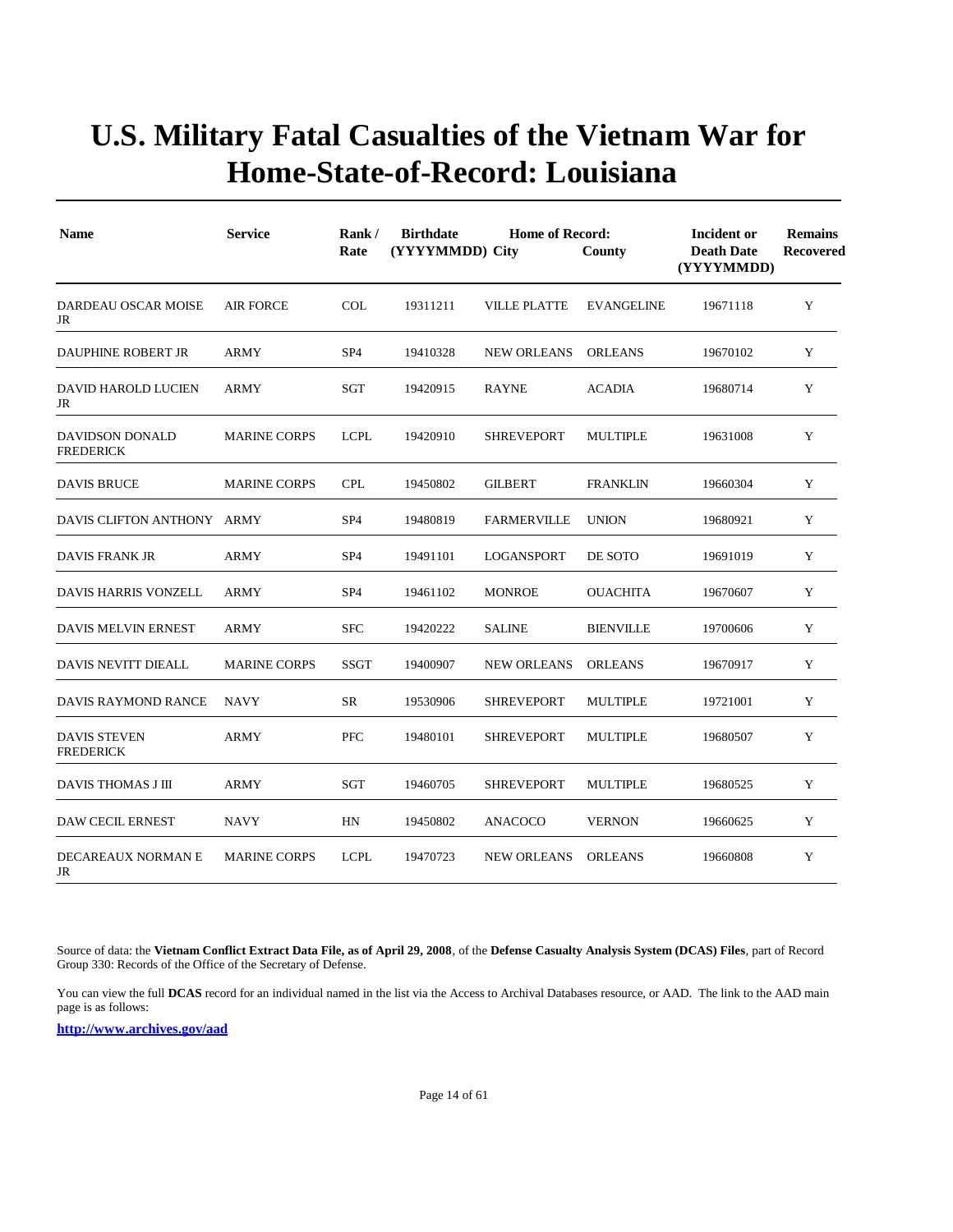# U.S. Military Fatal Casualties of the Vietnam War for Home-State-of-Record: Louisiana

| Name | Service | Rank / Rate | Birthdate (YYYYMMDD) | Home of Record: City | County | Incident or Death Date (YYYYMMDD) | Remains Recovered |
|---|---|---|---|---|---|---|---|
| DARDEAU OSCAR MOISE JR | AIR FORCE | COL | 19311211 | VILLE PLATTE | EVANGELINE | 19671118 | Y |
| DAUPHINE ROBERT JR | ARMY | SP4 | 19410328 | NEW ORLEANS | ORLEANS | 19670102 | Y |
| DAVID HAROLD LUCIEN JR | ARMY | SGT | 19420915 | RAYNE | ACADIA | 19680714 | Y |
| DAVIDSON DONALD FREDERICK | MARINE CORPS | LCPL | 19420910 | SHREVEPORT | MULTIPLE | 19631008 | Y |
| DAVIS BRUCE | MARINE CORPS | CPL | 19450802 | GILBERT | FRANKLIN | 19660304 | Y |
| DAVIS CLIFTON ANTHONY | ARMY | SP4 | 19480819 | FARMERVILLE | UNION | 19680921 | Y |
| DAVIS FRANK JR | ARMY | SP4 | 19491101 | LOGANSPORT | DE SOTO | 19691019 | Y |
| DAVIS HARRIS VONZELL | ARMY | SP4 | 19461102 | MONROE | OUACHITA | 19670607 | Y |
| DAVIS MELVIN ERNEST | ARMY | SFC | 19420222 | SALINE | BIENVILLE | 19700606 | Y |
| DAVIS NEVITT DIEALL | MARINE CORPS | SSGT | 19400907 | NEW ORLEANS | ORLEANS | 19670917 | Y |
| DAVIS RAYMOND RANCE | NAVY | SR | 19530906 | SHREVEPORT | MULTIPLE | 19721001 | Y |
| DAVIS STEVEN FREDERICK | ARMY | PFC | 19480101 | SHREVEPORT | MULTIPLE | 19680507 | Y |
| DAVIS THOMAS J III | ARMY | SGT | 19460705 | SHREVEPORT | MULTIPLE | 19680525 | Y |
| DAW CECIL ERNEST | NAVY | HN | 19450802 | ANACOCO | VERNON | 19660625 | Y |
| DECAREAUX NORMAN E JR | MARINE CORPS | LCPL | 19470723 | NEW ORLEANS | ORLEANS | 19660808 | Y |

Source of data: the **Vietnam Conflict Extract Data File, as of April 29, 2008**, of the **Defense Casualty Analysis System (DCAS) Files**, part of Record Group 330: Records of the Office of the Secretary of Defense.

You can view the full **DCAS** record for an individual named in the list via the Access to Archival Databases resource, or AAD. The link to the AAD main page is as follows:

**http://www.archives.gov/aad**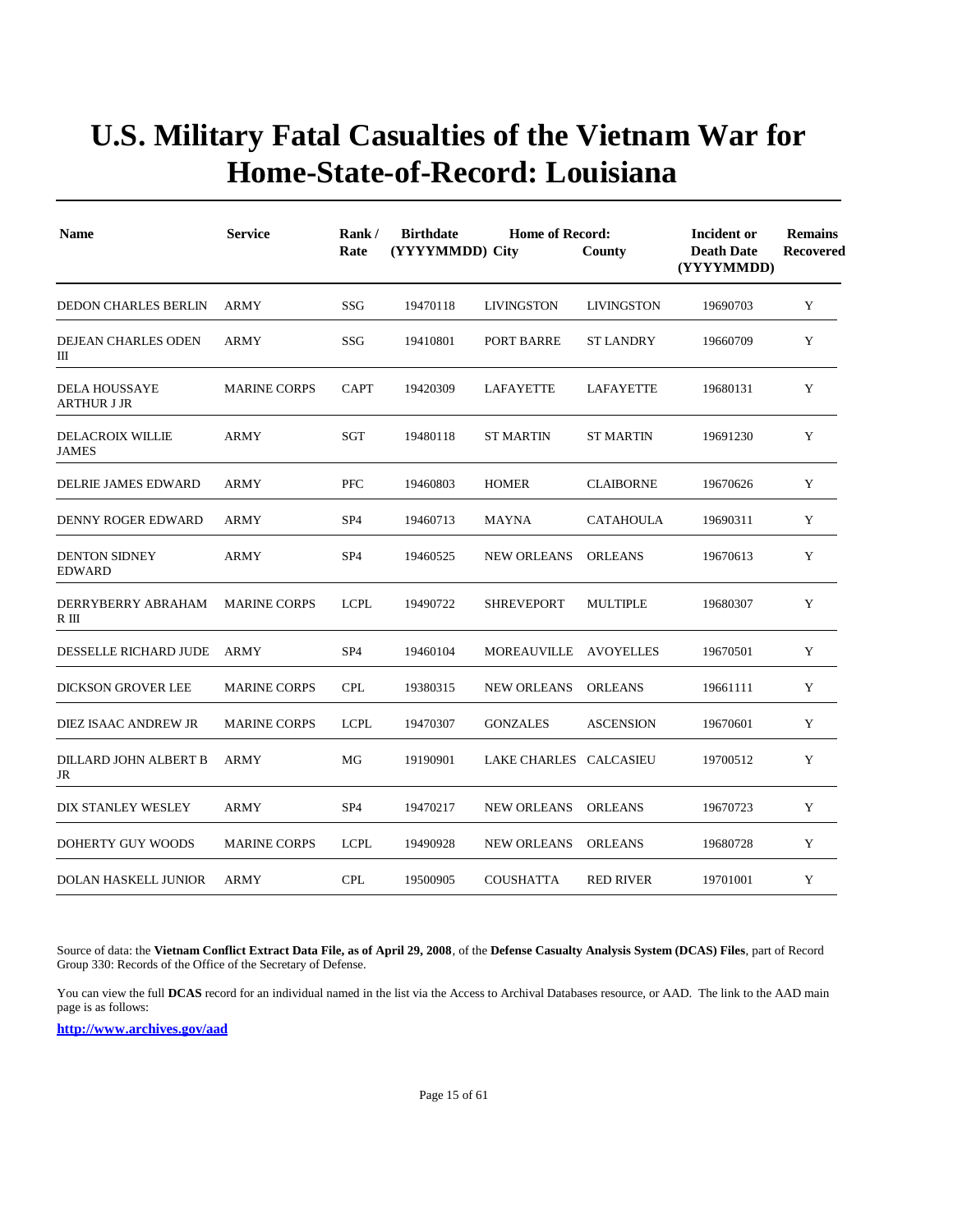# U.S. Military Fatal Casualties of the Vietnam War for Home-State-of-Record: Louisiana

| Name | Service | Rank / Rate | Birthdate (YYYYMMDD) | Home of Record: City | County | Incident or Death Date (YYYYMMDD) | Remains Recovered |
|---|---|---|---|---|---|---|---|
| DEDON CHARLES BERLIN | ARMY | SSG | 19470118 | LIVINGSTON | LIVINGSTON | 19690703 | Y |
| DEJEAN CHARLES ODEN III | ARMY | SSG | 19410801 | PORT BARRE | ST LANDRY | 19660709 | Y |
| DELA HOUSSAYE ARTHUR J JR | MARINE CORPS | CAPT | 19420309 | LAFAYETTE | LAFAYETTE | 19680131 | Y |
| DELACROIX WILLIE JAMES | ARMY | SGT | 19480118 | ST MARTIN | ST MARTIN | 19691230 | Y |
| DELRIE JAMES EDWARD | ARMY | PFC | 19460803 | HOMER | CLAIBORNE | 19670626 | Y |
| DENNY ROGER EDWARD | ARMY | SP4 | 19460713 | MAYNA | CATAHOULA | 19690311 | Y |
| DENTON SIDNEY EDWARD | ARMY | SP4 | 19460525 | NEW ORLEANS | ORLEANS | 19670613 | Y |
| DERRYBERRY ABRAHAM R III | MARINE CORPS | LCPL | 19490722 | SHREVEPORT | MULTIPLE | 19680307 | Y |
| DESSELLE RICHARD JUDE | ARMY | SP4 | 19460104 | MOREAUVILLE | AVOYELLES | 19670501 | Y |
| DICKSON GROVER LEE | MARINE CORPS | CPL | 19380315 | NEW ORLEANS | ORLEANS | 19661111 | Y |
| DIEZ ISAAC ANDREW JR | MARINE CORPS | LCPL | 19470307 | GONZALES | ASCENSION | 19670601 | Y |
| DILLARD JOHN ALBERT B JR | ARMY | MG | 19190901 | LAKE CHARLES | CALCASIEU | 19700512 | Y |
| DIX STANLEY WESLEY | ARMY | SP4 | 19470217 | NEW ORLEANS | ORLEANS | 19670723 | Y |
| DOHERTY GUY WOODS | MARINE CORPS | LCPL | 19490928 | NEW ORLEANS | ORLEANS | 19680728 | Y |
| DOLAN HASKELL JUNIOR | ARMY | CPL | 19500905 | COUSHATTA | RED RIVER | 19701001 | Y |

Source of data: the **Vietnam Conflict Extract Data File, as of April 29, 2008**, of the **Defense Casualty Analysis System (DCAS) Files**, part of Record Group 330: Records of the Office of the Secretary of Defense.

You can view the full **DCAS** record for an individual named in the list via the Access to Archival Databases resource, or AAD. The link to the AAD main page is as follows:

**http://www.archives.gov/aad**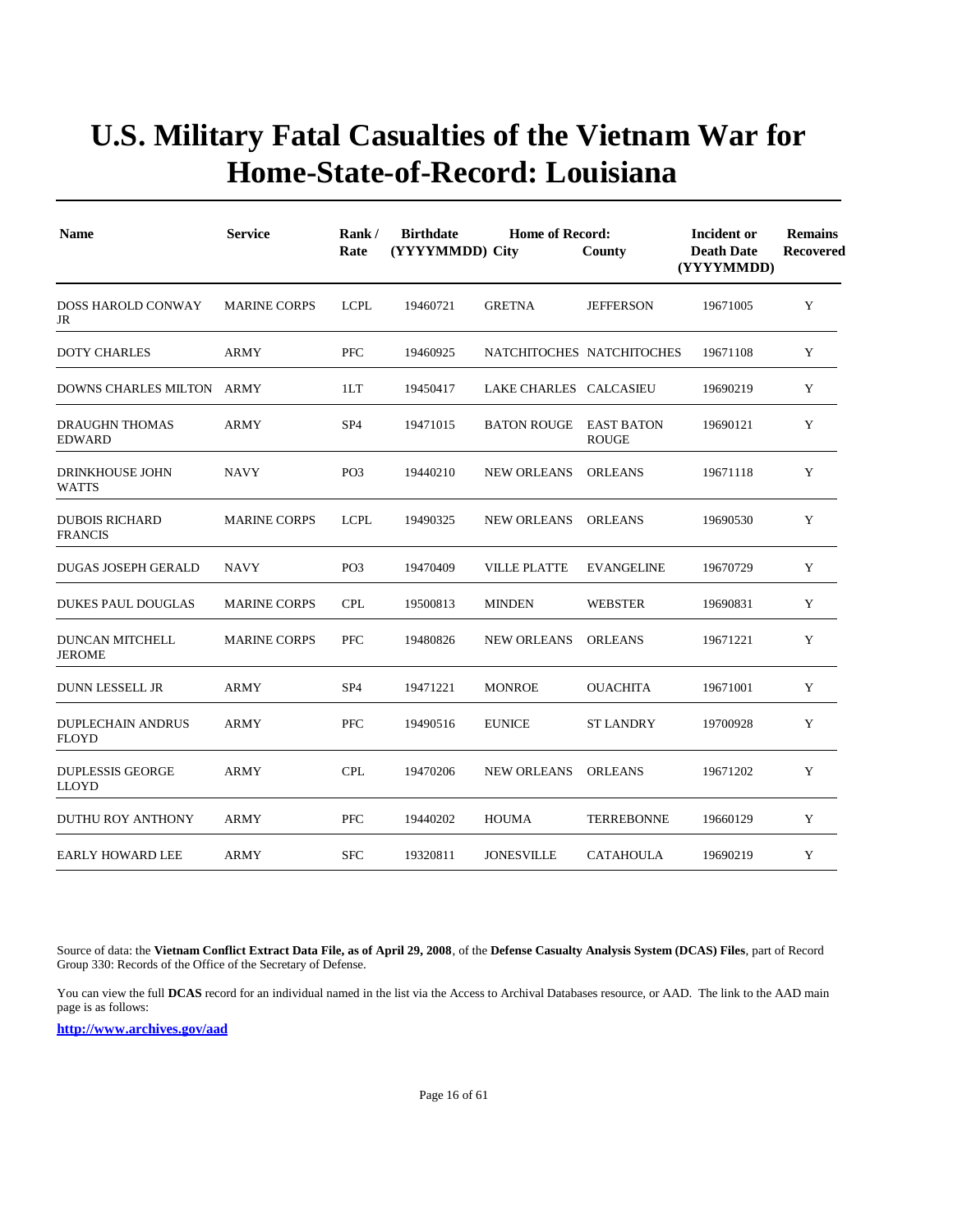# U.S. Military Fatal Casualties of the Vietnam War for Home-State-of-Record: Louisiana

| Name | Service | Rank / Rate | Birthdate (YYYYMMDD) | Home of Record: City | County | Incident or Death Date (YYYYMMDD) | Remains Recovered |
|---|---|---|---|---|---|---|---|
| DOSS HAROLD CONWAY JR | MARINE CORPS | LCPL | 19460721 | GRETNA | JEFFERSON | 19671005 | Y |
| DOTY CHARLES | ARMY | PFC | 19460925 | NATCHITOCHES | NATCHITOCHES | 19671108 | Y |
| DOWNS CHARLES MILTON | ARMY | 1LT | 19450417 | LAKE CHARLES | CALCASIEU | 19690219 | Y |
| DRAUGHN THOMAS EDWARD | ARMY | SP4 | 19471015 | BATON ROUGE | EAST BATON ROUGE | 19690121 | Y |
| DRINKHOUSE JOHN WATTS | NAVY | PO3 | 19440210 | NEW ORLEANS | ORLEANS | 19671118 | Y |
| DUBOIS RICHARD FRANCIS | MARINE CORPS | LCPL | 19490325 | NEW ORLEANS | ORLEANS | 19690530 | Y |
| DUGAS JOSEPH GERALD | NAVY | PO3 | 19470409 | VILLE PLATTE | EVANGELINE | 19670729 | Y |
| DUKES PAUL DOUGLAS | MARINE CORPS | CPL | 19500813 | MINDEN | WEBSTER | 19690831 | Y |
| DUNCAN MITCHELL JEROME | MARINE CORPS | PFC | 19480826 | NEW ORLEANS | ORLEANS | 19671221 | Y |
| DUNN LESSELL JR | ARMY | SP4 | 19471221 | MONROE | OUACHITA | 19671001 | Y |
| DUPLECHAIN ANDRUS FLOYD | ARMY | PFC | 19490516 | EUNICE | ST LANDRY | 19700928 | Y |
| DUPLESSIS GEORGE LLOYD | ARMY | CPL | 19470206 | NEW ORLEANS | ORLEANS | 19671202 | Y |
| DUTHU ROY ANTHONY | ARMY | PFC | 19440202 | HOUMA | TERREBONNE | 19660129 | Y |
| EARLY HOWARD LEE | ARMY | SFC | 19320811 | JONESVILLE | CATAHOULA | 19690219 | Y |

Source of data: the **Vietnam Conflict Extract Data File, as of April 29, 2008**, of the **Defense Casualty Analysis System (DCAS) Files**, part of Record Group 330: Records of the Office of the Secretary of Defense.

You can view the full **DCAS** record for an individual named in the list via the Access to Archival Databases resource, or AAD. The link to the AAD main page is as follows:

**http://www.archives.gov/aad**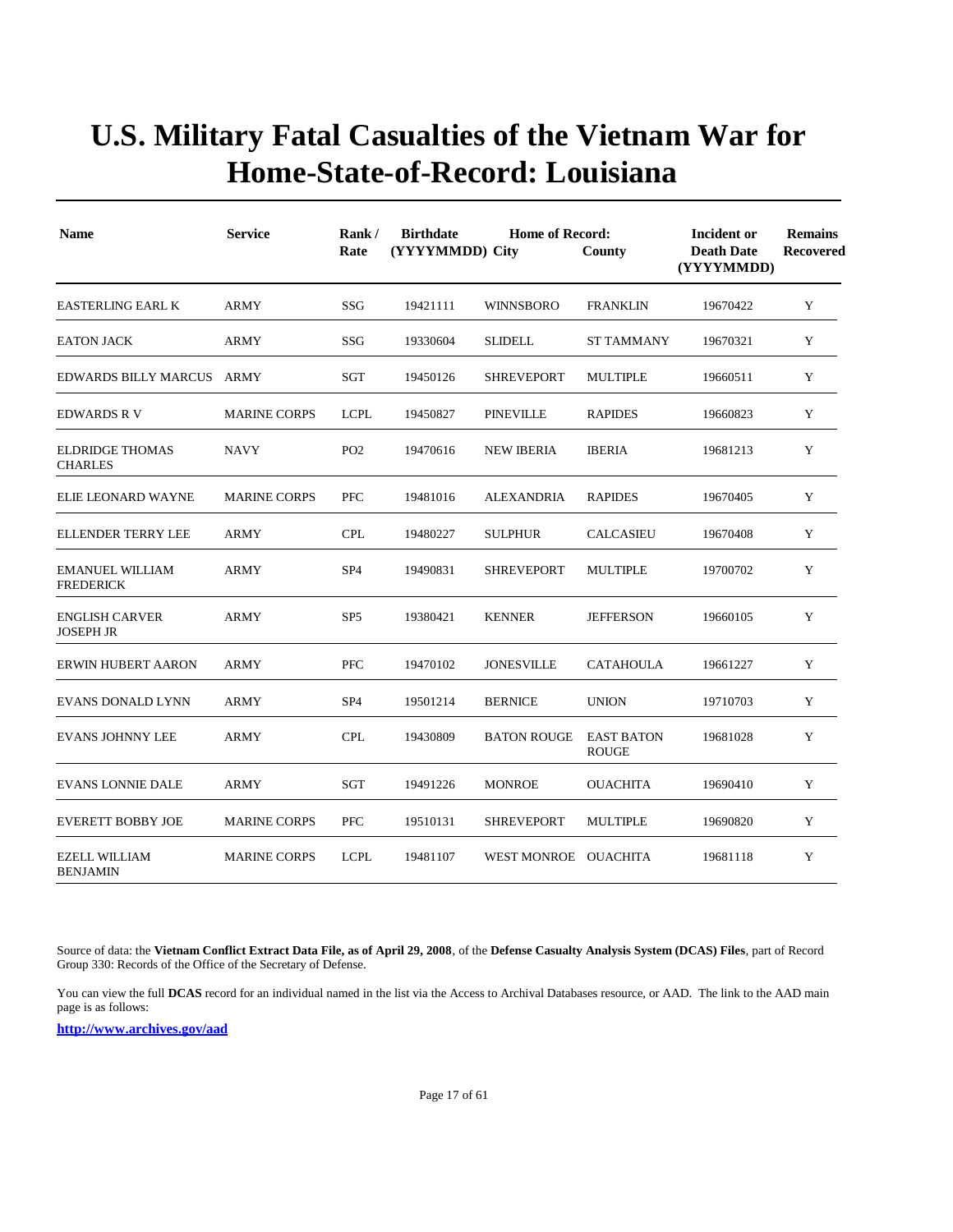# U.S. Military Fatal Casualties of the Vietnam War for Home-State-of-Record: Louisiana

| Name | Service | Rank / Rate | Birthdate (YYYYMMDD) | Home of Record: City | County | Incident or Death Date (YYYYMMDD) | Remains Recovered |
|---|---|---|---|---|---|---|---|
| EASTERLING EARL K | ARMY | SSG | 19421111 | WINNSBORO | FRANKLIN | 19670422 | Y |
| EATON JACK | ARMY | SSG | 19330604 | SLIDELL | ST TAMMANY | 19670321 | Y |
| EDWARDS BILLY MARCUS | ARMY | SGT | 19450126 | SHREVEPORT | MULTIPLE | 19660511 | Y |
| EDWARDS R V | MARINE CORPS | LCPL | 19450827 | PINEVILLE | RAPIDES | 19660823 | Y |
| ELDRIDGE THOMAS CHARLES | NAVY | PO2 | 19470616 | NEW IBERIA | IBERIA | 19681213 | Y |
| ELIE LEONARD WAYNE | MARINE CORPS | PFC | 19481016 | ALEXANDRIA | RAPIDES | 19670405 | Y |
| ELLENDER TERRY LEE | ARMY | CPL | 19480227 | SULPHUR | CALCASIEU | 19670408 | Y |
| EMANUEL WILLIAM FREDERICK | ARMY | SP4 | 19490831 | SHREVEPORT | MULTIPLE | 19700702 | Y |
| ENGLISH CARVER JOSEPH JR | ARMY | SP5 | 19380421 | KENNER | JEFFERSON | 19660105 | Y |
| ERWIN HUBERT AARON | ARMY | PFC | 19470102 | JONESVILLE | CATAHOULA | 19661227 | Y |
| EVANS DONALD LYNN | ARMY | SP4 | 19501214 | BERNICE | UNION | 19710703 | Y |
| EVANS JOHNNY LEE | ARMY | CPL | 19430809 | BATON ROUGE | EAST BATON ROUGE | 19681028 | Y |
| EVANS LONNIE DALE | ARMY | SGT | 19491226 | MONROE | OUACHITA | 19690410 | Y |
| EVERETT BOBBY JOE | MARINE CORPS | PFC | 19510131 | SHREVEPORT | MULTIPLE | 19690820 | Y |
| EZELL WILLIAM BENJAMIN | MARINE CORPS | LCPL | 19481107 | WEST MONROE | OUACHITA | 19681118 | Y |

Source of data: the **Vietnam Conflict Extract Data File, as of April 29, 2008**, of the **Defense Casualty Analysis System (DCAS) Files**, part of Record Group 330: Records of the Office of the Secretary of Defense.

You can view the full **DCAS** record for an individual named in the list via the Access to Archival Databases resource, or AAD. The link to the AAD main page is as follows:

**http://www.archives.gov/aad**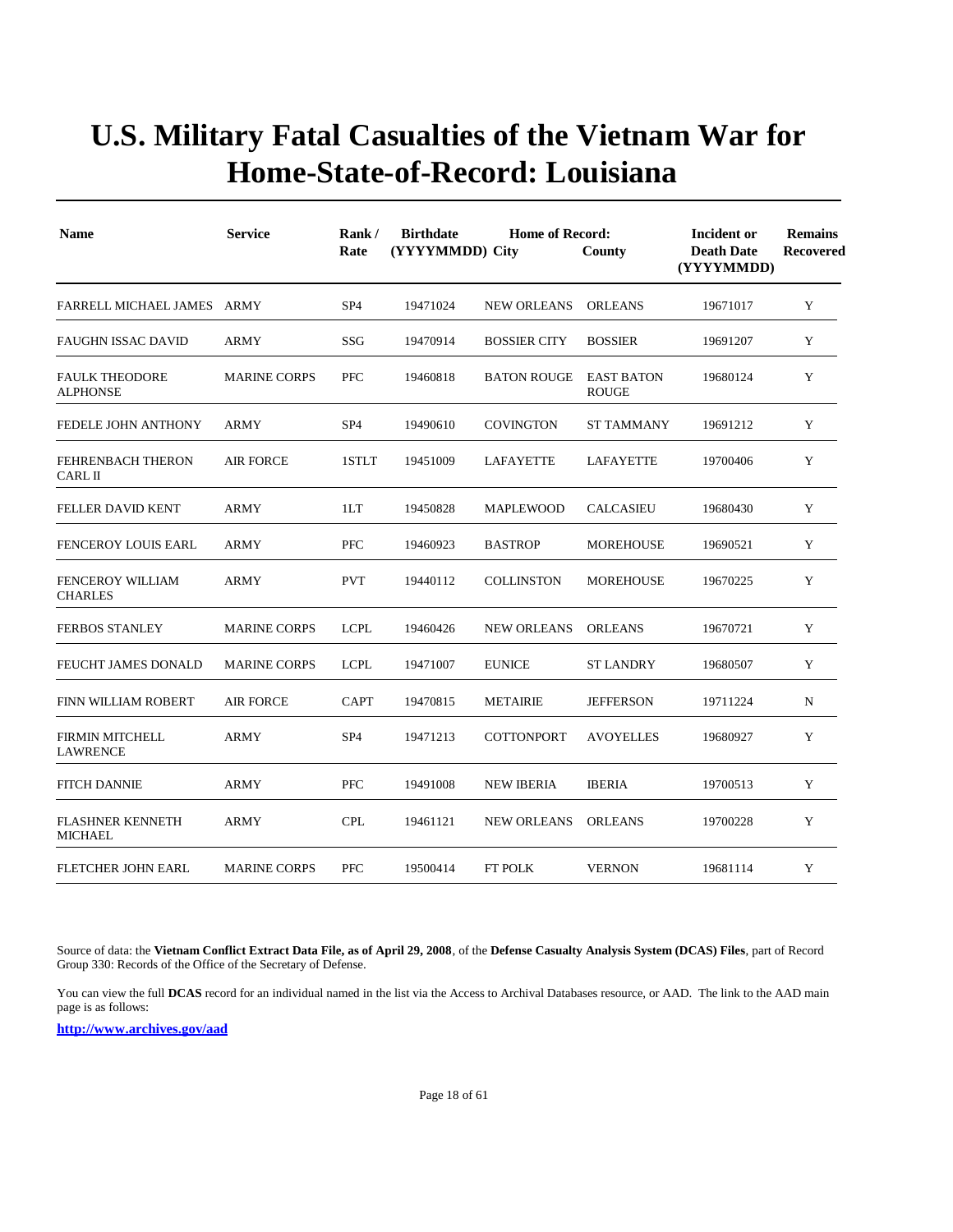# U.S. Military Fatal Casualties of the Vietnam War for Home-State-of-Record: Louisiana

| Name | Service | Rank / Rate | Birthdate (YYYYMMDD) | Home of Record: City | County | Incident or Death Date (YYYYMMDD) | Remains Recovered |
|---|---|---|---|---|---|---|---|
| FARRELL MICHAEL JAMES | ARMY | SP4 | 19471024 | NEW ORLEANS | ORLEANS | 19671017 | Y |
| FAUGHN ISSAC DAVID | ARMY | SSG | 19470914 | BOSSIER CITY | BOSSIER | 19691207 | Y |
| FAULK THEODORE ALPHONSE | MARINE CORPS | PFC | 19460818 | BATON ROUGE | EAST BATON ROUGE | 19680124 | Y |
| FEDELE JOHN ANTHONY | ARMY | SP4 | 19490610 | COVINGTON | ST TAMMANY | 19691212 | Y |
| FEHRENBACH THERON CARL II | AIR FORCE | 1STLT | 19451009 | LAFAYETTE | LAFAYETTE | 19700406 | Y |
| FELLER DAVID KENT | ARMY | 1LT | 19450828 | MAPLEWOOD | CALCASIEU | 19680430 | Y |
| FENCEROY LOUIS EARL | ARMY | PFC | 19460923 | BASTROP | MOREHOUSE | 19690521 | Y |
| FENCEROY WILLIAM CHARLES | ARMY | PVT | 19440112 | COLLINSTON | MOREHOUSE | 19670225 | Y |
| FERBOS STANLEY | MARINE CORPS | LCPL | 19460426 | NEW ORLEANS | ORLEANS | 19670721 | Y |
| FEUCHT JAMES DONALD | MARINE CORPS | LCPL | 19471007 | EUNICE | ST LANDRY | 19680507 | Y |
| FINN WILLIAM ROBERT | AIR FORCE | CAPT | 19470815 | METAIRIE | JEFFERSON | 19711224 | N |
| FIRMIN MITCHELL LAWRENCE | ARMY | SP4 | 19471213 | COTTONPORT | AVOYELLES | 19680927 | Y |
| FITCH DANNIE | ARMY | PFC | 19491008 | NEW IBERIA | IBERIA | 19700513 | Y |
| FLASHNER KENNETH MICHAEL | ARMY | CPL | 19461121 | NEW ORLEANS | ORLEANS | 19700228 | Y |
| FLETCHER JOHN EARL | MARINE CORPS | PFC | 19500414 | FT POLK | VERNON | 19681114 | Y |

Source of data: the **Vietnam Conflict Extract Data File, as of April 29, 2008**, of the **Defense Casualty Analysis System (DCAS) Files**, part of Record Group 330: Records of the Office of the Secretary of Defense.

You can view the full **DCAS** record for an individual named in the list via the Access to Archival Databases resource, or AAD. The link to the AAD main page is as follows:

**http://www.archives.gov/aad**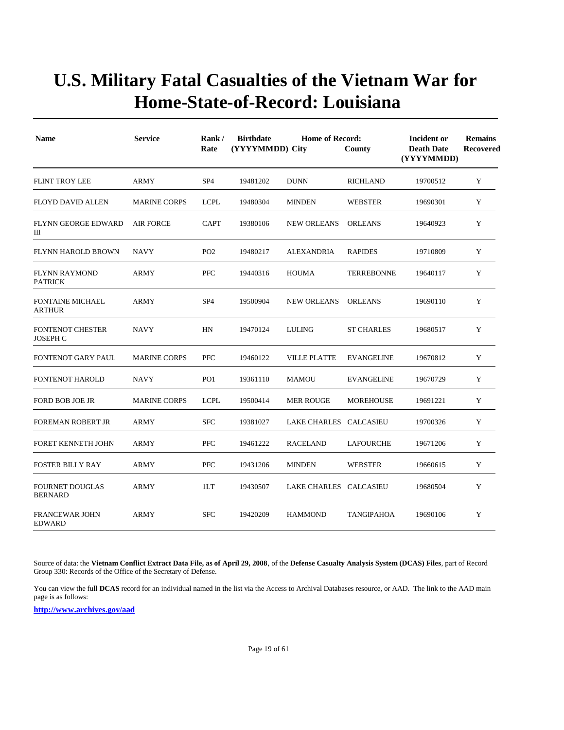# U.S. Military Fatal Casualties of the Vietnam War for Home-State-of-Record: Louisiana

| Name | Service | Rank / Rate | Birthdate (YYYYMMDD) | Home of Record: City | County | Incident or Death Date (YYYYMMDD) | Remains Recovered |
|---|---|---|---|---|---|---|---|
| FLINT TROY LEE | ARMY | SP4 | 19481202 | DUNN | RICHLAND | 19700512 | Y |
| FLOYD DAVID ALLEN | MARINE CORPS | LCPL | 19480304 | MINDEN | WEBSTER | 19690301 | Y |
| FLYNN GEORGE EDWARD III | AIR FORCE | CAPT | 19380106 | NEW ORLEANS | ORLEANS | 19640923 | Y |
| FLYNN HAROLD BROWN | NAVY | PO2 | 19480217 | ALEXANDRIA | RAPIDES | 19710809 | Y |
| FLYNN RAYMOND PATRICK | ARMY | PFC | 19440316 | HOUMA | TERREBONNE | 19640117 | Y |
| FONTAINE MICHAEL ARTHUR | ARMY | SP4 | 19500904 | NEW ORLEANS | ORLEANS | 19690110 | Y |
| FONTENOT CHESTER JOSEPH C | NAVY | HN | 19470124 | LULING | ST CHARLES | 19680517 | Y |
| FONTENOT GARY PAUL | MARINE CORPS | PFC | 19460122 | VILLE PLATTE | EVANGELINE | 19670812 | Y |
| FONTENOT HAROLD | NAVY | PO1 | 19361110 | MAMOU | EVANGELINE | 19670729 | Y |
| FORD BOB JOE JR | MARINE CORPS | LCPL | 19500414 | MER ROUGE | MOREHOUSE | 19691221 | Y |
| FOREMAN ROBERT JR | ARMY | SFC | 19381027 | LAKE CHARLES | CALCASIEU | 19700326 | Y |
| FORET KENNETH JOHN | ARMY | PFC | 19461222 | RACELAND | LAFOURCHE | 19671206 | Y |
| FOSTER BILLY RAY | ARMY | PFC | 19431206 | MINDEN | WEBSTER | 19660615 | Y |
| FOURNET DOUGLAS BERNARD | ARMY | 1LT | 19430507 | LAKE CHARLES | CALCASIEU | 19680504 | Y |
| FRANCEWAR JOHN EDWARD | ARMY | SFC | 19420209 | HAMMOND | TANGIPAHOA | 19690106 | Y |

Source of data: the **Vietnam Conflict Extract Data File, as of April 29, 2008**, of the **Defense Casualty Analysis System (DCAS) Files**, part of Record Group 330: Records of the Office of the Secretary of Defense.

You can view the full **DCAS** record for an individual named in the list via the Access to Archival Databases resource, or AAD. The link to the AAD main page is as follows:

**http://www.archives.gov/aad**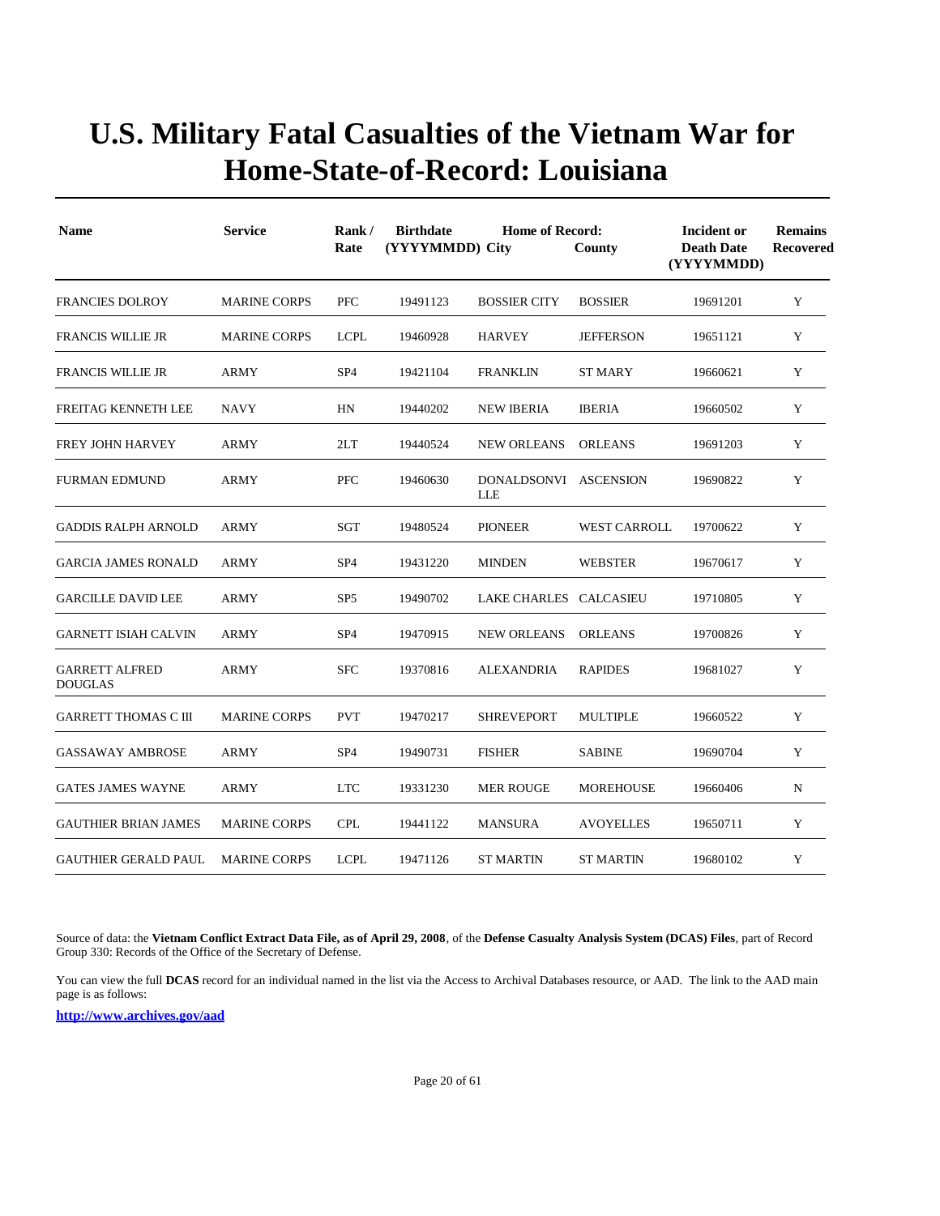# U.S. Military Fatal Casualties of the Vietnam War for Home-State-of-Record: Louisiana

| Name | Service | Rank / Rate | Birthdate (YYYYMMDD) | Home of Record: City | County | Incident or Death Date (YYYYMMDD) | Remains Recovered |
|---|---|---|---|---|---|---|---|
| FRANCIES DOLROY | MARINE CORPS | PFC | 19491123 | BOSSIER CITY | BOSSIER | 19691201 | Y |
| FRANCIS WILLIE JR | MARINE CORPS | LCPL | 19460928 | HARVEY | JEFFERSON | 19651121 | Y |
| FRANCIS WILLIE JR | ARMY | SP4 | 19421104 | FRANKLIN | ST MARY | 19660621 | Y |
| FREITAG KENNETH LEE | NAVY | HN | 19440202 | NEW IBERIA | IBERIA | 19660502 | Y |
| FREY JOHN HARVEY | ARMY | 2LT | 19440524 | NEW ORLEANS | ORLEANS | 19691203 | Y |
| FURMAN EDMUND | ARMY | PFC | 19460630 | DONALDSONVILLE | ASCENSION | 19690822 | Y |
| GADDIS RALPH ARNOLD | ARMY | SGT | 19480524 | PIONEER | WEST CARROLL | 19700622 | Y |
| GARCIA JAMES RONALD | ARMY | SP4 | 19431220 | MINDEN | WEBSTER | 19670617 | Y |
| GARCILLE DAVID LEE | ARMY | SP5 | 19490702 | LAKE CHARLES | CALCASIEU | 19710805 | Y |
| GARNETT ISIAH CALVIN | ARMY | SP4 | 19470915 | NEW ORLEANS | ORLEANS | 19700826 | Y |
| GARRETT ALFRED DOUGLAS | ARMY | SFC | 19370816 | ALEXANDRIA | RAPIDES | 19681027 | Y |
| GARRETT THOMAS C III | MARINE CORPS | PVT | 19470217 | SHREVEPORT | MULTIPLE | 19660522 | Y |
| GASSAWAY AMBROSE | ARMY | SP4 | 19490731 | FISHER | SABINE | 19690704 | Y |
| GATES JAMES WAYNE | ARMY | LTC | 19331230 | MER ROUGE | MOREHOUSE | 19660406 | N |
| GAUTHIER BRIAN JAMES | MARINE CORPS | CPL | 19441122 | MANSURA | AVOYELLES | 19650711 | Y |
| GAUTHIER GERALD PAUL | MARINE CORPS | LCPL | 19471126 | ST MARTIN | ST MARTIN | 19680102 | Y |

Source of data: the **Vietnam Conflict Extract Data File, as of April 29, 2008**, of the **Defense Casualty Analysis System (DCAS) Files**, part of Record Group 330: Records of the Office of the Secretary of Defense.

You can view the full **DCAS** record for an individual named in the list via the Access to Archival Databases resource, or AAD. The link to the AAD main page is as follows:

**http://www.archives.gov/aad**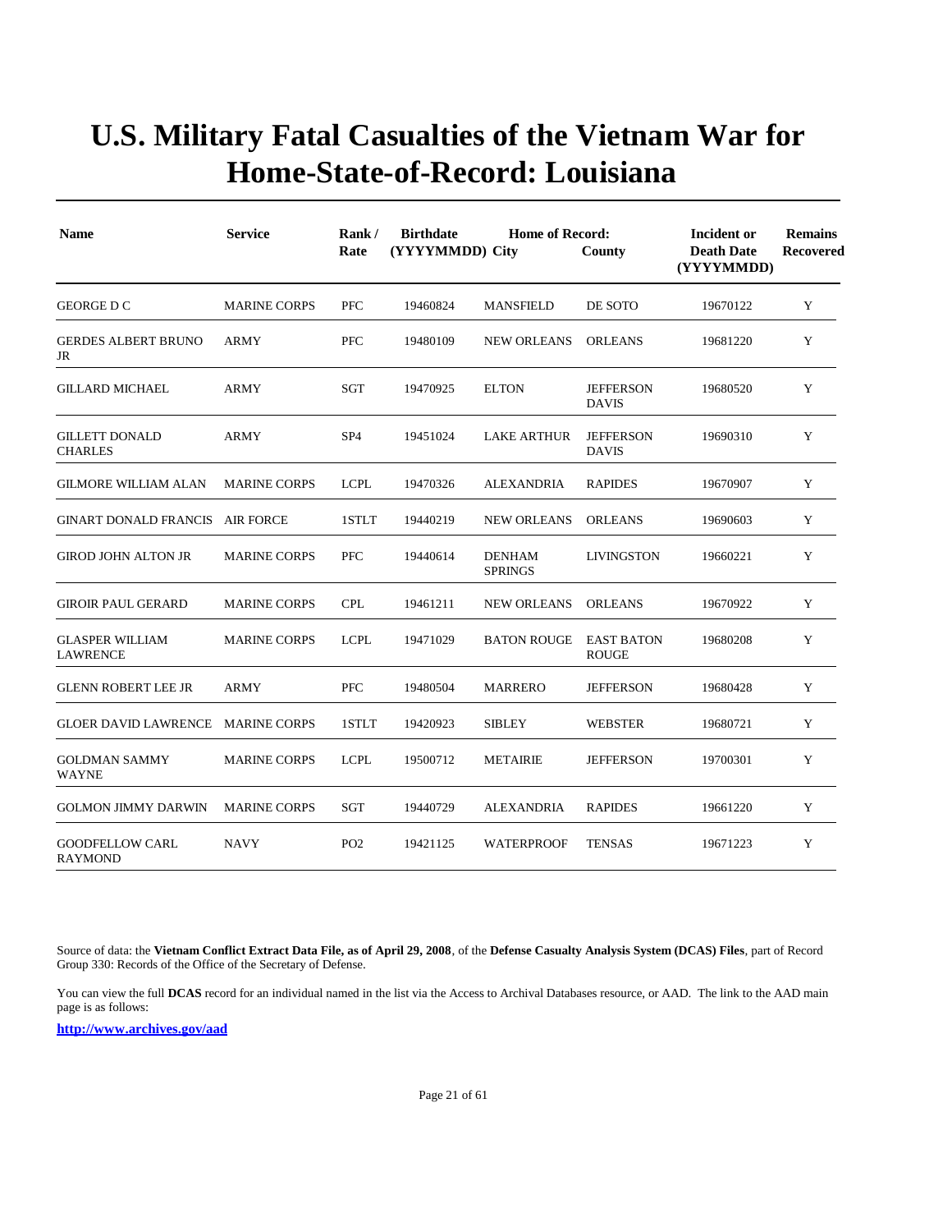# U.S. Military Fatal Casualties of the Vietnam War for Home-State-of-Record: Louisiana

| Name | Service | Rank / Rate | Birthdate (YYYYMMDD) | Home of Record: City | County | Incident or Death Date (YYYYMMDD) | Remains Recovered |
|---|---|---|---|---|---|---|---|
| GEORGE D C | MARINE CORPS | PFC | 19460824 | MANSFIELD | DE SOTO | 19670122 | Y |
| GERDES ALBERT BRUNO JR | ARMY | PFC | 19480109 | NEW ORLEANS | ORLEANS | 19681220 | Y |
| GILLARD MICHAEL | ARMY | SGT | 19470925 | ELTON | JEFFERSON DAVIS | 19680520 | Y |
| GILLETT DONALD CHARLES | ARMY | SP4 | 19451024 | LAKE ARTHUR | JEFFERSON DAVIS | 19690310 | Y |
| GILMORE WILLIAM ALAN | MARINE CORPS | LCPL | 19470326 | ALEXANDRIA | RAPIDES | 19670907 | Y |
| GINART DONALD FRANCIS | AIR FORCE | 1STLT | 19440219 | NEW ORLEANS | ORLEANS | 19690603 | Y |
| GIROD JOHN ALTON JR | MARINE CORPS | PFC | 19440614 | DENHAM SPRINGS | LIVINGSTON | 19660221 | Y |
| GIROIR PAUL GERARD | MARINE CORPS | CPL | 19461211 | NEW ORLEANS | ORLEANS | 19670922 | Y |
| GLASPER WILLIAM LAWRENCE | MARINE CORPS | LCPL | 19471029 | BATON ROUGE | EAST BATON ROUGE | 19680208 | Y |
| GLENN ROBERT LEE JR | ARMY | PFC | 19480504 | MARRERO | JEFFERSON | 19680428 | Y |
| GLOER DAVID LAWRENCE | MARINE CORPS | 1STLT | 19420923 | SIBLEY | WEBSTER | 19680721 | Y |
| GOLDMAN SAMMY WAYNE | MARINE CORPS | LCPL | 19500712 | METAIRIE | JEFFERSON | 19700301 | Y |
| GOLMON JIMMY DARWIN | MARINE CORPS | SGT | 19440729 | ALEXANDRIA | RAPIDES | 19661220 | Y |
| GOODFELLOW CARL RAYMOND | NAVY | PO2 | 19421125 | WATERPROOF | TENSAS | 19671223 | Y |

Source of data: the **Vietnam Conflict Extract Data File, as of April 29, 2008**, of the **Defense Casualty Analysis System (DCAS) Files**, part of Record Group 330: Records of the Office of the Secretary of Defense.

You can view the full **DCAS** record for an individual named in the list via the Access to Archival Databases resource, or AAD. The link to the AAD main page is as follows:

**http://www.archives.gov/aad**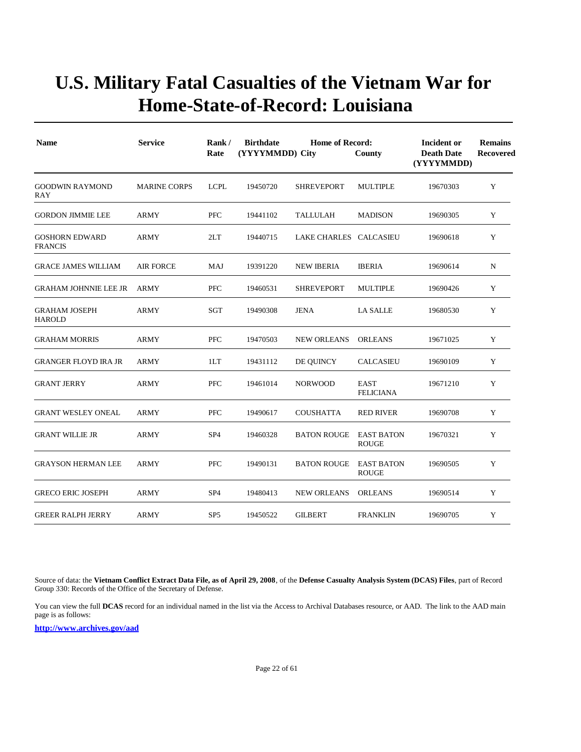# U.S. Military Fatal Casualties of the Vietnam War for Home-State-of-Record: Louisiana

| Name | Service | Rank / Rate | Birthdate (YYYYMMDD) | Home of Record: City | County | Incident or Death Date (YYYYMMDD) | Remains Recovered |
|---|---|---|---|---|---|---|---|
| GOODWIN RAYMOND RAY | MARINE CORPS | LCPL | 19450720 | SHREVEPORT | MULTIPLE | 19670303 | Y |
| GORDON JIMMIE LEE | ARMY | PFC | 19441102 | TALLULAH | MADISON | 19690305 | Y |
| GOSHORN EDWARD FRANCIS | ARMY | 2LT | 19440715 | LAKE CHARLES | CALCASIEU | 19690618 | Y |
| GRACE JAMES WILLIAM | AIR FORCE | MAJ | 19391220 | NEW IBERIA | IBERIA | 19690614 | N |
| GRAHAM JOHNNIE LEE JR | ARMY | PFC | 19460531 | SHREVEPORT | MULTIPLE | 19690426 | Y |
| GRAHAM JOSEPH HAROLD | ARMY | SGT | 19490308 | JENA | LA SALLE | 19680530 | Y |
| GRAHAM MORRIS | ARMY | PFC | 19470503 | NEW ORLEANS | ORLEANS | 19671025 | Y |
| GRANGER FLOYD IRA JR | ARMY | 1LT | 19431112 | DE QUINCY | CALCASIEU | 19690109 | Y |
| GRANT JERRY | ARMY | PFC | 19461014 | NORWOOD | EAST FELICIANA | 19671210 | Y |
| GRANT WESLEY ONEAL | ARMY | PFC | 19490617 | COUSHATTA | RED RIVER | 19690708 | Y |
| GRANT WILLIE JR | ARMY | SP4 | 19460328 | BATON ROUGE | EAST BATON ROUGE | 19670321 | Y |
| GRAYSON HERMAN LEE | ARMY | PFC | 19490131 | BATON ROUGE | EAST BATON ROUGE | 19690505 | Y |
| GRECO ERIC JOSEPH | ARMY | SP4 | 19480413 | NEW ORLEANS | ORLEANS | 19690514 | Y |
| GREER RALPH JERRY | ARMY | SP5 | 19450522 | GILBERT | FRANKLIN | 19690705 | Y |

Source of data: the **Vietnam Conflict Extract Data File, as of April 29, 2008**, of the **Defense Casualty Analysis System (DCAS) Files**, part of Record Group 330: Records of the Office of the Secretary of Defense.

You can view the full **DCAS** record for an individual named in the list via the Access to Archival Databases resource, or AAD. The link to the AAD main page is as follows:

**http://www.archives.gov/aad**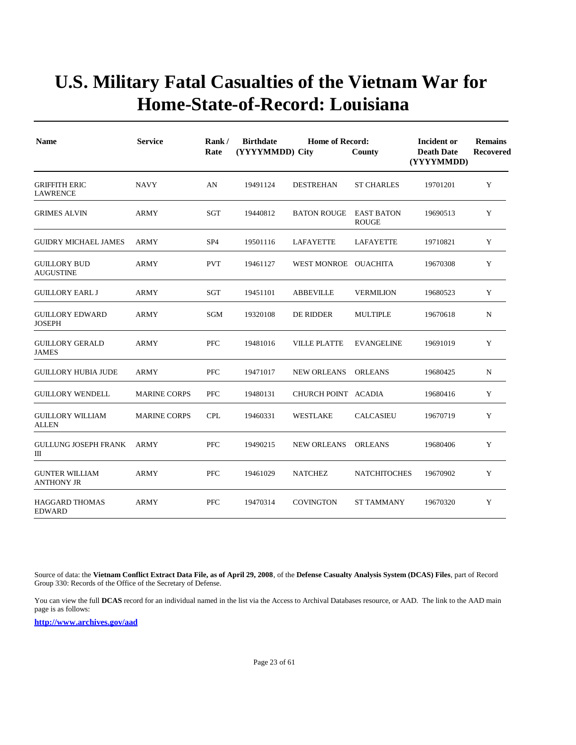# U.S. Military Fatal Casualties of the Vietnam War for Home-State-of-Record: Louisiana

| Name | Service | Rank / Rate | Birthdate (YYYYMMDD) | Home of Record: City | County | Incident or Death Date (YYYYMMDD) | Remains Recovered |
|---|---|---|---|---|---|---|---|
| GRIFFITH ERIC LAWRENCE | NAVY | AN | 19491124 | DESTREHAN | ST CHARLES | 19701201 | Y |
| GRIMES ALVIN | ARMY | SGT | 19440812 | BATON ROUGE | EAST BATON ROUGE | 19690513 | Y |
| GUIDRY MICHAEL JAMES | ARMY | SP4 | 19501116 | LAFAYETTE | LAFAYETTE | 19710821 | Y |
| GUILLORY BUD AUGUSTINE | ARMY | PVT | 19461127 | WEST MONROE | OUACHITA | 19670308 | Y |
| GUILLORY EARL J | ARMY | SGT | 19451101 | ABBEVILLE | VERMILION | 19680523 | Y |
| GUILLORY EDWARD JOSEPH | ARMY | SGM | 19320108 | DE RIDDER | MULTIPLE | 19670618 | N |
| GUILLORY GERALD JAMES | ARMY | PFC | 19481016 | VILLE PLATTE | EVANGELINE | 19691019 | Y |
| GUILLORY HUBIA JUDE | ARMY | PFC | 19471017 | NEW ORLEANS | ORLEANS | 19680425 | N |
| GUILLORY WENDELL | MARINE CORPS | PFC | 19480131 | CHURCH POINT | ACADIA | 19680416 | Y |
| GUILLORY WILLIAM ALLEN | MARINE CORPS | CPL | 19460331 | WESTLAKE | CALCASIEU | 19670719 | Y |
| GULLUNG JOSEPH FRANK III | ARMY | PFC | 19490215 | NEW ORLEANS | ORLEANS | 19680406 | Y |
| GUNTER WILLIAM ANTHONY JR | ARMY | PFC | 19461029 | NATCHEZ | NATCHITOCHES | 19670902 | Y |
| HAGGARD THOMAS EDWARD | ARMY | PFC | 19470314 | COVINGTON | ST TAMMANY | 19670320 | Y |

Source of data: the **Vietnam Conflict Extract Data File, as of April 29, 2008**, of the **Defense Casualty Analysis System (DCAS) Files**, part of Record Group 330: Records of the Office of the Secretary of Defense.

You can view the full **DCAS** record for an individual named in the list via the Access to Archival Databases resource, or AAD. The link to the AAD main page is as follows:

**http://www.archives.gov/aad**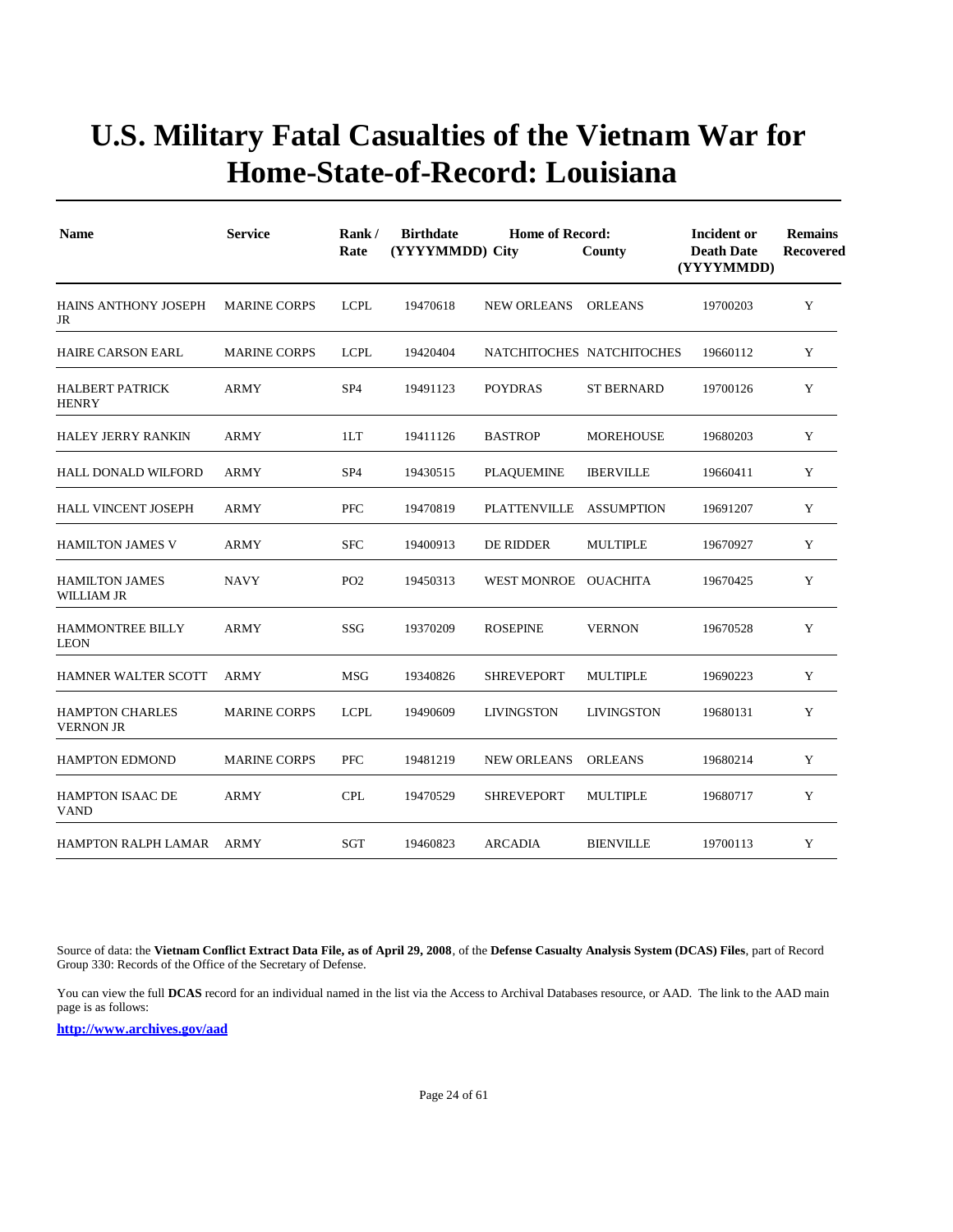# U.S. Military Fatal Casualties of the Vietnam War for Home-State-of-Record: Louisiana

| Name | Service | Rank / Rate | Birthdate (YYYYMMDD) | Home of Record: City | County | Incident or Death Date (YYYYMMDD) | Remains Recovered |
|---|---|---|---|---|---|---|---|
| HAINS ANTHONY JOSEPH JR | MARINE CORPS | LCPL | 19470618 | NEW ORLEANS | ORLEANS | 19700203 | Y |
| HAIRE CARSON EARL | MARINE CORPS | LCPL | 19420404 | NATCHITOCHES | NATCHITOCHES | 19660112 | Y |
| HALBERT PATRICK HENRY | ARMY | SP4 | 19491123 | POYDRAS | ST BERNARD | 19700126 | Y |
| HALEY JERRY RANKIN | ARMY | 1LT | 19411126 | BASTROP | MOREHOUSE | 19680203 | Y |
| HALL DONALD WILFORD | ARMY | SP4 | 19430515 | PLAQUEMINE | IBERVILLE | 19660411 | Y |
| HALL VINCENT JOSEPH | ARMY | PFC | 19470819 | PLATTENVILLE | ASSUMPTION | 19691207 | Y |
| HAMILTON JAMES V | ARMY | SFC | 19400913 | DE RIDDER | MULTIPLE | 19670927 | Y |
| HAMILTON JAMES WILLIAM JR | NAVY | PO2 | 19450313 | WEST MONROE | OUACHITA | 19670425 | Y |
| HAMMONTREE BILLY LEON | ARMY | SSG | 19370209 | ROSEPINE | VERNON | 19670528 | Y |
| HAMNER WALTER SCOTT | ARMY | MSG | 19340826 | SHREVEPORT | MULTIPLE | 19690223 | Y |
| HAMPTON CHARLES VERNON JR | MARINE CORPS | LCPL | 19490609 | LIVINGSTON | LIVINGSTON | 19680131 | Y |
| HAMPTON EDMOND | MARINE CORPS | PFC | 19481219 | NEW ORLEANS | ORLEANS | 19680214 | Y |
| HAMPTON ISAAC DE VAND | ARMY | CPL | 19470529 | SHREVEPORT | MULTIPLE | 19680717 | Y |
| HAMPTON RALPH LAMAR | ARMY | SGT | 19460823 | ARCADIA | BIENVILLE | 19700113 | Y |

Source of data: the **Vietnam Conflict Extract Data File, as of April 29, 2008**, of the **Defense Casualty Analysis System (DCAS) Files**, part of Record Group 330: Records of the Office of the Secretary of Defense.

You can view the full **DCAS** record for an individual named in the list via the Access to Archival Databases resource, or AAD. The link to the AAD main page is as follows:

**http://www.archives.gov/aad**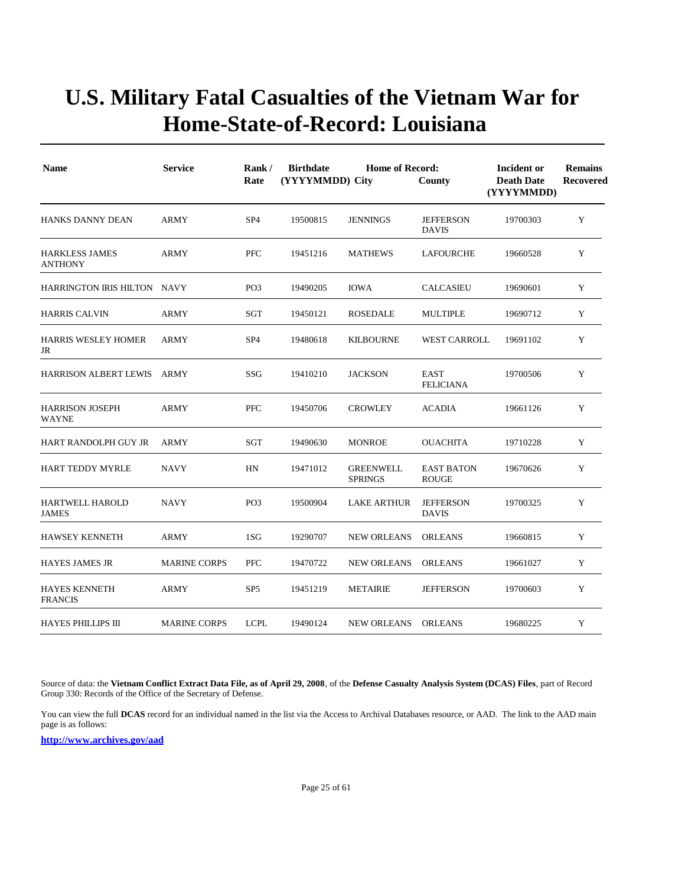# U.S. Military Fatal Casualties of the Vietnam War for Home-State-of-Record: Louisiana

| Name | Service | Rank / Rate | Birthdate (YYYYMMDD) | Home of Record: City | County | Incident or Death Date (YYYYMMDD) | Remains Recovered |
|---|---|---|---|---|---|---|---|
| HANKS DANNY DEAN | ARMY | SP4 | 19500815 | JENNINGS | JEFFERSON DAVIS | 19700303 | Y |
| HARKLESS JAMES ANTHONY | ARMY | PFC | 19451216 | MATHEWS | LAFOURCHE | 19660528 | Y |
| HARRINGTON IRIS HILTON | NAVY | PO3 | 19490205 | IOWA | CALCASIEU | 19690601 | Y |
| HARRIS CALVIN | ARMY | SGT | 19450121 | ROSEDALE | MULTIPLE | 19690712 | Y |
| HARRIS WESLEY HOMER JR | ARMY | SP4 | 19480618 | KILBOURNE | WEST CARROLL | 19691102 | Y |
| HARRISON ALBERT LEWIS | ARMY | SSG | 19410210 | JACKSON | EAST FELICIANA | 19700506 | Y |
| HARRISON JOSEPH WAYNE | ARMY | PFC | 19450706 | CROWLEY | ACADIA | 19661126 | Y |
| HART RANDOLPH GUY JR | ARMY | SGT | 19490630 | MONROE | OUACHITA | 19710228 | Y |
| HART TEDDY MYRLE | NAVY | HN | 19471012 | GREENWELL SPRINGS | EAST BATON ROUGE | 19670626 | Y |
| HARTWELL HAROLD JAMES | NAVY | PO3 | 19500904 | LAKE ARTHUR | JEFFERSON DAVIS | 19700325 | Y |
| HAWSEY KENNETH | ARMY | 1SG | 19290707 | NEW ORLEANS | ORLEANS | 19660815 | Y |
| HAYES JAMES JR | MARINE CORPS | PFC | 19470722 | NEW ORLEANS | ORLEANS | 19661027 | Y |
| HAYES KENNETH FRANCIS | ARMY | SP5 | 19451219 | METAIRIE | JEFFERSON | 19700603 | Y |
| HAYES PHILLIPS III | MARINE CORPS | LCPL | 19490124 | NEW ORLEANS | ORLEANS | 19680225 | Y |

Source of data: the **Vietnam Conflict Extract Data File, as of April 29, 2008**, of the **Defense Casualty Analysis System (DCAS) Files**, part of Record Group 330: Records of the Office of the Secretary of Defense.

You can view the full **DCAS** record for an individual named in the list via the Access to Archival Databases resource, or AAD. The link to the AAD main page is as follows:

**http://www.archives.gov/aad**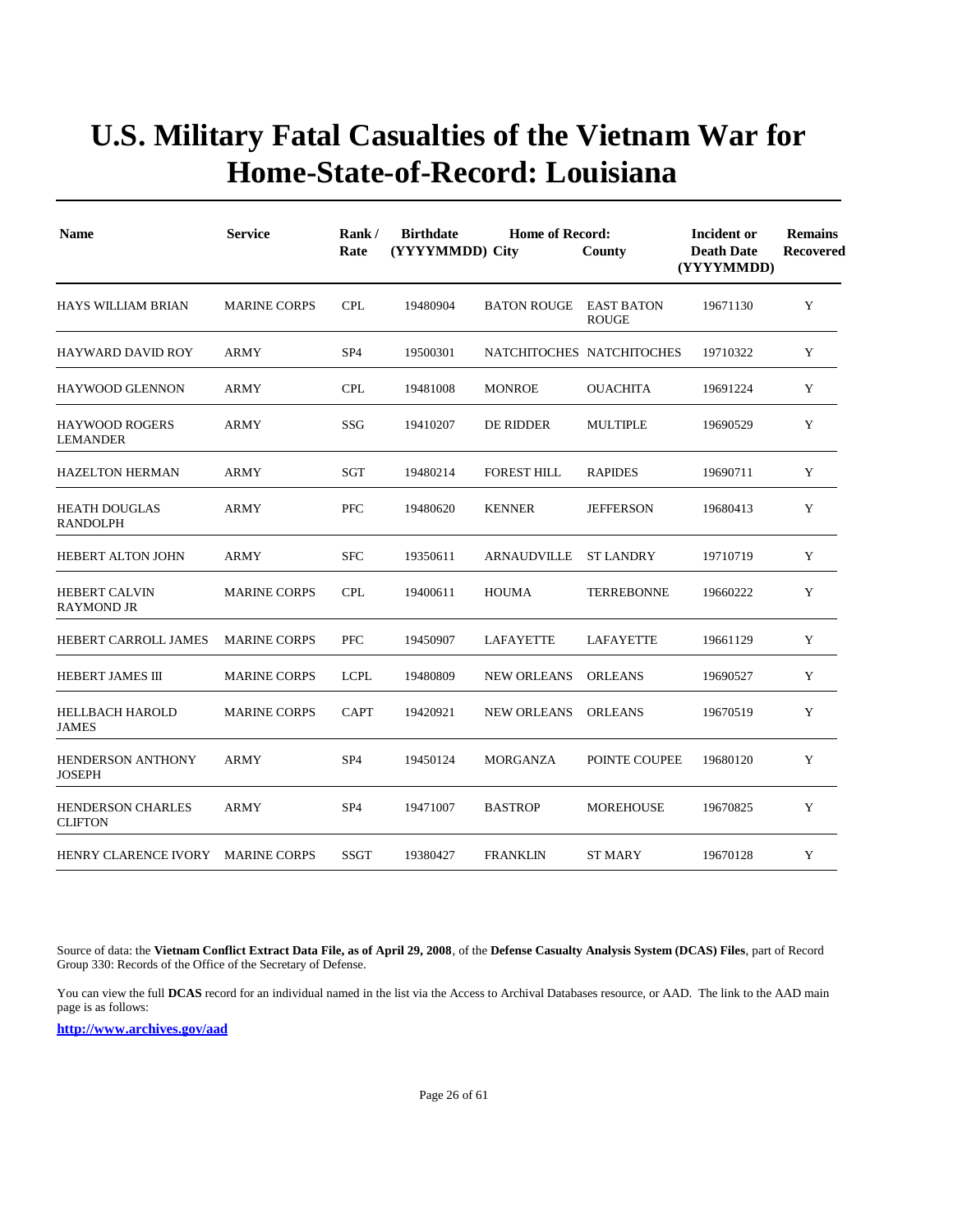# U.S. Military Fatal Casualties of the Vietnam War for Home-State-of-Record: Louisiana

| Name | Service | Rank / Rate | Birthdate (YYYYMMDD) | Home of Record: City | County | Incident or Death Date (YYYYMMDD) | Remains Recovered |
|---|---|---|---|---|---|---|---|
| HAYS WILLIAM BRIAN | MARINE CORPS | CPL | 19480904 | BATON ROUGE | EAST BATON ROUGE | 19671130 | Y |
| HAYWARD DAVID ROY | ARMY | SP4 | 19500301 | NATCHITOCHES | NATCHITOCHES | 19710322 | Y |
| HAYWOOD GLENNON | ARMY | CPL | 19481008 | MONROE | OUACHITA | 19691224 | Y |
| HAYWOOD ROGERS LEMANDER | ARMY | SSG | 19410207 | DE RIDDER | MULTIPLE | 19690529 | Y |
| HAZELTON HERMAN | ARMY | SGT | 19480214 | FOREST HILL | RAPIDES | 19690711 | Y |
| HEATH DOUGLAS RANDOLPH | ARMY | PFC | 19480620 | KENNER | JEFFERSON | 19680413 | Y |
| HEBERT ALTON JOHN | ARMY | SFC | 19350611 | ARNAUDVILLE | ST LANDRY | 19710719 | Y |
| HEBERT CALVIN RAYMOND JR | MARINE CORPS | CPL | 19400611 | HOUMA | TERREBONNE | 19660222 | Y |
| HEBERT CARROLL JAMES | MARINE CORPS | PFC | 19450907 | LAFAYETTE | LAFAYETTE | 19661129 | Y |
| HEBERT JAMES III | MARINE CORPS | LCPL | 19480809 | NEW ORLEANS | ORLEANS | 19690527 | Y |
| HELLBACH HAROLD JAMES | MARINE CORPS | CAPT | 19420921 | NEW ORLEANS | ORLEANS | 19670519 | Y |
| HENDERSON ANTHONY JOSEPH | ARMY | SP4 | 19450124 | MORGANZA | POINTE COUPEE | 19680120 | Y |
| HENDERSON CHARLES CLIFTON | ARMY | SP4 | 19471007 | BASTROP | MOREHOUSE | 19670825 | Y |
| HENRY CLARENCE IVORY | MARINE CORPS | SSGT | 19380427 | FRANKLIN | ST MARY | 19670128 | Y |

Source of data: the **Vietnam Conflict Extract Data File, as of April 29, 2008**, of the **Defense Casualty Analysis System (DCAS) Files**, part of Record Group 330: Records of the Office of the Secretary of Defense.

You can view the full **DCAS** record for an individual named in the list via the Access to Archival Databases resource, or AAD. The link to the AAD main page is as follows:

**http://www.archives.gov/aad**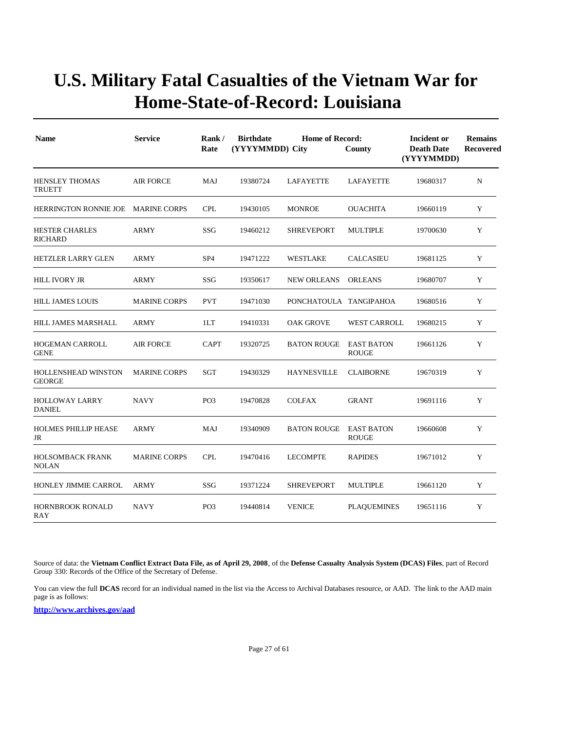# U.S. Military Fatal Casualties of the Vietnam War for Home-State-of-Record: Louisiana

| Name | Service | Rank / Rate | Birthdate (YYYYMMDD) | Home of Record: City | County | Incident or Death Date (YYYYMMDD) | Remains Recovered |
|---|---|---|---|---|---|---|---|
| HENSLEY THOMAS TRUETT | AIR FORCE | MAJ | 19380724 | LAFAYETTE | LAFAYETTE | 19680317 | N |
| HERRINGTON RONNIE JOE | MARINE CORPS | CPL | 19430105 | MONROE | OUACHITA | 19660119 | Y |
| HESTER CHARLES RICHARD | ARMY | SSG | 19460212 | SHREVEPORT | MULTIPLE | 19700630 | Y |
| HETZLER LARRY GLEN | ARMY | SP4 | 19471222 | WESTLAKE | CALCASIEU | 19681125 | Y |
| HILL IVORY JR | ARMY | SSG | 19350617 | NEW ORLEANS | ORLEANS | 19680707 | Y |
| HILL JAMES LOUIS | MARINE CORPS | PVT | 19471030 | PONCHATOULA | TANGIPAHOA | 19680516 | Y |
| HILL JAMES MARSHALL | ARMY | 1LT | 19410331 | OAK GROVE | WEST CARROLL | 19680215 | Y |
| HOGEMAN CARROLL GENE | AIR FORCE | CAPT | 19320725 | BATON ROUGE | EAST BATON ROUGE | 19661126 | Y |
| HOLLENSHEAD WINSTON GEORGE | MARINE CORPS | SGT | 19430329 | HAYNESVILLE | CLAIBORNE | 19670319 | Y |
| HOLLOWAY LARRY DANIEL | NAVY | PO3 | 19470828 | COLFAX | GRANT | 19691116 | Y |
| HOLMES PHILLIP HEASE JR | ARMY | MAJ | 19340909 | BATON ROUGE | EAST BATON ROUGE | 19660608 | Y |
| HOLSOMBACK FRANK NOLAN | MARINE CORPS | CPL | 19470416 | LECOMPTE | RAPIDES | 19671012 | Y |
| HONLEY JIMMIE CARROL | ARMY | SSG | 19371224 | SHREVEPORT | MULTIPLE | 19661120 | Y |
| HORNBROOK RONALD RAY | NAVY | PO3 | 19440814 | VENICE | PLAQUEMINES | 19651116 | Y |

Source of data: the **Vietnam Conflict Extract Data File, as of April 29, 2008**, of the **Defense Casualty Analysis System (DCAS) Files**, part of Record Group 330: Records of the Office of the Secretary of Defense.

You can view the full **DCAS** record for an individual named in the list via the Access to Archival Databases resource, or AAD. The link to the AAD main page is as follows:

**http://www.archives.gov/aad**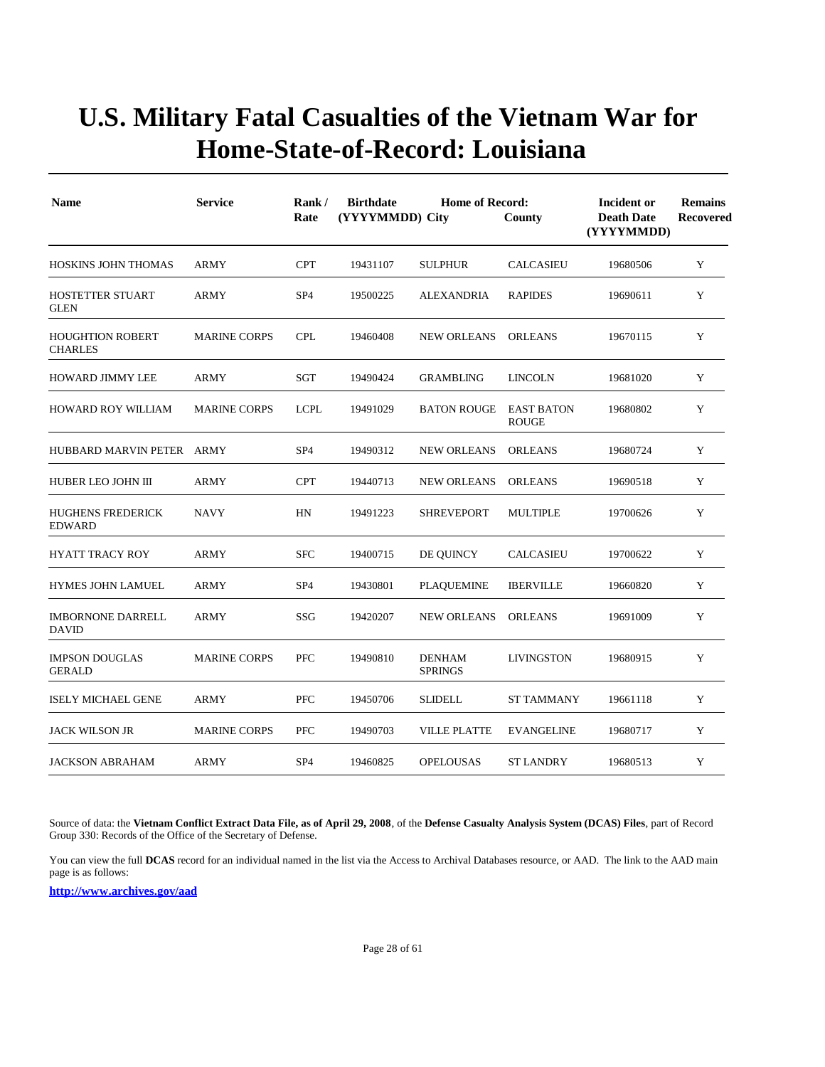# U.S. Military Fatal Casualties of the Vietnam War for Home-State-of-Record: Louisiana

| Name | Service | Rank / Rate | Birthdate (YYYYMMDD) | Home of Record: City | County | Incident or Death Date (YYYYMMDD) | Remains Recovered |
|---|---|---|---|---|---|---|---|
| HOSKINS JOHN THOMAS | ARMY | CPT | 19431107 | SULPHUR | CALCASIEU | 19680506 | Y |
| HOSTETTER STUART GLEN | ARMY | SP4 | 19500225 | ALEXANDRIA | RAPIDES | 19690611 | Y |
| HOUGHTION ROBERT CHARLES | MARINE CORPS | CPL | 19460408 | NEW ORLEANS | ORLEANS | 19670115 | Y |
| HOWARD JIMMY LEE | ARMY | SGT | 19490424 | GRAMBLING | LINCOLN | 19681020 | Y |
| HOWARD ROY WILLIAM | MARINE CORPS | LCPL | 19491029 | BATON ROUGE | EAST BATON ROUGE | 19680802 | Y |
| HUBBARD MARVIN PETER | ARMY | SP4 | 19490312 | NEW ORLEANS | ORLEANS | 19680724 | Y |
| HUBER LEO JOHN III | ARMY | CPT | 19440713 | NEW ORLEANS | ORLEANS | 19690518 | Y |
| HUGHENS FREDERICK EDWARD | NAVY | HN | 19491223 | SHREVEPORT | MULTIPLE | 19700626 | Y |
| HYATT TRACY ROY | ARMY | SFC | 19400715 | DE QUINCY | CALCASIEU | 19700622 | Y |
| HYMES JOHN LAMUEL | ARMY | SP4 | 19430801 | PLAQUEMINE | IBERVILLE | 19660820 | Y |
| IMBORNONE DARRELL DAVID | ARMY | SSG | 19420207 | NEW ORLEANS | ORLEANS | 19691009 | Y |
| IMPSON DOUGLAS GERALD | MARINE CORPS | PFC | 19490810 | DENHAM SPRINGS | LIVINGSTON | 19680915 | Y |
| ISELY MICHAEL GENE | ARMY | PFC | 19450706 | SLIDELL | ST TAMMANY | 19661118 | Y |
| JACK WILSON JR | MARINE CORPS | PFC | 19490703 | VILLE PLATTE | EVANGELINE | 19680717 | Y |
| JACKSON ABRAHAM | ARMY | SP4 | 19460825 | OPELOUSAS | ST LANDRY | 19680513 | Y |

Source of data: the **Vietnam Conflict Extract Data File, as of April 29, 2008**, of the **Defense Casualty Analysis System (DCAS) Files**, part of Record Group 330: Records of the Office of the Secretary of Defense.

You can view the full **DCAS** record for an individual named in the list via the Access to Archival Databases resource, or AAD. The link to the AAD main page is as follows:

**http://www.archives.gov/aad**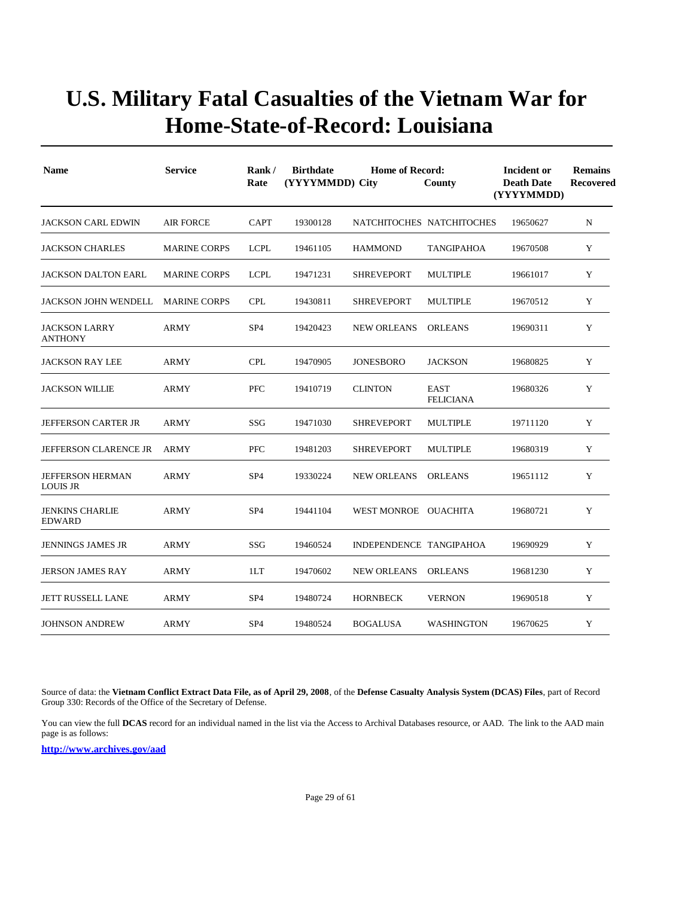# U.S. Military Fatal Casualties of the Vietnam War for Home-State-of-Record: Louisiana

| Name | Service | Rank / Rate | Birthdate (YYYYMMDD) | Home of Record: City | County | Incident or Death Date (YYYYMMDD) | Remains Recovered |
|---|---|---|---|---|---|---|---|
| JACKSON CARL EDWIN | AIR FORCE | CAPT | 19300128 | NATCHITOCHES | NATCHITOCHES | 19650627 | N |
| JACKSON CHARLES | MARINE CORPS | LCPL | 19461105 | HAMMOND | TANGIPAHOA | 19670508 | Y |
| JACKSON DALTON EARL | MARINE CORPS | LCPL | 19471231 | SHREVEPORT | MULTIPLE | 19661017 | Y |
| JACKSON JOHN WENDELL | MARINE CORPS | CPL | 19430811 | SHREVEPORT | MULTIPLE | 19670512 | Y |
| JACKSON LARRY ANTHONY | ARMY | SP4 | 19420423 | NEW ORLEANS | ORLEANS | 19690311 | Y |
| JACKSON RAY LEE | ARMY | CPL | 19470905 | JONESBORO | JACKSON | 19680825 | Y |
| JACKSON WILLIE | ARMY | PFC | 19410719 | CLINTON | EAST FELICIANA | 19680326 | Y |
| JEFFERSON CARTER JR | ARMY | SSG | 19471030 | SHREVEPORT | MULTIPLE | 19711120 | Y |
| JEFFERSON CLARENCE JR | ARMY | PFC | 19481203 | SHREVEPORT | MULTIPLE | 19680319 | Y |
| JEFFERSON HERMAN LOUIS JR | ARMY | SP4 | 19330224 | NEW ORLEANS | ORLEANS | 19651112 | Y |
| JENKINS CHARLIE EDWARD | ARMY | SP4 | 19441104 | WEST MONROE | OUACHITA | 19680721 | Y |
| JENNINGS JAMES JR | ARMY | SSG | 19460524 | INDEPENDENCE | TANGIPAHOA | 19690929 | Y |
| JERSON JAMES RAY | ARMY | 1LT | 19470602 | NEW ORLEANS | ORLEANS | 19681230 | Y |
| JETT RUSSELL LANE | ARMY | SP4 | 19480724 | HORNBECK | VERNON | 19690518 | Y |
| JOHNSON ANDREW | ARMY | SP4 | 19480524 | BOGALUSA | WASHINGTON | 19670625 | Y |

Source of data: the **Vietnam Conflict Extract Data File, as of April 29, 2008**, of the **Defense Casualty Analysis System (DCAS) Files**, part of Record Group 330: Records of the Office of the Secretary of Defense.

You can view the full **DCAS** record for an individual named in the list via the Access to Archival Databases resource, or AAD. The link to the AAD main page is as follows:

**http://www.archives.gov/aad**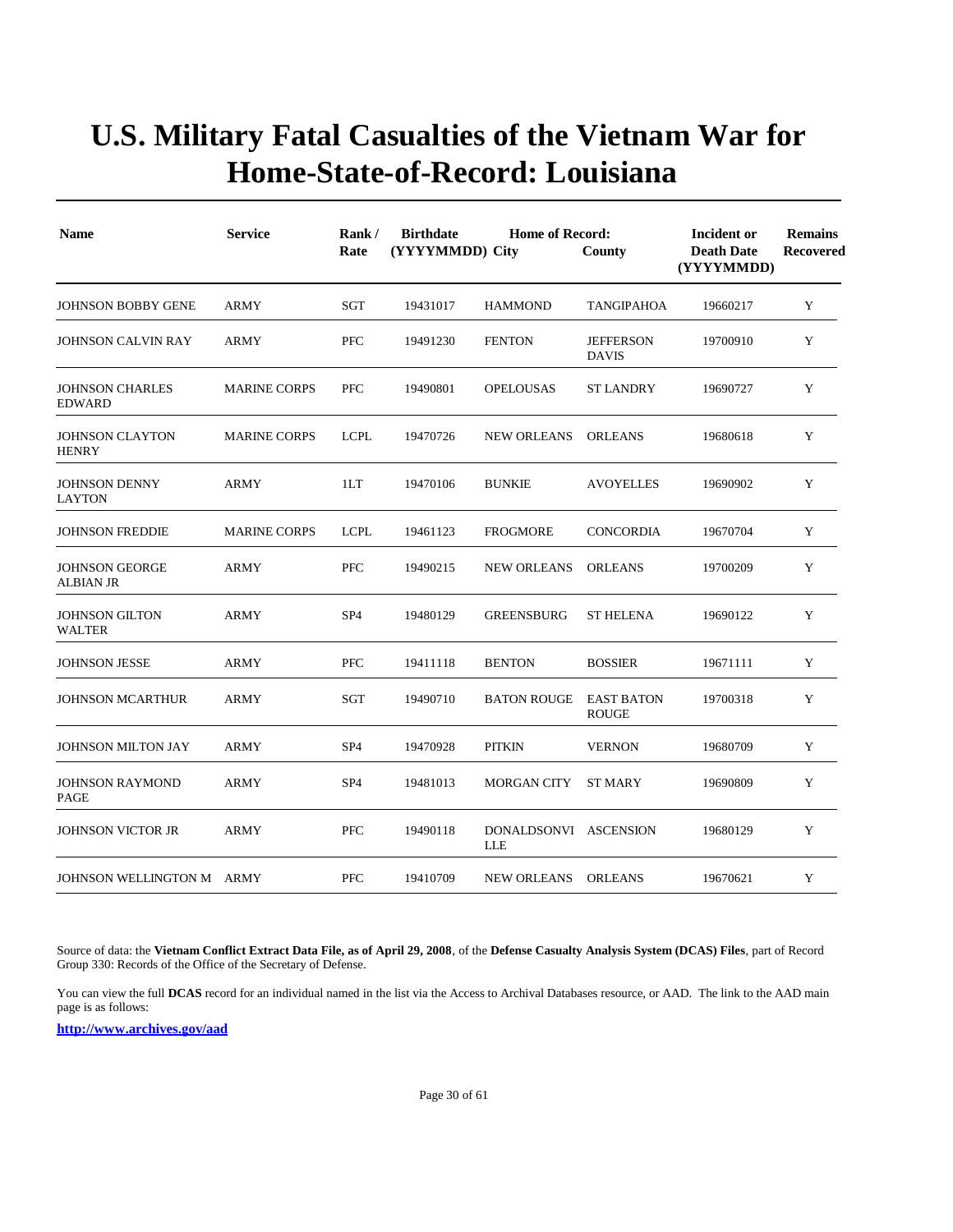# U.S. Military Fatal Casualties of the Vietnam War for Home-State-of-Record: Louisiana

| Name | Service | Rank / Rate | Birthdate (YYYYMMDD) | Home of Record: City | County | Incident or Death Date (YYYYMMDD) | Remains Recovered |
|---|---|---|---|---|---|---|---|
| JOHNSON BOBBY GENE | ARMY | SGT | 19431017 | HAMMOND | TANGIPAHOA | 19660217 | Y |
| JOHNSON CALVIN RAY | ARMY | PFC | 19491230 | FENTON | JEFFERSON DAVIS | 19700910 | Y |
| JOHNSON CHARLES EDWARD | MARINE CORPS | PFC | 19490801 | OPELOUSAS | ST LANDRY | 19690727 | Y |
| JOHNSON CLAYTON HENRY | MARINE CORPS | LCPL | 19470726 | NEW ORLEANS | ORLEANS | 19680618 | Y |
| JOHNSON DENNY LAYTON | ARMY | 1LT | 19470106 | BUNKIE | AVOYELLES | 19690902 | Y |
| JOHNSON FREDDIE | MARINE CORPS | LCPL | 19461123 | FROGMORE | CONCORDIA | 19670704 | Y |
| JOHNSON GEORGE ALBIAN JR | ARMY | PFC | 19490215 | NEW ORLEANS | ORLEANS | 19700209 | Y |
| JOHNSON GILTON WALTER | ARMY | SP4 | 19480129 | GREENSBURG | ST HELENA | 19690122 | Y |
| JOHNSON JESSE | ARMY | PFC | 19411118 | BENTON | BOSSIER | 19671111 | Y |
| JOHNSON MCARTHUR | ARMY | SGT | 19490710 | BATON ROUGE | EAST BATON ROUGE | 19700318 | Y |
| JOHNSON MILTON JAY | ARMY | SP4 | 19470928 | PITKIN | VERNON | 19680709 | Y |
| JOHNSON RAYMOND PAGE | ARMY | SP4 | 19481013 | MORGAN CITY | ST MARY | 19690809 | Y |
| JOHNSON VICTOR JR | ARMY | PFC | 19490118 | DONALDSONVILLE | ASCENSION | 19680129 | Y |
| JOHNSON WELLINGTON M | ARMY | PFC | 19410709 | NEW ORLEANS | ORLEANS | 19670621 | Y |

Source of data: the **Vietnam Conflict Extract Data File, as of April 29, 2008**, of the **Defense Casualty Analysis System (DCAS) Files**, part of Record Group 330: Records of the Office of the Secretary of Defense.

You can view the full **DCAS** record for an individual named in the list via the Access to Archival Databases resource, or AAD. The link to the AAD main page is as follows:

**http://www.archives.gov/aad**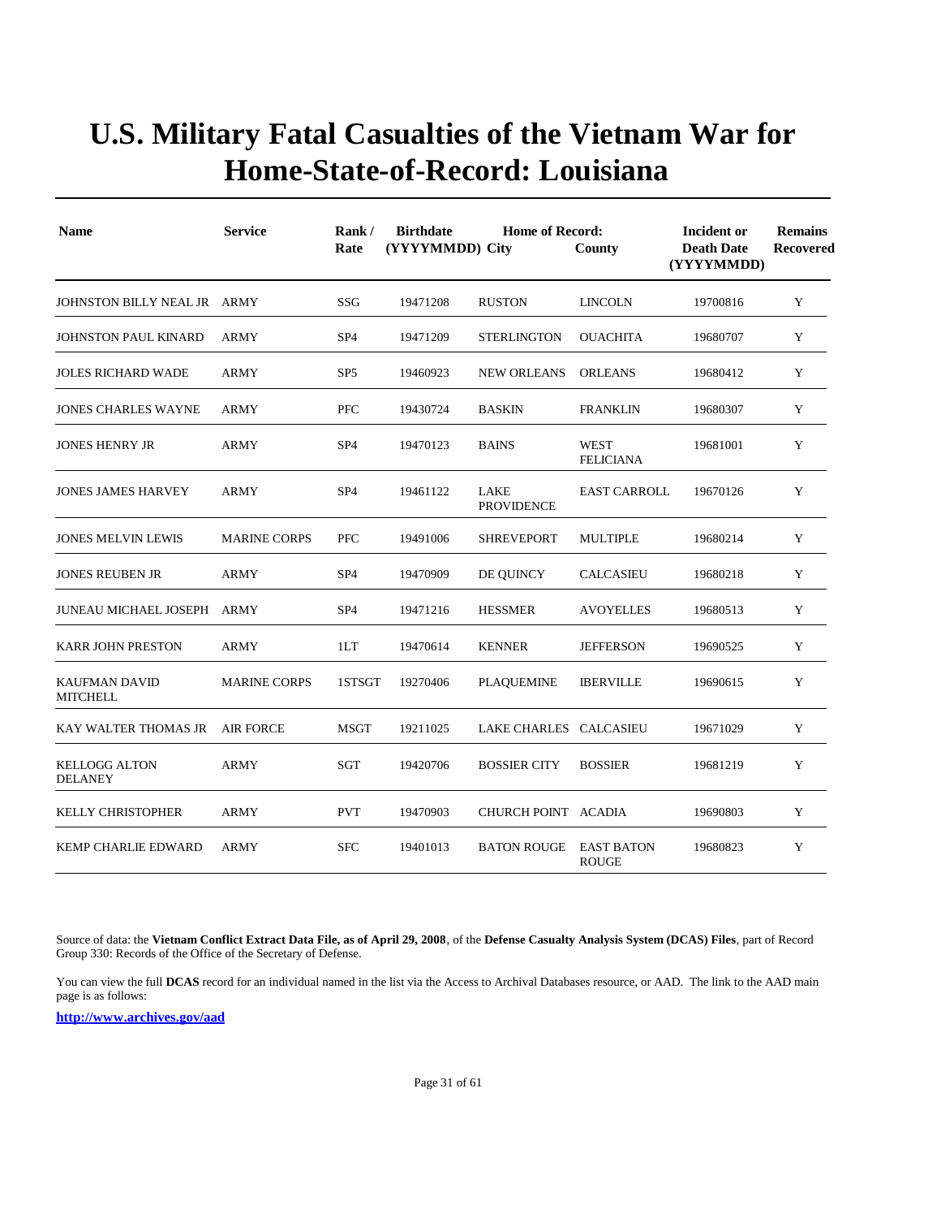# U.S. Military Fatal Casualties of the Vietnam War for Home-State-of-Record: Louisiana

| Name | Service | Rank / Rate | Birthdate (YYYYMMDD) | Home of Record: City | County | Incident or Death Date (YYYYMMDD) | Remains Recovered |
|---|---|---|---|---|---|---|---|
| JOHNSTON BILLY NEAL JR | ARMY | SSG | 19471208 | RUSTON | LINCOLN | 19700816 | Y |
| JOHNSTON PAUL KINARD | ARMY | SP4 | 19471209 | STERLINGTON | OUACHITA | 19680707 | Y |
| JOLES RICHARD WADE | ARMY | SP5 | 19460923 | NEW ORLEANS | ORLEANS | 19680412 | Y |
| JONES CHARLES WAYNE | ARMY | PFC | 19430724 | BASKIN | FRANKLIN | 19680307 | Y |
| JONES HENRY JR | ARMY | SP4 | 19470123 | BAINS | WEST FELICIANA | 19681001 | Y |
| JONES JAMES HARVEY | ARMY | SP4 | 19461122 | LAKE PROVIDENCE | EAST CARROLL | 19670126 | Y |
| JONES MELVIN LEWIS | MARINE CORPS | PFC | 19491006 | SHREVEPORT | MULTIPLE | 19680214 | Y |
| JONES REUBEN JR | ARMY | SP4 | 19470909 | DE QUINCY | CALCASIEU | 19680218 | Y |
| JUNEAU MICHAEL JOSEPH | ARMY | SP4 | 19471216 | HESSMER | AVOYELLES | 19680513 | Y |
| KARR JOHN PRESTON | ARMY | 1LT | 19470614 | KENNER | JEFFERSON | 19690525 | Y |
| KAUFMAN DAVID MITCHELL | MARINE CORPS | 1STSGT | 19270406 | PLAQUEMINE | IBERVILLE | 19690615 | Y |
| KAY WALTER THOMAS JR | AIR FORCE | MSGT | 19211025 | LAKE CHARLES | CALCASIEU | 19671029 | Y |
| KELLOGG ALTON DELANEY | ARMY | SGT | 19420706 | BOSSIER CITY | BOSSIER | 19681219 | Y |
| KELLY CHRISTOPHER | ARMY | PVT | 19470903 | CHURCH POINT | ACADIA | 19690803 | Y |
| KEMP CHARLIE EDWARD | ARMY | SFC | 19401013 | BATON ROUGE | EAST BATON ROUGE | 19680823 | Y |

Source of data: the **Vietnam Conflict Extract Data File, as of April 29, 2008**, of the **Defense Casualty Analysis System (DCAS) Files**, part of Record Group 330: Records of the Office of the Secretary of Defense.

You can view the full **DCAS** record for an individual named in the list via the Access to Archival Databases resource, or AAD. The link to the AAD main page is as follows:

**http://www.archives.gov/aad**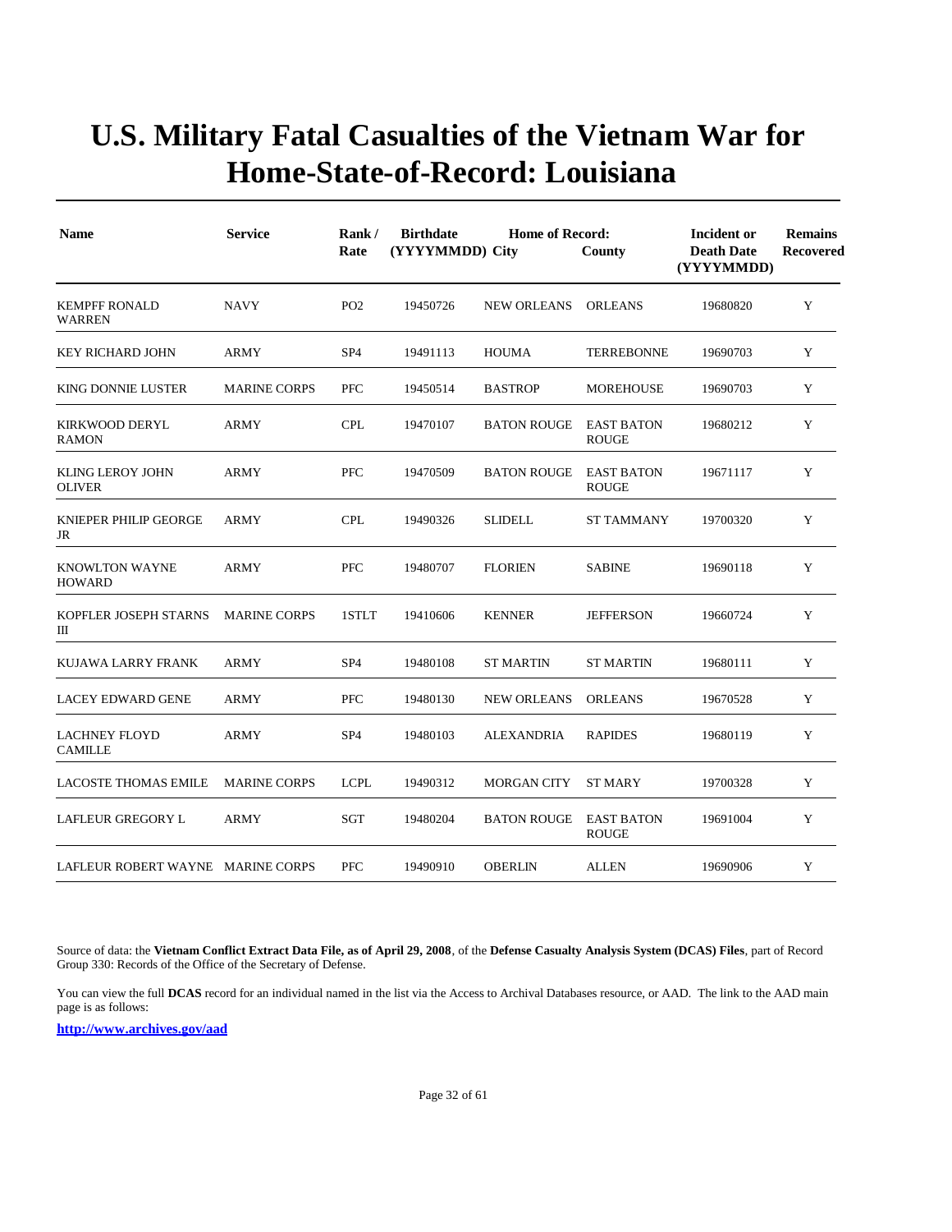# U.S. Military Fatal Casualties of the Vietnam War for Home-State-of-Record: Louisiana

| Name | Service | Rank / Rate | Birthdate (YYYYMMDD) | Home of Record: City | County | Incident or Death Date (YYYYMMDD) | Remains Recovered |
|---|---|---|---|---|---|---|---|
| KEMPFF RONALD WARREN | NAVY | PO2 | 19450726 | NEW ORLEANS | ORLEANS | 19680820 | Y |
| KEY RICHARD JOHN | ARMY | SP4 | 19491113 | HOUMA | TERREBONNE | 19690703 | Y |
| KING DONNIE LUSTER | MARINE CORPS | PFC | 19450514 | BASTROP | MOREHOUSE | 19690703 | Y |
| KIRKWOOD DERYL RAMON | ARMY | CPL | 19470107 | BATON ROUGE | EAST BATON ROUGE | 19680212 | Y |
| KLING LEROY JOHN OLIVER | ARMY | PFC | 19470509 | BATON ROUGE | EAST BATON ROUGE | 19671117 | Y |
| KNIEPER PHILIP GEORGE JR | ARMY | CPL | 19490326 | SLIDELL | ST TAMMANY | 19700320 | Y |
| KNOWLTON WAYNE HOWARD | ARMY | PFC | 19480707 | FLORIEN | SABINE | 19690118 | Y |
| KOPFLER JOSEPH STARNS III | MARINE CORPS | 1STLT | 19410606 | KENNER | JEFFERSON | 19660724 | Y |
| KUJAWA LARRY FRANK | ARMY | SP4 | 19480108 | ST MARTIN | ST MARTIN | 19680111 | Y |
| LACEY EDWARD GENE | ARMY | PFC | 19480130 | NEW ORLEANS | ORLEANS | 19670528 | Y |
| LACHNEY FLOYD CAMILLE | ARMY | SP4 | 19480103 | ALEXANDRIA | RAPIDES | 19680119 | Y |
| LACOSTE THOMAS EMILE | MARINE CORPS | LCPL | 19490312 | MORGAN CITY | ST MARY | 19700328 | Y |
| LAFLEUR GREGORY L | ARMY | SGT | 19480204 | BATON ROUGE | EAST BATON ROUGE | 19691004 | Y |
| LAFLEUR ROBERT WAYNE | MARINE CORPS | PFC | 19490910 | OBERLIN | ALLEN | 19690906 | Y |

Source of data: the **Vietnam Conflict Extract Data File, as of April 29, 2008**, of the **Defense Casualty Analysis System (DCAS) Files**, part of Record Group 330: Records of the Office of the Secretary of Defense.

You can view the full **DCAS** record for an individual named in the list via the Access to Archival Databases resource, or AAD. The link to the AAD main page is as follows:

**http://www.archives.gov/aad**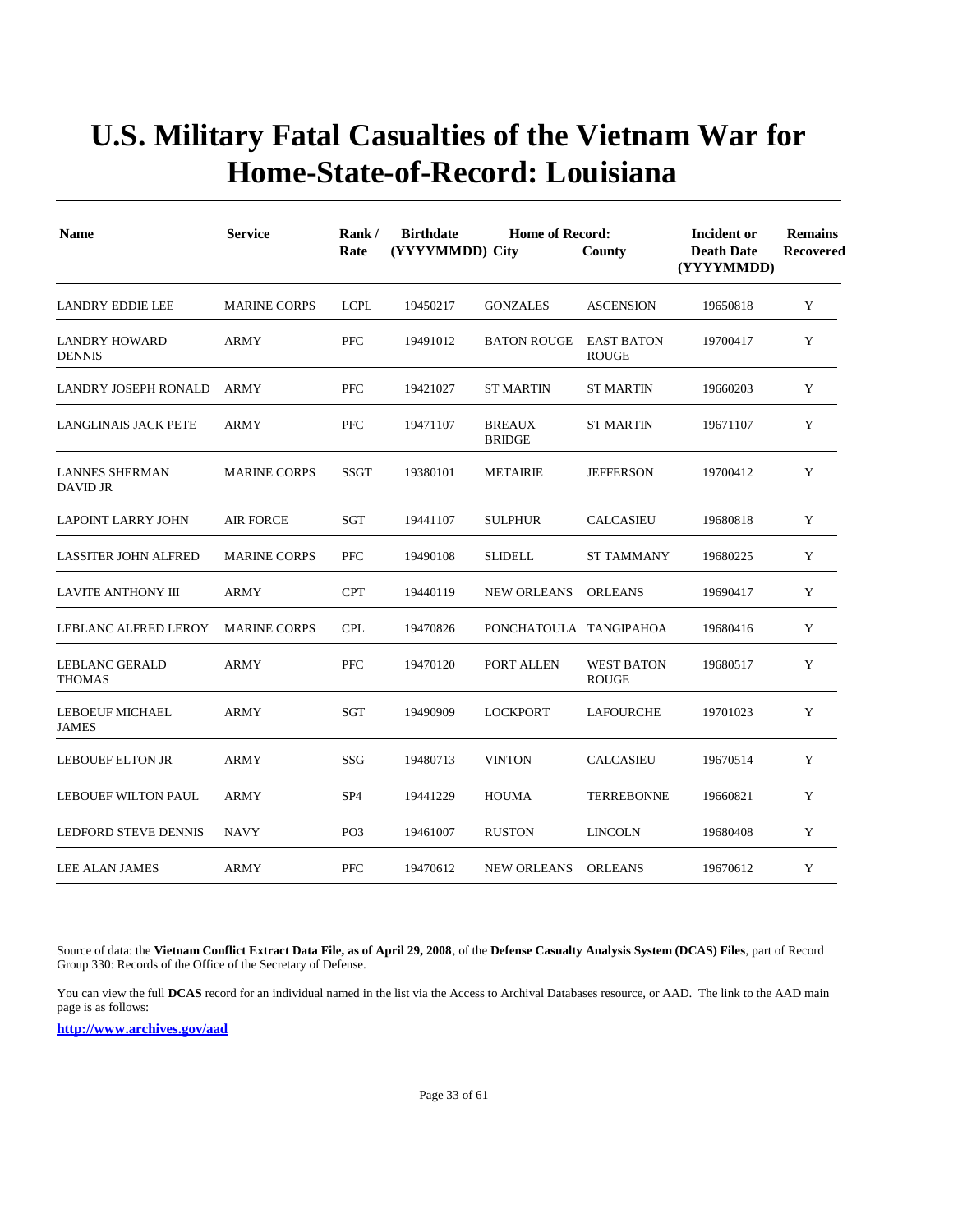# U.S. Military Fatal Casualties of the Vietnam War for Home-State-of-Record: Louisiana

| Name | Service | Rank / Rate | Birthdate (YYYYMMDD) | Home of Record: City | County | Incident or Death Date (YYYYMMDD) | Remains Recovered |
|---|---|---|---|---|---|---|---|
| LANDRY EDDIE LEE | MARINE CORPS | LCPL | 19450217 | GONZALES | ASCENSION | 19650818 | Y |
| LANDRY HOWARD DENNIS | ARMY | PFC | 19491012 | BATON ROUGE | EAST BATON ROUGE | 19700417 | Y |
| LANDRY JOSEPH RONALD | ARMY | PFC | 19421027 | ST MARTIN | ST MARTIN | 19660203 | Y |
| LANGLINAIS JACK PETE | ARMY | PFC | 19471107 | BREAUX BRIDGE | ST MARTIN | 19671107 | Y |
| LANNES SHERMAN DAVID JR | MARINE CORPS | SSGT | 19380101 | METAIRIE | JEFFERSON | 19700412 | Y |
| LAPOINT LARRY JOHN | AIR FORCE | SGT | 19441107 | SULPHUR | CALCASIEU | 19680818 | Y |
| LASSITER JOHN ALFRED | MARINE CORPS | PFC | 19490108 | SLIDELL | ST TAMMANY | 19680225 | Y |
| LAVITE ANTHONY III | ARMY | CPT | 19440119 | NEW ORLEANS | ORLEANS | 19690417 | Y |
| LEBLANC ALFRED LEROY | MARINE CORPS | CPL | 19470826 | PONCHATOULA | TANGIPAHOA | 19680416 | Y |
| LEBLANC GERALD THOMAS | ARMY | PFC | 19470120 | PORT ALLEN | WEST BATON ROUGE | 19680517 | Y |
| LEBOEUF MICHAEL JAMES | ARMY | SGT | 19490909 | LOCKPORT | LAFOURCHE | 19701023 | Y |
| LEBOUEF ELTON JR | ARMY | SSG | 19480713 | VINTON | CALCASIEU | 19670514 | Y |
| LEBOUEF WILTON PAUL | ARMY | SP4 | 19441229 | HOUMA | TERREBONNE | 19660821 | Y |
| LEDFORD STEVE DENNIS | NAVY | PO3 | 19461007 | RUSTON | LINCOLN | 19680408 | Y |
| LEE ALAN JAMES | ARMY | PFC | 19470612 | NEW ORLEANS | ORLEANS | 19670612 | Y |

Source of data: the **Vietnam Conflict Extract Data File, as of April 29, 2008**, of the **Defense Casualty Analysis System (DCAS) Files**, part of Record Group 330: Records of the Office of the Secretary of Defense.

You can view the full **DCAS** record for an individual named in the list via the Access to Archival Databases resource, or AAD. The link to the AAD main page is as follows:

**http://www.archives.gov/aad**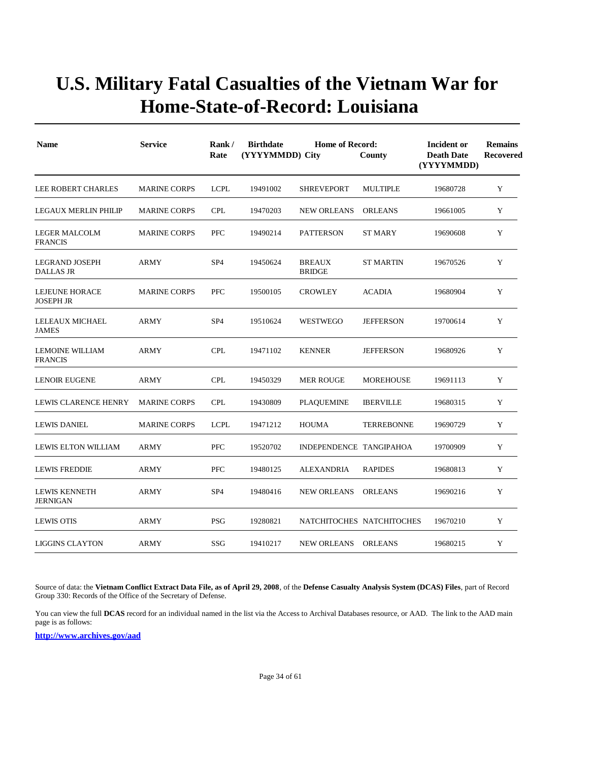# U.S. Military Fatal Casualties of the Vietnam War for Home-State-of-Record: Louisiana

| Name | Service | Rank / Rate | Birthdate (YYYYMMDD) | Home of Record: City | County | Incident or Death Date (YYYYMMDD) | Remains Recovered |
|---|---|---|---|---|---|---|---|
| LEE ROBERT CHARLES | MARINE CORPS | LCPL | 19491002 | SHREVEPORT | MULTIPLE | 19680728 | Y |
| LEGAUX MERLIN PHILIP | MARINE CORPS | CPL | 19470203 | NEW ORLEANS | ORLEANS | 19661005 | Y |
| LEGER MALCOLM FRANCIS | MARINE CORPS | PFC | 19490214 | PATTERSON | ST MARY | 19690608 | Y |
| LEGRAND JOSEPH DALLAS JR | ARMY | SP4 | 19450624 | BREAUX BRIDGE | ST MARTIN | 19670526 | Y |
| LEJEUNE HORACE JOSEPH JR | MARINE CORPS | PFC | 19500105 | CROWLEY | ACADIA | 19680904 | Y |
| LELEAUX MICHAEL JAMES | ARMY | SP4 | 19510624 | WESTWEGO | JEFFERSON | 19700614 | Y |
| LEMOINE WILLIAM FRANCIS | ARMY | CPL | 19471102 | KENNER | JEFFERSON | 19680926 | Y |
| LENOIR EUGENE | ARMY | CPL | 19450329 | MER ROUGE | MOREHOUSE | 19691113 | Y |
| LEWIS CLARENCE HENRY | MARINE CORPS | CPL | 19430809 | PLAQUEMINE | IBERVILLE | 19680315 | Y |
| LEWIS DANIEL | MARINE CORPS | LCPL | 19471212 | HOUMA | TERREBONNE | 19690729 | Y |
| LEWIS ELTON WILLIAM | ARMY | PFC | 19520702 | INDEPENDENCE | TANGIPAHOA | 19700909 | Y |
| LEWIS FREDDIE | ARMY | PFC | 19480125 | ALEXANDRIA | RAPIDES | 19680813 | Y |
| LEWIS KENNETH JERNIGAN | ARMY | SP4 | 19480416 | NEW ORLEANS | ORLEANS | 19690216 | Y |
| LEWIS OTIS | ARMY | PSG | 19280821 | NATCHITOCHES | NATCHITOCHES | 19670210 | Y |
| LIGGINS CLAYTON | ARMY | SSG | 19410217 | NEW ORLEANS | ORLEANS | 19680215 | Y |

Source of data: the **Vietnam Conflict Extract Data File, as of April 29, 2008**, of the **Defense Casualty Analysis System (DCAS) Files**, part of Record Group 330: Records of the Office of the Secretary of Defense.

You can view the full **DCAS** record for an individual named in the list via the Access to Archival Databases resource, or AAD. The link to the AAD main page is as follows:

**http://www.archives.gov/aad**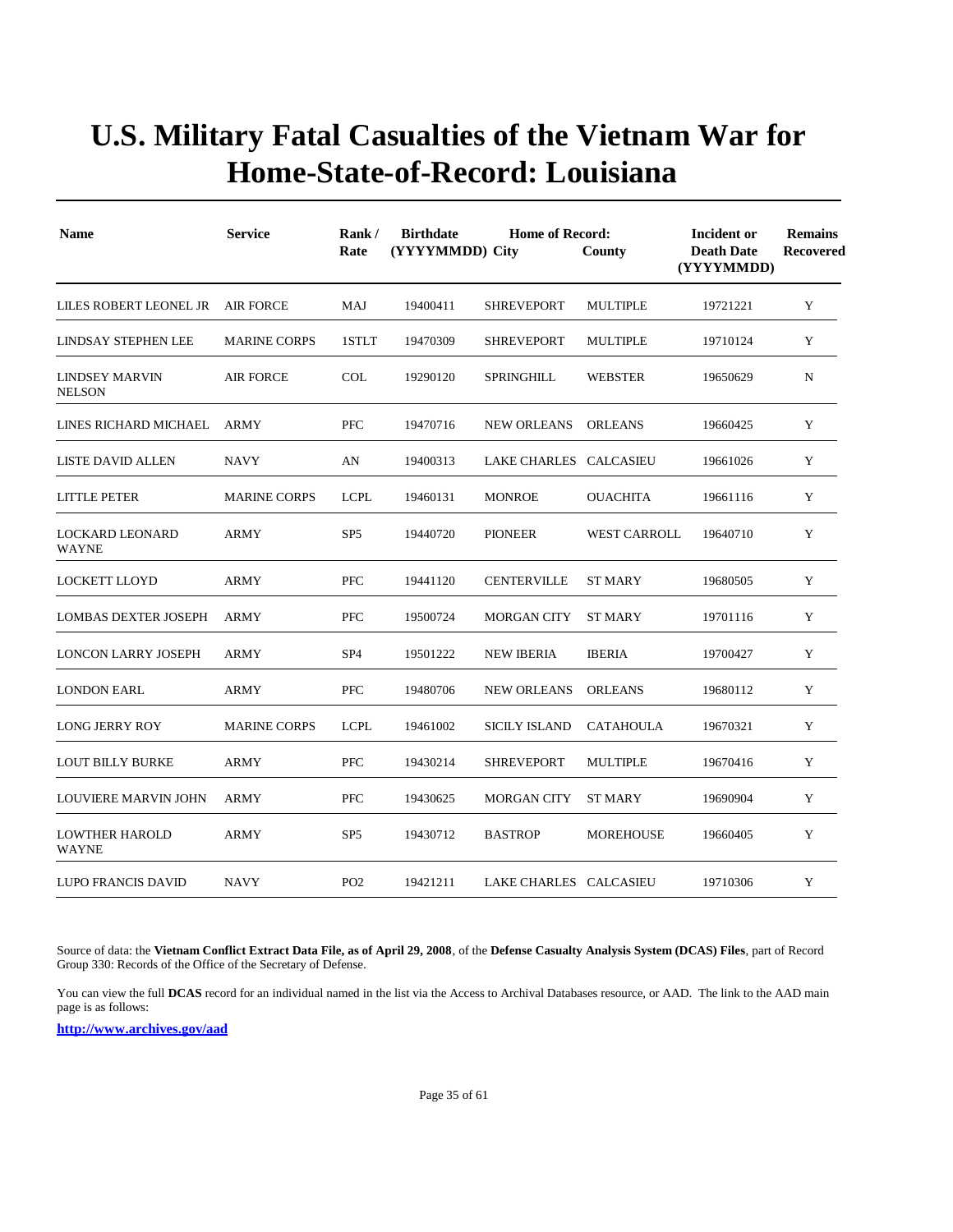# U.S. Military Fatal Casualties of the Vietnam War for Home-State-of-Record: Louisiana

| Name | Service | Rank / Rate | Birthdate (YYYYMMDD) | Home of Record: City | County | Incident or Death Date (YYYYMMDD) | Remains Recovered |
|---|---|---|---|---|---|---|---|
| LILES ROBERT LEONEL JR | AIR FORCE | MAJ | 19400411 | SHREVEPORT | MULTIPLE | 19721221 | Y |
| LINDSAY STEPHEN LEE | MARINE CORPS | 1STLT | 19470309 | SHREVEPORT | MULTIPLE | 19710124 | Y |
| LINDSEY MARVIN NELSON | AIR FORCE | COL | 19290120 | SPRINGHILL | WEBSTER | 19650629 | N |
| LINES RICHARD MICHAEL | ARMY | PFC | 19470716 | NEW ORLEANS | ORLEANS | 19660425 | Y |
| LISTE DAVID ALLEN | NAVY | AN | 19400313 | LAKE CHARLES | CALCASIEU | 19661026 | Y |
| LITTLE PETER | MARINE CORPS | LCPL | 19460131 | MONROE | OUACHITA | 19661116 | Y |
| LOCKARD LEONARD WAYNE | ARMY | SP5 | 19440720 | PIONEER | WEST CARROLL | 19640710 | Y |
| LOCKETT LLOYD | ARMY | PFC | 19441120 | CENTERVILLE | ST MARY | 19680505 | Y |
| LOMBAS DEXTER JOSEPH | ARMY | PFC | 19500724 | MORGAN CITY | ST MARY | 19701116 | Y |
| LONCON LARRY JOSEPH | ARMY | SP4 | 19501222 | NEW IBERIA | IBERIA | 19700427 | Y |
| LONDON EARL | ARMY | PFC | 19480706 | NEW ORLEANS | ORLEANS | 19680112 | Y |
| LONG JERRY ROY | MARINE CORPS | LCPL | 19461002 | SICILY ISLAND | CATAHOULA | 19670321 | Y |
| LOUT BILLY BURKE | ARMY | PFC | 19430214 | SHREVEPORT | MULTIPLE | 19670416 | Y |
| LOUVIERE MARVIN JOHN | ARMY | PFC | 19430625 | MORGAN CITY | ST MARY | 19690904 | Y |
| LOWTHER HAROLD WAYNE | ARMY | SP5 | 19430712 | BASTROP | MOREHOUSE | 19660405 | Y |
| LUPO FRANCIS DAVID | NAVY | PO2 | 19421211 | LAKE CHARLES | CALCASIEU | 19710306 | Y |

Source of data: the **Vietnam Conflict Extract Data File, as of April 29, 2008**, of the **Defense Casualty Analysis System (DCAS) Files**, part of Record Group 330: Records of the Office of the Secretary of Defense.

You can view the full **DCAS** record for an individual named in the list via the Access to Archival Databases resource, or AAD. The link to the AAD main page is as follows:

**http://www.archives.gov/aad**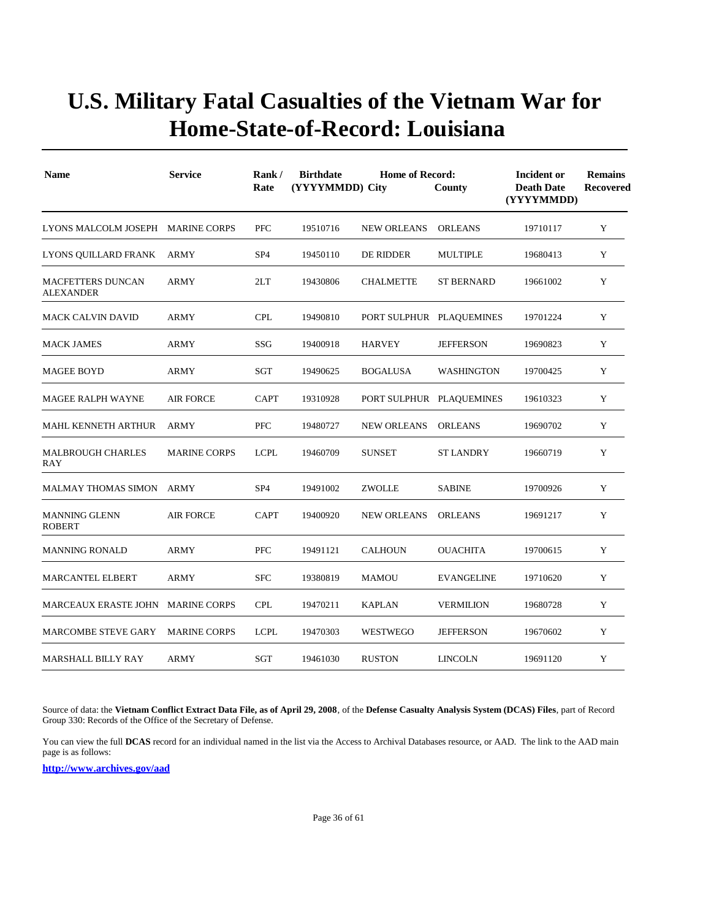# U.S. Military Fatal Casualties of the Vietnam War for Home-State-of-Record: Louisiana

| Name | Service | Rank / Rate | Birthdate (YYYYMMDD) | Home of Record: City | County | Incident or Death Date (YYYYMMDD) | Remains Recovered |
|---|---|---|---|---|---|---|---|
| LYONS MALCOLM JOSEPH | MARINE CORPS | PFC | 19510716 | NEW ORLEANS | ORLEANS | 19710117 | Y |
| LYONS QUILLARD FRANK | ARMY | SP4 | 19450110 | DE RIDDER | MULTIPLE | 19680413 | Y |
| MACFETTERS DUNCAN ALEXANDER | ARMY | 2LT | 19430806 | CHALMETTE | ST BERNARD | 19661002 | Y |
| MACK CALVIN DAVID | ARMY | CPL | 19490810 | PORT SULPHUR | PLAQUEMINES | 19701224 | Y |
| MACK JAMES | ARMY | SSG | 19400918 | HARVEY | JEFFERSON | 19690823 | Y |
| MAGEE BOYD | ARMY | SGT | 19490625 | BOGALUSA | WASHINGTON | 19700425 | Y |
| MAGEE RALPH WAYNE | AIR FORCE | CAPT | 19310928 | PORT SULPHUR | PLAQUEMINES | 19610323 | Y |
| MAHL KENNETH ARTHUR | ARMY | PFC | 19480727 | NEW ORLEANS | ORLEANS | 19690702 | Y |
| MALBROUGH CHARLES RAY | MARINE CORPS | LCPL | 19460709 | SUNSET | ST LANDRY | 19660719 | Y |
| MALMAY THOMAS SIMON | ARMY | SP4 | 19491002 | ZWOLLE | SABINE | 19700926 | Y |
| MANNING GLENN ROBERT | AIR FORCE | CAPT | 19400920 | NEW ORLEANS | ORLEANS | 19691217 | Y |
| MANNING RONALD | ARMY | PFC | 19491121 | CALHOUN | OUACHITA | 19700615 | Y |
| MARCANTEL ELBERT | ARMY | SFC | 19380819 | MAMOU | EVANGELINE | 19710620 | Y |
| MARCEAUX ERASTE JOHN | MARINE CORPS | CPL | 19470211 | KAPLAN | VERMILION | 19680728 | Y |
| MARCOMBE STEVE GARY | MARINE CORPS | LCPL | 19470303 | WESTWEGO | JEFFERSON | 19670602 | Y |
| MARSHALL BILLY RAY | ARMY | SGT | 19461030 | RUSTON | LINCOLN | 19691120 | Y |

Source of data: the **Vietnam Conflict Extract Data File, as of April 29, 2008**, of the **Defense Casualty Analysis System (DCAS) Files**, part of Record Group 330: Records of the Office of the Secretary of Defense.

You can view the full **DCAS** record for an individual named in the list via the Access to Archival Databases resource, or AAD. The link to the AAD main page is as follows:

**http://www.archives.gov/aad**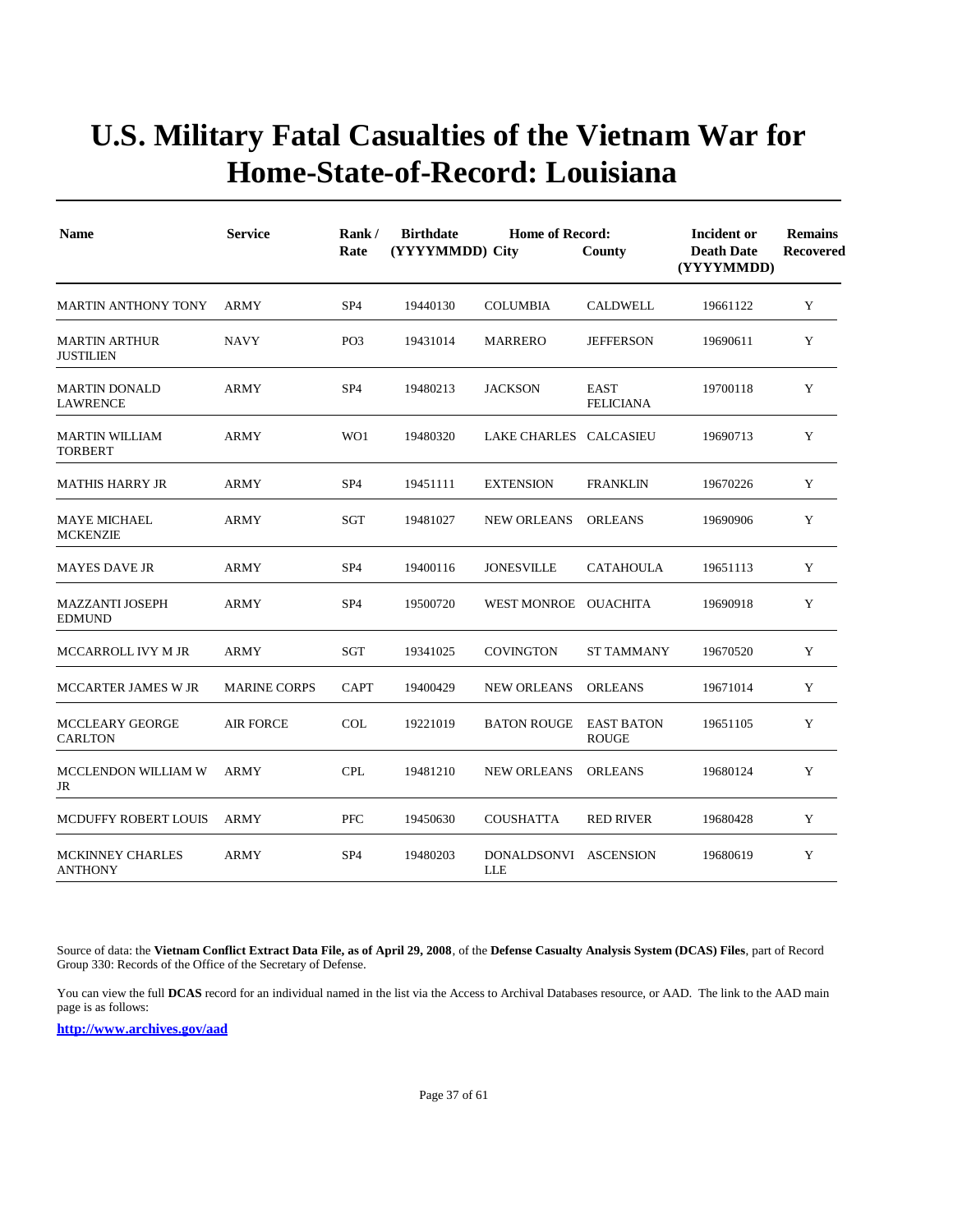# U.S. Military Fatal Casualties of the Vietnam War for Home-State-of-Record: Louisiana

| Name | Service | Rank / Rate | Birthdate (YYYYMMDD) | Home of Record: City | County | Incident or Death Date (YYYYMMDD) | Remains Recovered |
|---|---|---|---|---|---|---|---|
| MARTIN ANTHONY TONY | ARMY | SP4 | 19440130 | COLUMBIA | CALDWELL | 19661122 | Y |
| MARTIN ARTHUR JUSTILIEN | NAVY | PO3 | 19431014 | MARRERO | JEFFERSON | 19690611 | Y |
| MARTIN DONALD LAWRENCE | ARMY | SP4 | 19480213 | JACKSON | EAST FELICIANA | 19700118 | Y |
| MARTIN WILLIAM TORBERT | ARMY | WO1 | 19480320 | LAKE CHARLES | CALCASIEU | 19690713 | Y |
| MATHIS HARRY JR | ARMY | SP4 | 19451111 | EXTENSION | FRANKLIN | 19670226 | Y |
| MAYE MICHAEL MCKENZIE | ARMY | SGT | 19481027 | NEW ORLEANS | ORLEANS | 19690906 | Y |
| MAYES DAVE JR | ARMY | SP4 | 19400116 | JONESVILLE | CATAHOULA | 19651113 | Y |
| MAZZANTI JOSEPH EDMUND | ARMY | SP4 | 19500720 | WEST MONROE | OUACHITA | 19690918 | Y |
| MCCARROLL IVY M JR | ARMY | SGT | 19341025 | COVINGTON | ST TAMMANY | 19670520 | Y |
| MCCARTER JAMES W JR | MARINE CORPS | CAPT | 19400429 | NEW ORLEANS | ORLEANS | 19671014 | Y |
| MCCLEARY GEORGE CARLTON | AIR FORCE | COL | 19221019 | BATON ROUGE | EAST BATON ROUGE | 19651105 | Y |
| MCCLENDON WILLIAM W JR | ARMY | CPL | 19481210 | NEW ORLEANS | ORLEANS | 19680124 | Y |
| MCDUFFY ROBERT LOUIS | ARMY | PFC | 19450630 | COUSHATTA | RED RIVER | 19680428 | Y |
| MCKINNEY CHARLES ANTHONY | ARMY | SP4 | 19480203 | DONALDSONVILLE | ASCENSION | 19680619 | Y |

Source of data: the **Vietnam Conflict Extract Data File, as of April 29, 2008**, of the **Defense Casualty Analysis System (DCAS) Files**, part of Record Group 330: Records of the Office of the Secretary of Defense.

You can view the full **DCAS** record for an individual named in the list via the Access to Archival Databases resource, or AAD. The link to the AAD main page is as follows:

**http://www.archives.gov/aad**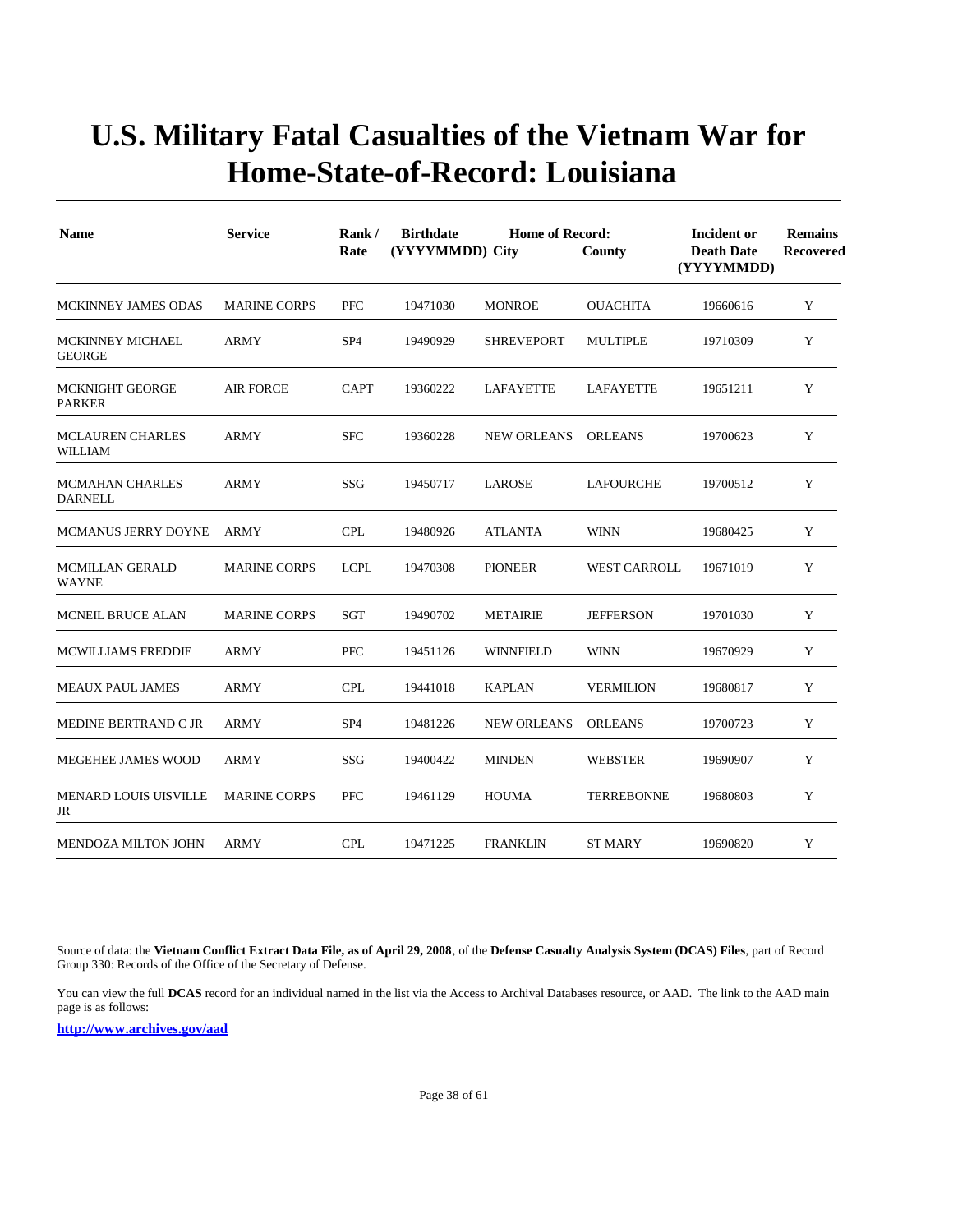# U.S. Military Fatal Casualties of the Vietnam War for Home-State-of-Record: Louisiana

| Name | Service | Rank / Rate | Birthdate (YYYYMMDD) | Home of Record: City | County | Incident or Death Date (YYYYMMDD) | Remains Recovered |
|---|---|---|---|---|---|---|---|
| MCKINNEY JAMES ODAS | MARINE CORPS | PFC | 19471030 | MONROE | OUACHITA | 19660616 | Y |
| MCKINNEY MICHAEL GEORGE | ARMY | SP4 | 19490929 | SHREVEPORT | MULTIPLE | 19710309 | Y |
| MCKNIGHT GEORGE PARKER | AIR FORCE | CAPT | 19360222 | LAFAYETTE | LAFAYETTE | 19651211 | Y |
| MCLAUREN CHARLES WILLIAM | ARMY | SFC | 19360228 | NEW ORLEANS | ORLEANS | 19700623 | Y |
| MCMAHAN CHARLES DARNELL | ARMY | SSG | 19450717 | LAROSE | LAFOURCHE | 19700512 | Y |
| MCMANUS JERRY DOYNE | ARMY | CPL | 19480926 | ATLANTA | WINN | 19680425 | Y |
| MCMILLAN GERALD WAYNE | MARINE CORPS | LCPL | 19470308 | PIONEER | WEST CARROLL | 19671019 | Y |
| MCNEIL BRUCE ALAN | MARINE CORPS | SGT | 19490702 | METAIRIE | JEFFERSON | 19701030 | Y |
| MCWILLIAMS FREDDIE | ARMY | PFC | 19451126 | WINNFIELD | WINN | 19670929 | Y |
| MEAUX PAUL JAMES | ARMY | CPL | 19441018 | KAPLAN | VERMILION | 19680817 | Y |
| MEDINE BERTRAND C JR | ARMY | SP4 | 19481226 | NEW ORLEANS | ORLEANS | 19700723 | Y |
| MEGEHEE JAMES WOOD | ARMY | SSG | 19400422 | MINDEN | WEBSTER | 19690907 | Y |
| MENARD LOUIS UISVILLE JR | MARINE CORPS | PFC | 19461129 | HOUMA | TERREBONNE | 19680803 | Y |
| MENDOZA MILTON JOHN | ARMY | CPL | 19471225 | FRANKLIN | ST MARY | 19690820 | Y |

Source of data: the **Vietnam Conflict Extract Data File, as of April 29, 2008**, of the **Defense Casualty Analysis System (DCAS) Files**, part of Record Group 330: Records of the Office of the Secretary of Defense.

You can view the full **DCAS** record for an individual named in the list via the Access to Archival Databases resource, or AAD. The link to the AAD main page is as follows:

**http://www.archives.gov/aad**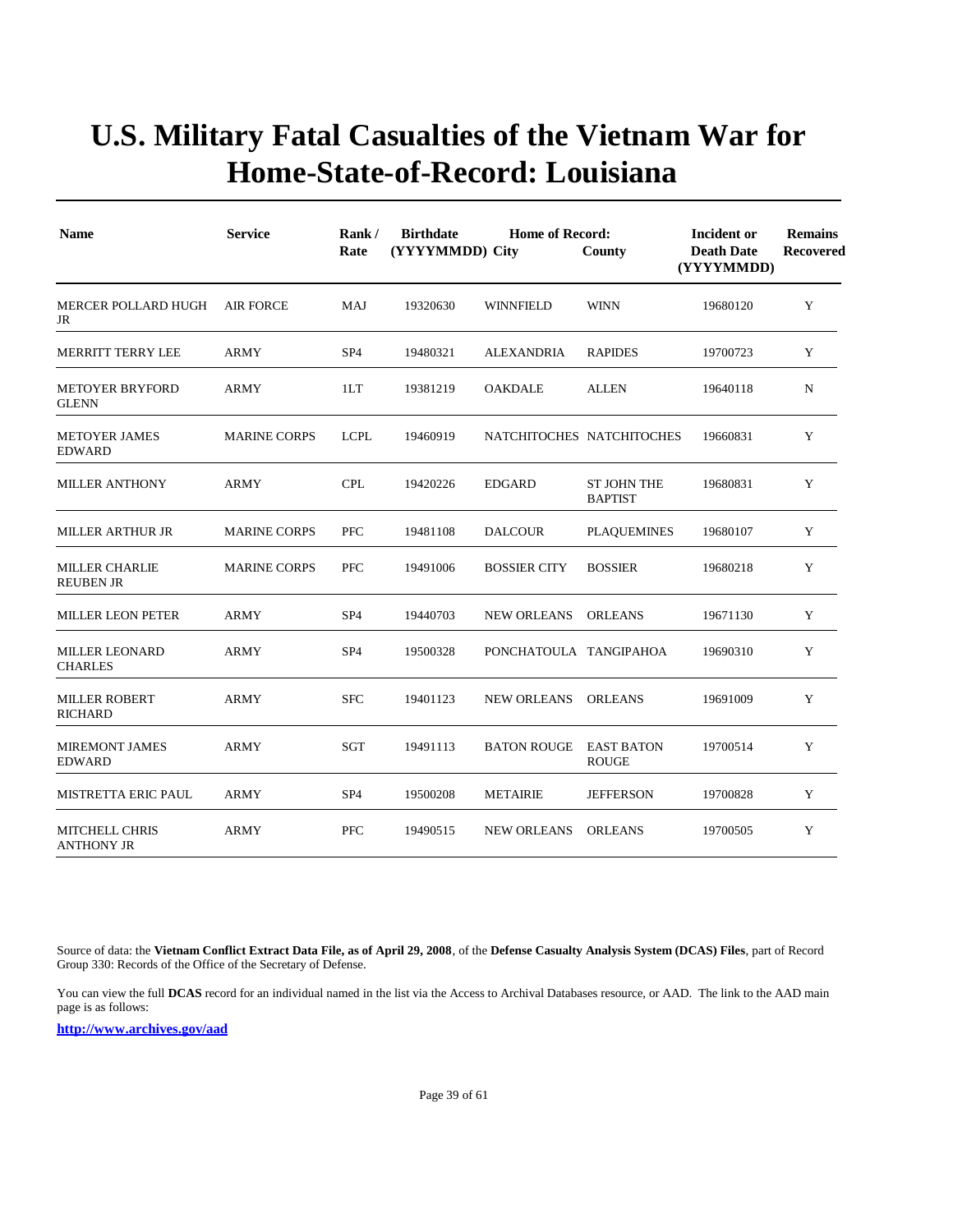# U.S. Military Fatal Casualties of the Vietnam War for Home-State-of-Record: Louisiana

| Name | Service | Rank / Rate | Birthdate (YYYYMMDD) | Home of Record: City | County | Incident or Death Date (YYYYMMDD) | Remains Recovered |
|---|---|---|---|---|---|---|---|
| MERCER POLLARD HUGH JR | AIR FORCE | MAJ | 19320630 | WINNFIELD | WINN | 19680120 | Y |
| MERRITT TERRY LEE | ARMY | SP4 | 19480321 | ALEXANDRIA | RAPIDES | 19700723 | Y |
| METOYER BRYFORD GLENN | ARMY | 1LT | 19381219 | OAKDALE | ALLEN | 19640118 | N |
| METOYER JAMES EDWARD | MARINE CORPS | LCPL | 19460919 | NATCHITOCHES | NATCHITOCHES | 19660831 | Y |
| MILLER ANTHONY | ARMY | CPL | 19420226 | EDGARD | ST JOHN THE BAPTIST | 19680831 | Y |
| MILLER ARTHUR JR | MARINE CORPS | PFC | 19481108 | DALCOUR | PLAQUEMINES | 19680107 | Y |
| MILLER CHARLIE REUBEN JR | MARINE CORPS | PFC | 19491006 | BOSSIER CITY | BOSSIER | 19680218 | Y |
| MILLER LEON PETER | ARMY | SP4 | 19440703 | NEW ORLEANS | ORLEANS | 19671130 | Y |
| MILLER LEONARD CHARLES | ARMY | SP4 | 19500328 | PONCHATOULA | TANGIPAHOA | 19690310 | Y |
| MILLER ROBERT RICHARD | ARMY | SFC | 19401123 | NEW ORLEANS | ORLEANS | 19691009 | Y |
| MIREMONT JAMES EDWARD | ARMY | SGT | 19491113 | BATON ROUGE | EAST BATON ROUGE | 19700514 | Y |
| MISTRETTA ERIC PAUL | ARMY | SP4 | 19500208 | METAIRIE | JEFFERSON | 19700828 | Y |
| MITCHELL CHRIS ANTHONY JR | ARMY | PFC | 19490515 | NEW ORLEANS | ORLEANS | 19700505 | Y |

Source of data: the **Vietnam Conflict Extract Data File, as of April 29, 2008**, of the **Defense Casualty Analysis System (DCAS) Files**, part of Record Group 330: Records of the Office of the Secretary of Defense.

You can view the full **DCAS** record for an individual named in the list via the Access to Archival Databases resource, or AAD. The link to the AAD main page is as follows:

**http://www.archives.gov/aad**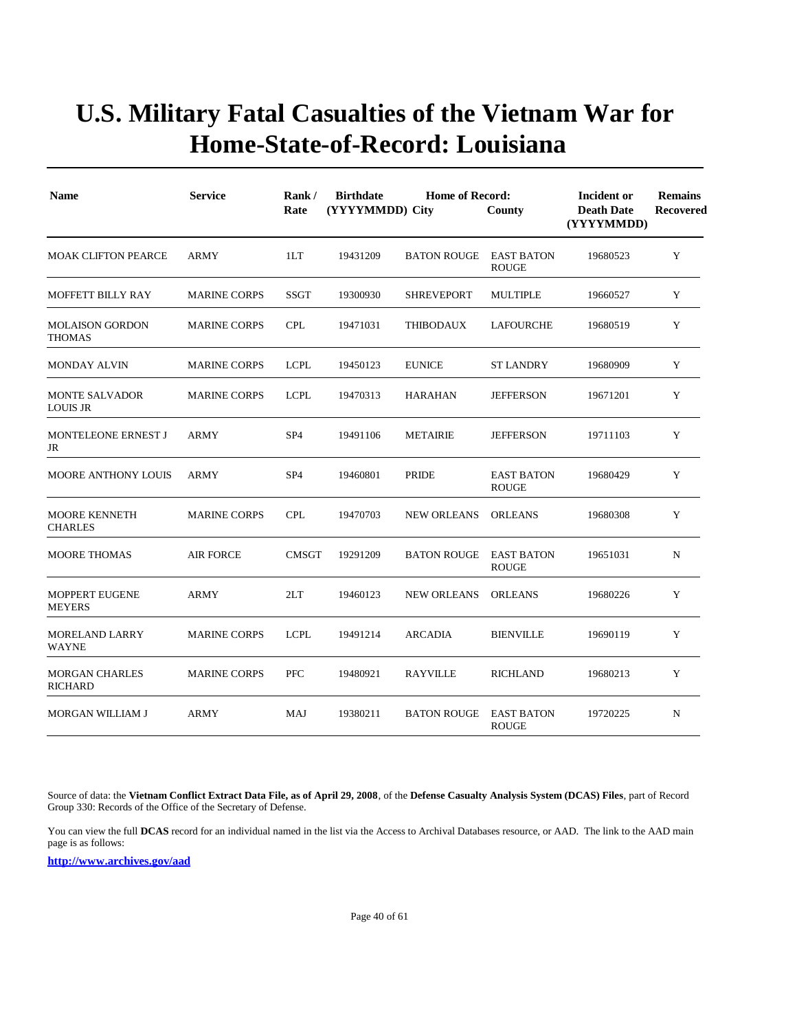# U.S. Military Fatal Casualties of the Vietnam War for Home-State-of-Record: Louisiana

| Name | Service | Rank / Rate | Birthdate (YYYYMMDD) | Home of Record: City | County | Incident or Death Date (YYYYMMDD) | Remains Recovered |
|---|---|---|---|---|---|---|---|
| MOAK CLIFTON PEARCE | ARMY | 1LT | 19431209 | BATON ROUGE | EAST BATON ROUGE | 19680523 | Y |
| MOFFETT BILLY RAY | MARINE CORPS | SSGT | 19300930 | SHREVEPORT | MULTIPLE | 19660527 | Y |
| MOLAISON GORDON THOMAS | MARINE CORPS | CPL | 19471031 | THIBODAUX | LAFOURCHE | 19680519 | Y |
| MONDAY ALVIN | MARINE CORPS | LCPL | 19450123 | EUNICE | ST LANDRY | 19680909 | Y |
| MONTE SALVADOR LOUIS JR | MARINE CORPS | LCPL | 19470313 | HARAHAN | JEFFERSON | 19671201 | Y |
| MONTELEONE ERNEST J JR | ARMY | SP4 | 19491106 | METAIRIE | JEFFERSON | 19711103 | Y |
| MOORE ANTHONY LOUIS | ARMY | SP4 | 19460801 | PRIDE | EAST BATON ROUGE | 19680429 | Y |
| MOORE KENNETH CHARLES | MARINE CORPS | CPL | 19470703 | NEW ORLEANS | ORLEANS | 19680308 | Y |
| MOORE THOMAS | AIR FORCE | CMSGT | 19291209 | BATON ROUGE | EAST BATON ROUGE | 19651031 | N |
| MOPPERT EUGENE MEYERS | ARMY | 2LT | 19460123 | NEW ORLEANS | ORLEANS | 19680226 | Y |
| MORELAND LARRY WAYNE | MARINE CORPS | LCPL | 19491214 | ARCADIA | BIENVILLE | 19690119 | Y |
| MORGAN CHARLES RICHARD | MARINE CORPS | PFC | 19480921 | RAYVILLE | RICHLAND | 19680213 | Y |
| MORGAN WILLIAM J | ARMY | MAJ | 19380211 | BATON ROUGE | EAST BATON ROUGE | 19720225 | N |

Source of data: the **Vietnam Conflict Extract Data File, as of April 29, 2008**, of the **Defense Casualty Analysis System (DCAS) Files**, part of Record Group 330: Records of the Office of the Secretary of Defense.

You can view the full **DCAS** record for an individual named in the list via the Access to Archival Databases resource, or AAD. The link to the AAD main page is as follows:

**http://www.archives.gov/aad**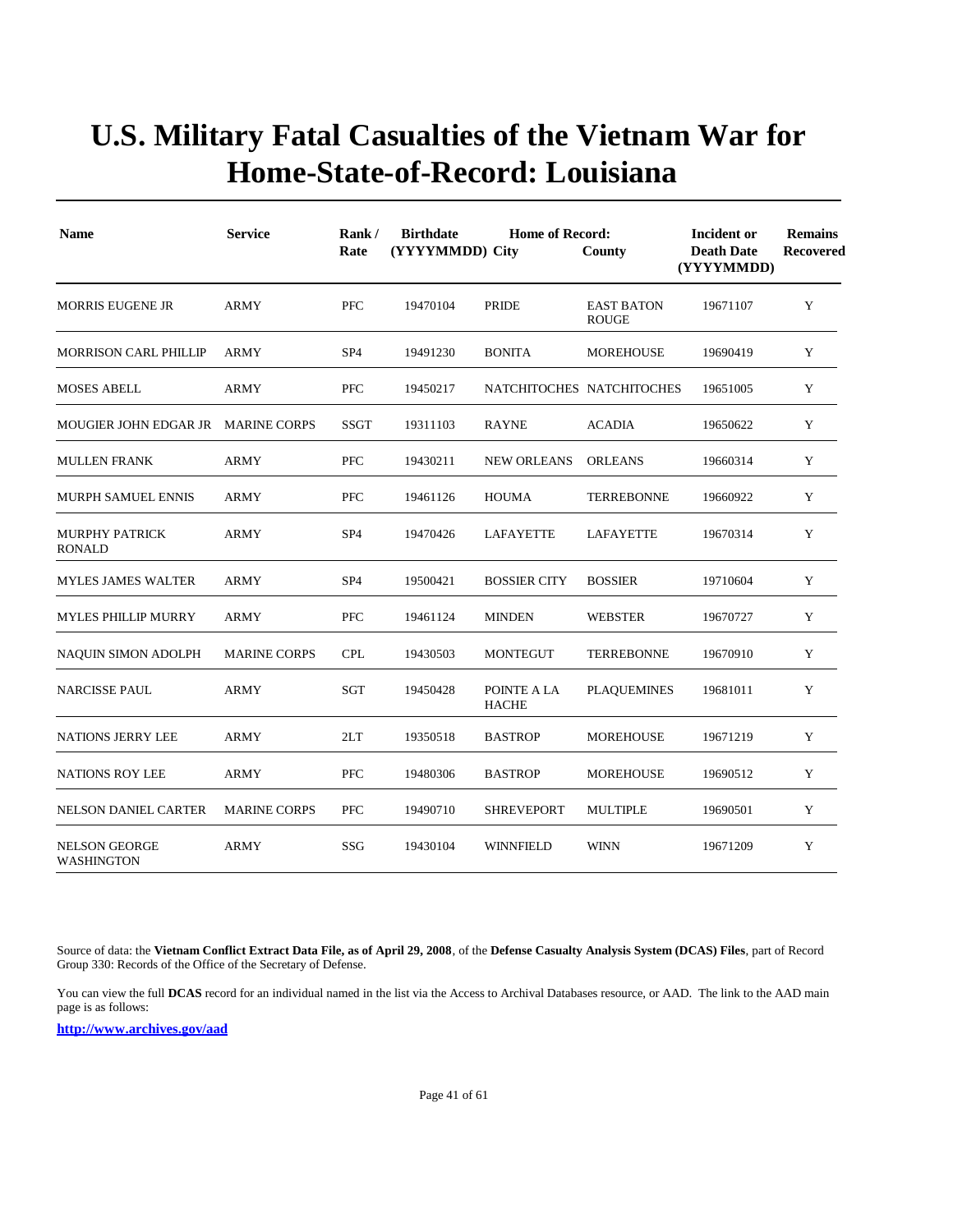# U.S. Military Fatal Casualties of the Vietnam War for Home-State-of-Record: Louisiana

| Name | Service | Rank / Rate | Birthdate (YYYYMMDD) | Home of Record: City | County | Incident or Death Date (YYYYMMDD) | Remains Recovered |
|---|---|---|---|---|---|---|---|
| MORRIS EUGENE JR | ARMY | PFC | 19470104 | PRIDE | EAST BATON ROUGE | 19671107 | Y |
| MORRISON CARL PHILLIP | ARMY | SP4 | 19491230 | BONITA | MOREHOUSE | 19690419 | Y |
| MOSES ABELL | ARMY | PFC | 19450217 | NATCHITOCHES | NATCHITOCHES | 19651005 | Y |
| MOUGIER JOHN EDGAR JR | MARINE CORPS | SSGT | 19311103 | RAYNE | ACADIA | 19650622 | Y |
| MULLEN FRANK | ARMY | PFC | 19430211 | NEW ORLEANS | ORLEANS | 19660314 | Y |
| MURPH SAMUEL ENNIS | ARMY | PFC | 19461126 | HOUMA | TERREBONNE | 19660922 | Y |
| MURPHY PATRICK RONALD | ARMY | SP4 | 19470426 | LAFAYETTE | LAFAYETTE | 19670314 | Y |
| MYLES JAMES WALTER | ARMY | SP4 | 19500421 | BOSSIER CITY | BOSSIER | 19710604 | Y |
| MYLES PHILLIP MURRY | ARMY | PFC | 19461124 | MINDEN | WEBSTER | 19670727 | Y |
| NAQUIN SIMON ADOLPH | MARINE CORPS | CPL | 19430503 | MONTEGUT | TERREBONNE | 19670910 | Y |
| NARCISSE PAUL | ARMY | SGT | 19450428 | POINTE A LA HACHE | PLAQUEMINES | 19681011 | Y |
| NATIONS JERRY LEE | ARMY | 2LT | 19350518 | BASTROP | MOREHOUSE | 19671219 | Y |
| NATIONS ROY LEE | ARMY | PFC | 19480306 | BASTROP | MOREHOUSE | 19690512 | Y |
| NELSON DANIEL CARTER | MARINE CORPS | PFC | 19490710 | SHREVEPORT | MULTIPLE | 19690501 | Y |
| NELSON GEORGE WASHINGTON | ARMY | SSG | 19430104 | WINNFIELD | WINN | 19671209 | Y |

Source of data: the **Vietnam Conflict Extract Data File, as of April 29, 2008**, of the **Defense Casualty Analysis System (DCAS) Files**, part of Record Group 330: Records of the Office of the Secretary of Defense.

You can view the full **DCAS** record for an individual named in the list via the Access to Archival Databases resource, or AAD. The link to the AAD main page is as follows:

**http://www.archives.gov/aad**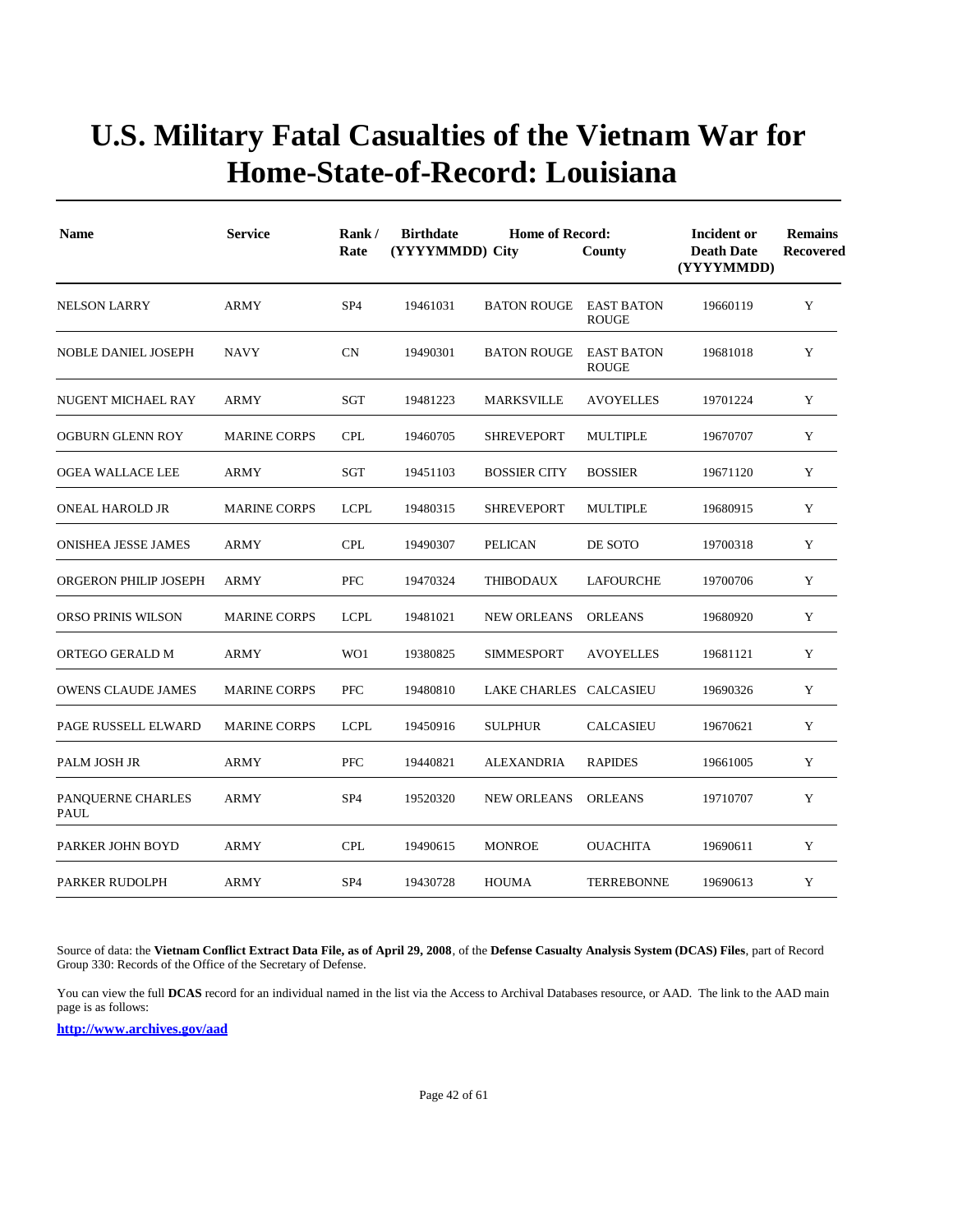# U.S. Military Fatal Casualties of the Vietnam War for Home-State-of-Record: Louisiana

| Name | Service | Rank / Rate | Birthdate (YYYYMMDD) | Home of Record: City | County | Incident or Death Date (YYYYMMDD) | Remains Recovered |
|---|---|---|---|---|---|---|---|
| NELSON LARRY | ARMY | SP4 | 19461031 | BATON ROUGE | EAST BATON ROUGE | 19660119 | Y |
| NOBLE DANIEL JOSEPH | NAVY | CN | 19490301 | BATON ROUGE | EAST BATON ROUGE | 19681018 | Y |
| NUGENT MICHAEL RAY | ARMY | SGT | 19481223 | MARKSVILLE | AVOYELLES | 19701224 | Y |
| OGBURN GLENN ROY | MARINE CORPS | CPL | 19460705 | SHREVEPORT | MULTIPLE | 19670707 | Y |
| OGEA WALLACE LEE | ARMY | SGT | 19451103 | BOSSIER CITY | BOSSIER | 19671120 | Y |
| ONEAL HAROLD JR | MARINE CORPS | LCPL | 19480315 | SHREVEPORT | MULTIPLE | 19680915 | Y |
| ONISHEA JESSE JAMES | ARMY | CPL | 19490307 | PELICAN | DE SOTO | 19700318 | Y |
| ORGERON PHILIP JOSEPH | ARMY | PFC | 19470324 | THIBODAUX | LAFOURCHE | 19700706 | Y |
| ORSO PRINIS WILSON | MARINE CORPS | LCPL | 19481021 | NEW ORLEANS | ORLEANS | 19680920 | Y |
| ORTEGO GERALD M | ARMY | WO1 | 19380825 | SIMMESPORT | AVOYELLES | 19681121 | Y |
| OWENS CLAUDE JAMES | MARINE CORPS | PFC | 19480810 | LAKE CHARLES | CALCASIEU | 19690326 | Y |
| PAGE RUSSELL ELWARD | MARINE CORPS | LCPL | 19450916 | SULPHUR | CALCASIEU | 19670621 | Y |
| PALM JOSH JR | ARMY | PFC | 19440821 | ALEXANDRIA | RAPIDES | 19661005 | Y |
| PANQUERNE CHARLES PAUL | ARMY | SP4 | 19520320 | NEW ORLEANS | ORLEANS | 19710707 | Y |
| PARKER JOHN BOYD | ARMY | CPL | 19490615 | MONROE | OUACHITA | 19690611 | Y |
| PARKER RUDOLPH | ARMY | SP4 | 19430728 | HOUMA | TERREBONNE | 19690613 | Y |

Source of data: the **Vietnam Conflict Extract Data File, as of April 29, 2008**, of the **Defense Casualty Analysis System (DCAS) Files**, part of Record Group 330: Records of the Office of the Secretary of Defense.

You can view the full **DCAS** record for an individual named in the list via the Access to Archival Databases resource, or AAD. The link to the AAD main page is as follows:

**http://www.archives.gov/aad**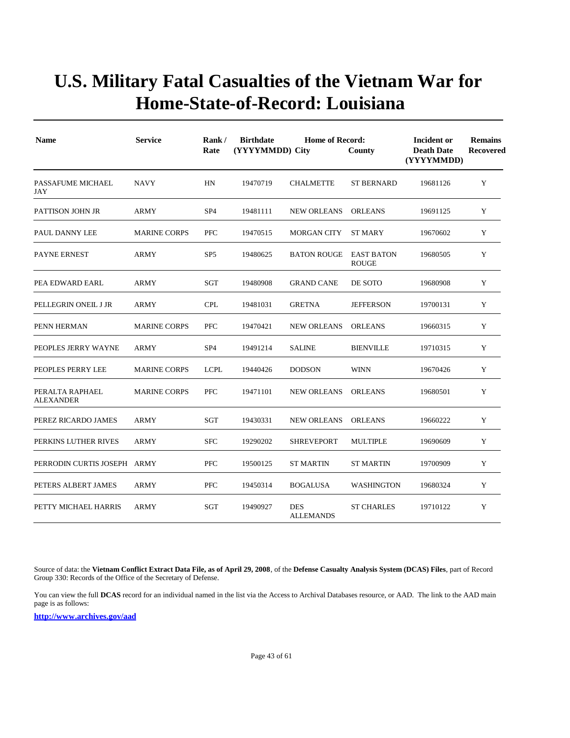# U.S. Military Fatal Casualties of the Vietnam War for Home-State-of-Record: Louisiana

| Name | Service | Rank / Rate | Birthdate (YYYYMMDD) | Home of Record: City | County | Incident or Death Date (YYYYMMDD) | Remains Recovered |
|---|---|---|---|---|---|---|---|
| PASSAFUME MICHAEL JAY | NAVY | HN | 19470719 | CHALMETTE | ST BERNARD | 19681126 | Y |
| PATTISON JOHN JR | ARMY | SP4 | 19481111 | NEW ORLEANS | ORLEANS | 19691125 | Y |
| PAUL DANNY LEE | MARINE CORPS | PFC | 19470515 | MORGAN CITY | ST MARY | 19670602 | Y |
| PAYNE ERNEST | ARMY | SP5 | 19480625 | BATON ROUGE | EAST BATON ROUGE | 19680505 | Y |
| PEA EDWARD EARL | ARMY | SGT | 19480908 | GRAND CANE | DE SOTO | 19680908 | Y |
| PELLEGRIN ONEIL J JR | ARMY | CPL | 19481031 | GRETNA | JEFFERSON | 19700131 | Y |
| PENN HERMAN | MARINE CORPS | PFC | 19470421 | NEW ORLEANS | ORLEANS | 19660315 | Y |
| PEOPLES JERRY WAYNE | ARMY | SP4 | 19491214 | SALINE | BIENVILLE | 19710315 | Y |
| PEOPLES PERRY LEE | MARINE CORPS | LCPL | 19440426 | DODSON | WINN | 19670426 | Y |
| PERALTA RAPHAEL ALEXANDER | MARINE CORPS | PFC | 19471101 | NEW ORLEANS | ORLEANS | 19680501 | Y |
| PEREZ RICARDO JAMES | ARMY | SGT | 19430331 | NEW ORLEANS | ORLEANS | 19660222 | Y |
| PERKINS LUTHER RIVES | ARMY | SFC | 19290202 | SHREVEPORT | MULTIPLE | 19690609 | Y |
| PERRODIN CURTIS JOSEPH | ARMY | PFC | 19500125 | ST MARTIN | ST MARTIN | 19700909 | Y |
| PETERS ALBERT JAMES | ARMY | PFC | 19450314 | BOGALUSA | WASHINGTON | 19680324 | Y |
| PETTY MICHAEL HARRIS | ARMY | SGT | 19490927 | DES ALLEMANDS | ST CHARLES | 19710122 | Y |

Source of data: the **Vietnam Conflict Extract Data File, as of April 29, 2008**, of the **Defense Casualty Analysis System (DCAS) Files**, part of Record Group 330: Records of the Office of the Secretary of Defense.

You can view the full **DCAS** record for an individual named in the list via the Access to Archival Databases resource, or AAD. The link to the AAD main page is as follows:

**http://www.archives.gov/aad**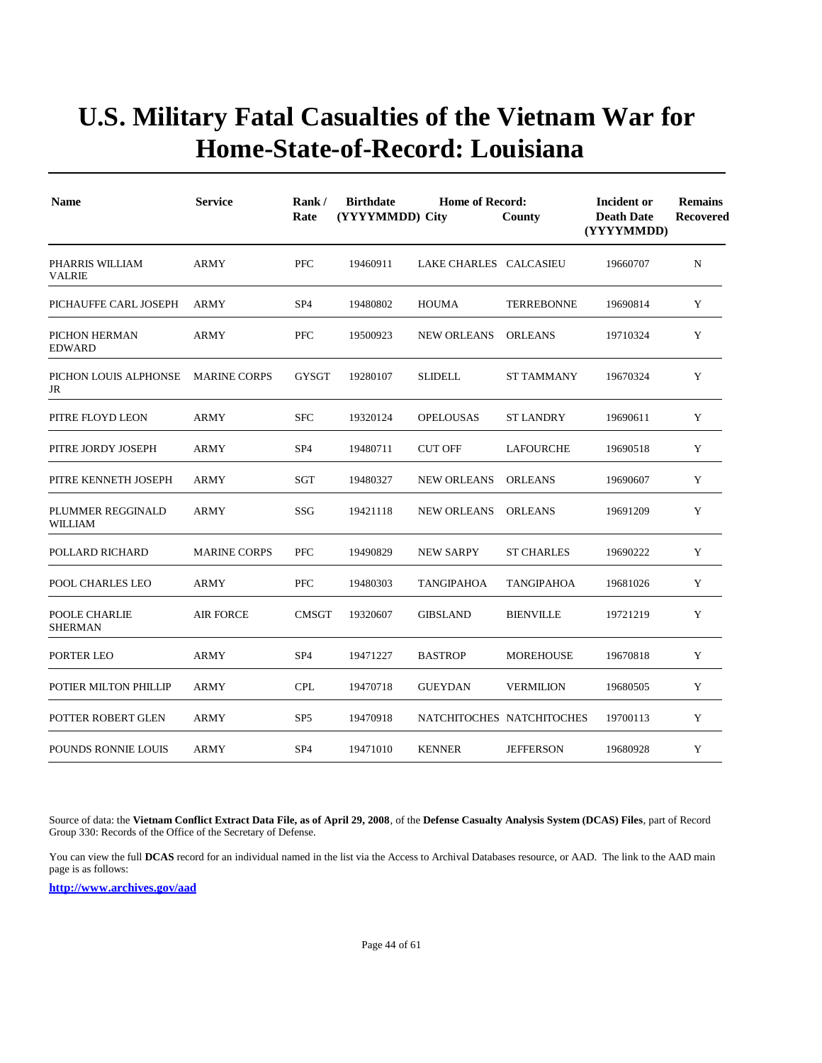# U.S. Military Fatal Casualties of the Vietnam War for Home-State-of-Record: Louisiana

| Name | Service | Rank / Rate | Birthdate (YYYYMMDD) | Home of Record: City | County | Incident or Death Date (YYYYMMDD) | Remains Recovered |
|---|---|---|---|---|---|---|---|
| PHARRIS WILLIAM VALRIE | ARMY | PFC | 19460911 | LAKE CHARLES | CALCASIEU | 19660707 | N |
| PICHAUFFE CARL JOSEPH | ARMY | SP4 | 19480802 | HOUMA | TERREBONNE | 19690814 | Y |
| PICHON HERMAN EDWARD | ARMY | PFC | 19500923 | NEW ORLEANS | ORLEANS | 19710324 | Y |
| PICHON LOUIS ALPHONSE JR | MARINE CORPS | GYSGT | 19280107 | SLIDELL | ST TAMMANY | 19670324 | Y |
| PITRE FLOYD LEON | ARMY | SFC | 19320124 | OPELOUSAS | ST LANDRY | 19690611 | Y |
| PITRE JORDY JOSEPH | ARMY | SP4 | 19480711 | CUT OFF | LAFOURCHE | 19690518 | Y |
| PITRE KENNETH JOSEPH | ARMY | SGT | 19480327 | NEW ORLEANS | ORLEANS | 19690607 | Y |
| PLUMMER REGGINALD WILLIAM | ARMY | SSG | 19421118 | NEW ORLEANS | ORLEANS | 19691209 | Y |
| POLLARD RICHARD | MARINE CORPS | PFC | 19490829 | NEW SARPY | ST CHARLES | 19690222 | Y |
| POOL CHARLES LEO | ARMY | PFC | 19480303 | TANGIPAHOA | TANGIPAHOA | 19681026 | Y |
| POOLE CHARLIE SHERMAN | AIR FORCE | CMSGT | 19320607 | GIBSLAND | BIENVILLE | 19721219 | Y |
| PORTER LEO | ARMY | SP4 | 19471227 | BASTROP | MOREHOUSE | 19670818 | Y |
| POTIER MILTON PHILLIP | ARMY | CPL | 19470718 | GUEYDAN | VERMILION | 19680505 | Y |
| POTTER ROBERT GLEN | ARMY | SP5 | 19470918 | NATCHITOCHES | NATCHITOCHES | 19700113 | Y |
| POUNDS RONNIE LOUIS | ARMY | SP4 | 19471010 | KENNER | JEFFERSON | 19680928 | Y |

Source of data: the **Vietnam Conflict Extract Data File, as of April 29, 2008**, of the **Defense Casualty Analysis System (DCAS) Files**, part of Record Group 330: Records of the Office of the Secretary of Defense.

You can view the full **DCAS** record for an individual named in the list via the Access to Archival Databases resource, or AAD. The link to the AAD main page is as follows:

**http://www.archives.gov/aad**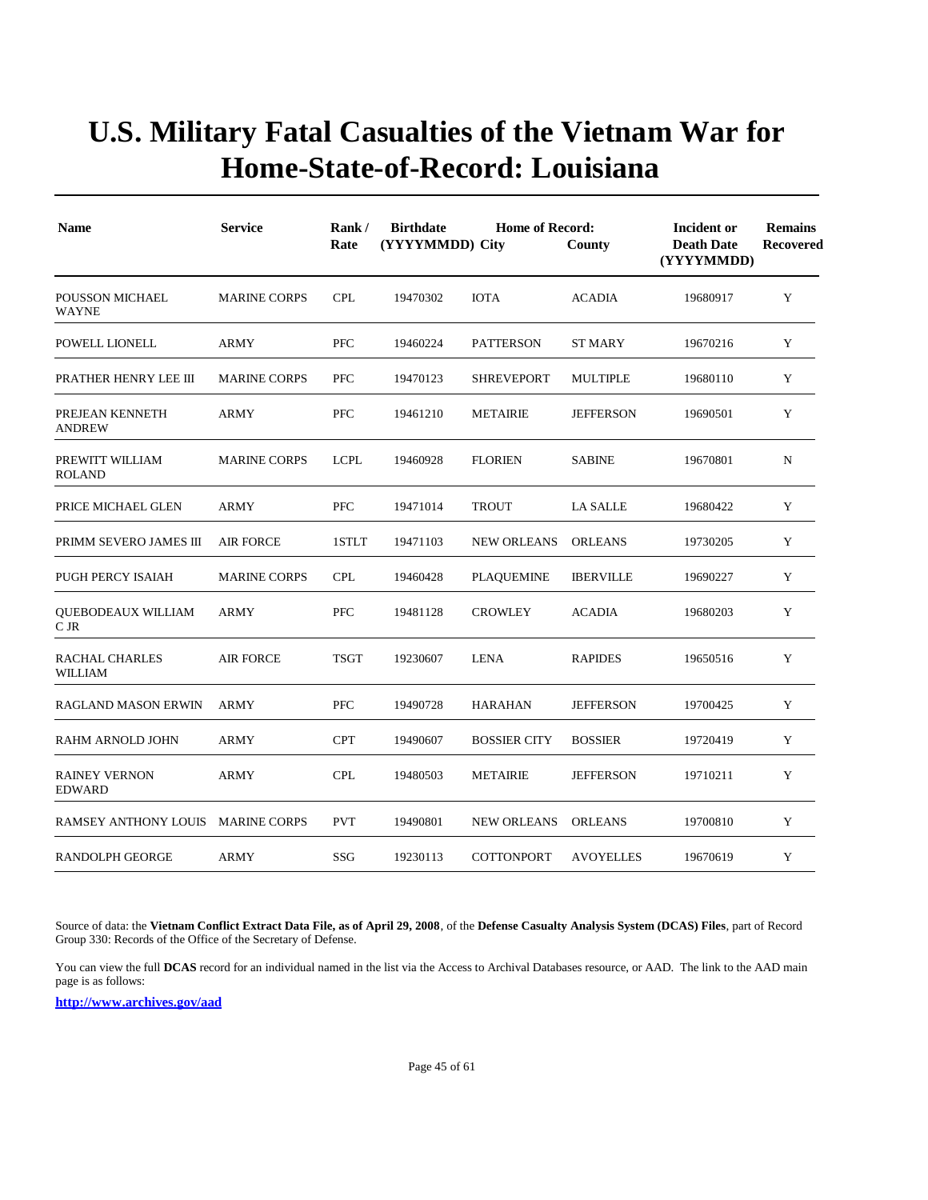# U.S. Military Fatal Casualties of the Vietnam War for Home-State-of-Record: Louisiana

| Name | Service | Rank / Rate | Birthdate (YYYYMMDD) | Home of Record: City | County | Incident or Death Date (YYYYMMDD) | Remains Recovered |
|---|---|---|---|---|---|---|---|
| POUSSON MICHAEL WAYNE | MARINE CORPS | CPL | 19470302 | IOTA | ACADIA | 19680917 | Y |
| POWELL LIONELL | ARMY | PFC | 19460224 | PATTERSON | ST MARY | 19670216 | Y |
| PRATHER HENRY LEE III | MARINE CORPS | PFC | 19470123 | SHREVEPORT | MULTIPLE | 19680110 | Y |
| PREJEAN KENNETH ANDREW | ARMY | PFC | 19461210 | METAIRIE | JEFFERSON | 19690501 | Y |
| PREWITT WILLIAM ROLAND | MARINE CORPS | LCPL | 19460928 | FLORIEN | SABINE | 19670801 | N |
| PRICE MICHAEL GLEN | ARMY | PFC | 19471014 | TROUT | LA SALLE | 19680422 | Y |
| PRIMM SEVERO JAMES III | AIR FORCE | 1STLT | 19471103 | NEW ORLEANS | ORLEANS | 19730205 | Y |
| PUGH PERCY ISAIAH | MARINE CORPS | CPL | 19460428 | PLAQUEMINE | IBERVILLE | 19690227 | Y |
| QUEBODEAUX WILLIAM C JR | ARMY | PFC | 19481128 | CROWLEY | ACADIA | 19680203 | Y |
| RACHAL CHARLES WILLIAM | AIR FORCE | TSGT | 19230607 | LENA | RAPIDES | 19650516 | Y |
| RAGLAND MASON ERWIN | ARMY | PFC | 19490728 | HARAHAN | JEFFERSON | 19700425 | Y |
| RAHM ARNOLD JOHN | ARMY | CPT | 19490607 | BOSSIER CITY | BOSSIER | 19720419 | Y |
| RAINEY VERNON EDWARD | ARMY | CPL | 19480503 | METAIRIE | JEFFERSON | 19710211 | Y |
| RAMSEY ANTHONY LOUIS | MARINE CORPS | PVT | 19490801 | NEW ORLEANS | ORLEANS | 19700810 | Y |
| RANDOLPH GEORGE | ARMY | SSG | 19230113 | COTTONPORT | AVOYELLES | 19670619 | Y |

Source of data: the **Vietnam Conflict Extract Data File, as of April 29, 2008**, of the **Defense Casualty Analysis System (DCAS) Files**, part of Record Group 330: Records of the Office of the Secretary of Defense.

You can view the full **DCAS** record for an individual named in the list via the Access to Archival Databases resource, or AAD. The link to the AAD main page is as follows:

**http://www.archives.gov/aad**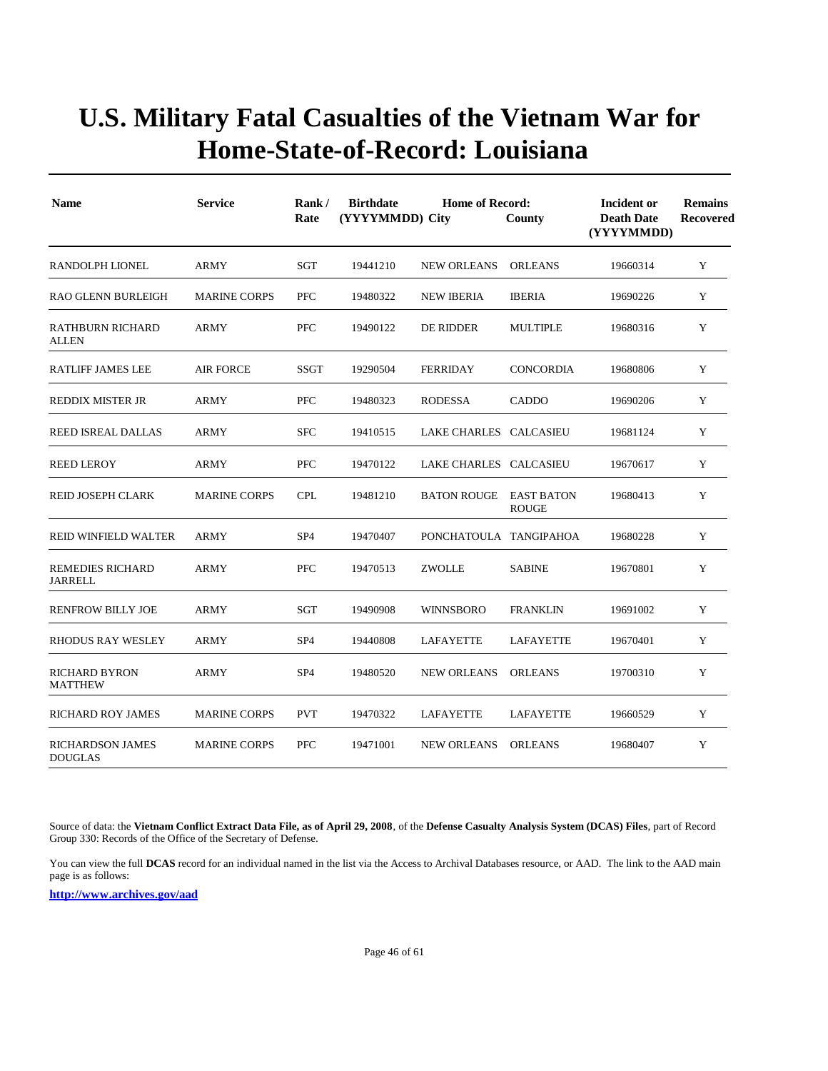# U.S. Military Fatal Casualties of the Vietnam War for Home-State-of-Record: Louisiana

| Name | Service | Rank / Rate | Birthdate (YYYYMMDD) | Home of Record: City | County | Incident or Death Date (YYYYMMDD) | Remains Recovered |
|---|---|---|---|---|---|---|---|
| RANDOLPH LIONEL | ARMY | SGT | 19441210 | NEW ORLEANS | ORLEANS | 19660314 | Y |
| RAO GLENN BURLEIGH | MARINE CORPS | PFC | 19480322 | NEW IBERIA | IBERIA | 19690226 | Y |
| RATHBURN RICHARD ALLEN | ARMY | PFC | 19490122 | DE RIDDER | MULTIPLE | 19680316 | Y |
| RATLIFF JAMES LEE | AIR FORCE | SSGT | 19290504 | FERRIDAY | CONCORDIA | 19680806 | Y |
| REDDIX MISTER JR | ARMY | PFC | 19480323 | RODESSA | CADDO | 19690206 | Y |
| REED ISREAL DALLAS | ARMY | SFC | 19410515 | LAKE CHARLES | CALCASIEU | 19681124 | Y |
| REED LEROY | ARMY | PFC | 19470122 | LAKE CHARLES | CALCASIEU | 19670617 | Y |
| REID JOSEPH CLARK | MARINE CORPS | CPL | 19481210 | BATON ROUGE | EAST BATON ROUGE | 19680413 | Y |
| REID WINFIELD WALTER | ARMY | SP4 | 19470407 | PONCHATOULA | TANGIPAHOA | 19680228 | Y |
| REMEDIES RICHARD JARRELL | ARMY | PFC | 19470513 | ZWOLLE | SABINE | 19670801 | Y |
| RENFROW BILLY JOE | ARMY | SGT | 19490908 | WINNSBORO | FRANKLIN | 19691002 | Y |
| RHODUS RAY WESLEY | ARMY | SP4 | 19440808 | LAFAYETTE | LAFAYETTE | 19670401 | Y |
| RICHARD BYRON MATTHEW | ARMY | SP4 | 19480520 | NEW ORLEANS | ORLEANS | 19700310 | Y |
| RICHARD ROY JAMES | MARINE CORPS | PVT | 19470322 | LAFAYETTE | LAFAYETTE | 19660529 | Y |
| RICHARDSON JAMES DOUGLAS | MARINE CORPS | PFC | 19471001 | NEW ORLEANS | ORLEANS | 19680407 | Y |

Source of data: the **Vietnam Conflict Extract Data File, as of April 29, 2008**, of the **Defense Casualty Analysis System (DCAS) Files**, part of Record Group 330: Records of the Office of the Secretary of Defense.

You can view the full **DCAS** record for an individual named in the list via the Access to Archival Databases resource, or AAD. The link to the AAD main page is as follows:

**http://www.archives.gov/aad**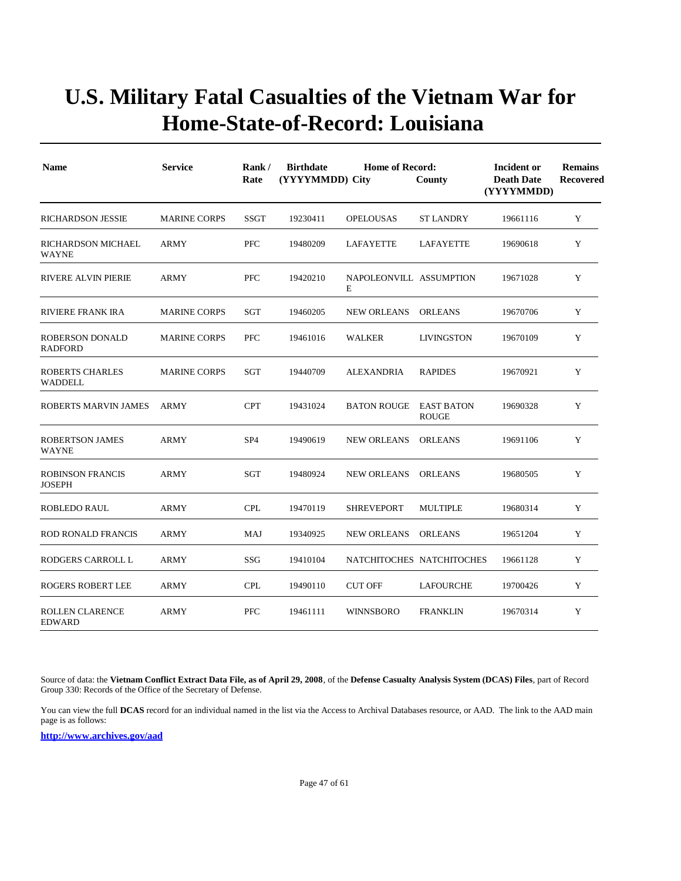# U.S. Military Fatal Casualties of the Vietnam War for Home-State-of-Record: Louisiana

| Name | Service | Rank / Rate | Birthdate (YYYYMMDD) | Home of Record: City | County | Incident or Death Date (YYYYMMDD) | Remains Recovered |
|---|---|---|---|---|---|---|---|
| RICHARDSON JESSIE | MARINE CORPS | SSGT | 19230411 | OPELOUSAS | ST LANDRY | 19661116 | Y |
| RICHARDSON MICHAEL WAYNE | ARMY | PFC | 19480209 | LAFAYETTE | LAFAYETTE | 19690618 | Y |
| RIVERE ALVIN PIERIE | ARMY | PFC | 19420210 | NAPOLEONVILLE | ASSUMPTION | 19671028 | Y |
| RIVIERE FRANK IRA | MARINE CORPS | SGT | 19460205 | NEW ORLEANS | ORLEANS | 19670706 | Y |
| ROBERSON DONALD RADFORD | MARINE CORPS | PFC | 19461016 | WALKER | LIVINGSTON | 19670109 | Y |
| ROBERTS CHARLES WADDELL | MARINE CORPS | SGT | 19440709 | ALEXANDRIA | RAPIDES | 19670921 | Y |
| ROBERTS MARVIN JAMES | ARMY | CPT | 19431024 | BATON ROUGE | EAST BATON ROUGE | 19690328 | Y |
| ROBERTSON JAMES WAYNE | ARMY | SP4 | 19490619 | NEW ORLEANS | ORLEANS | 19691106 | Y |
| ROBINSON FRANCIS JOSEPH | ARMY | SGT | 19480924 | NEW ORLEANS | ORLEANS | 19680505 | Y |
| ROBLEDO RAUL | ARMY | CPL | 19470119 | SHREVEPORT | MULTIPLE | 19680314 | Y |
| ROD RONALD FRANCIS | ARMY | MAJ | 19340925 | NEW ORLEANS | ORLEANS | 19651204 | Y |
| RODGERS CARROLL L | ARMY | SSG | 19410104 | NATCHITOCHES | NATCHITOCHES | 19661128 | Y |
| ROGERS ROBERT LEE | ARMY | CPL | 19490110 | CUT OFF | LAFOURCHE | 19700426 | Y |
| ROLLEN CLARENCE EDWARD | ARMY | PFC | 19461111 | WINNSBORO | FRANKLIN | 19670314 | Y |

Source of data: the **Vietnam Conflict Extract Data File, as of April 29, 2008**, of the **Defense Casualty Analysis System (DCAS) Files**, part of Record Group 330: Records of the Office of the Secretary of Defense.

You can view the full **DCAS** record for an individual named in the list via the Access to Archival Databases resource, or AAD. The link to the AAD main page is as follows:

**http://www.archives.gov/aad**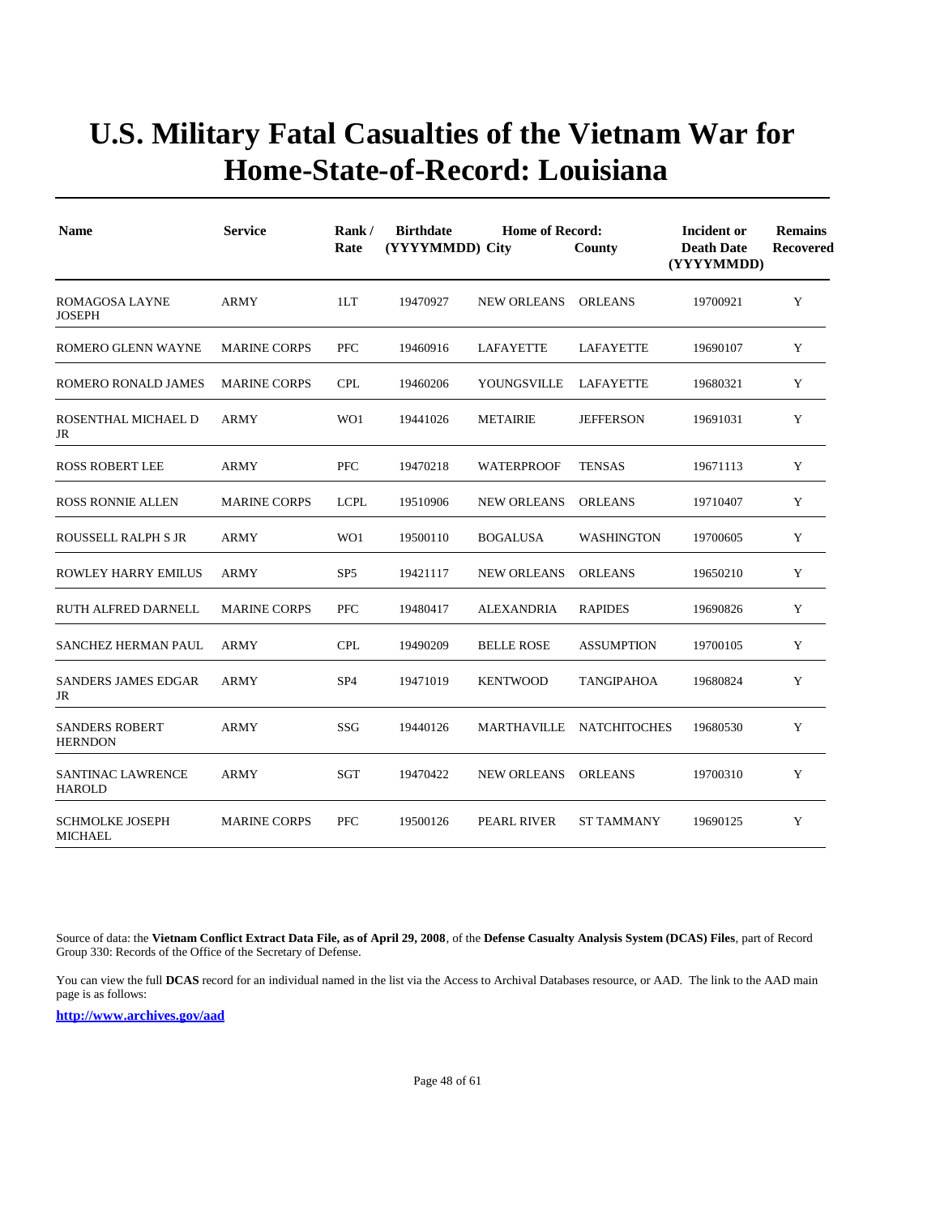# U.S. Military Fatal Casualties of the Vietnam War for Home-State-of-Record: Louisiana

| Name | Service | Rank / Rate | Birthdate (YYYYMMDD) | Home of Record: City | County | Incident or Death Date (YYYYMMDD) | Remains Recovered |
|---|---|---|---|---|---|---|---|
| ROMAGOSA LAYNE JOSEPH | ARMY | 1LT | 19470927 | NEW ORLEANS | ORLEANS | 19700921 | Y |
| ROMERO GLENN WAYNE | MARINE CORPS | PFC | 19460916 | LAFAYETTE | LAFAYETTE | 19690107 | Y |
| ROMERO RONALD JAMES | MARINE CORPS | CPL | 19460206 | YOUNGSVILLE | LAFAYETTE | 19680321 | Y |
| ROSENTHAL MICHAEL D JR | ARMY | WO1 | 19441026 | METAIRIE | JEFFERSON | 19691031 | Y |
| ROSS ROBERT LEE | ARMY | PFC | 19470218 | WATERPROOF | TENSAS | 19671113 | Y |
| ROSS RONNIE ALLEN | MARINE CORPS | LCPL | 19510906 | NEW ORLEANS | ORLEANS | 19710407 | Y |
| ROUSSELL RALPH S JR | ARMY | WO1 | 19500110 | BOGALUSA | WASHINGTON | 19700605 | Y |
| ROWLEY HARRY EMILUS | ARMY | SP5 | 19421117 | NEW ORLEANS | ORLEANS | 19650210 | Y |
| RUTH ALFRED DARNELL | MARINE CORPS | PFC | 19480417 | ALEXANDRIA | RAPIDES | 19690826 | Y |
| SANCHEZ HERMAN PAUL | ARMY | CPL | 19490209 | BELLE ROSE | ASSUMPTION | 19700105 | Y |
| SANDERS JAMES EDGAR JR | ARMY | SP4 | 19471019 | KENTWOOD | TANGIPAHOA | 19680824 | Y |
| SANDERS ROBERT HERNDON | ARMY | SSG | 19440126 | MARTHAVILLE | NATCHITOCHES | 19680530 | Y |
| SANTINAC LAWRENCE HAROLD | ARMY | SGT | 19470422 | NEW ORLEANS | ORLEANS | 19700310 | Y |
| SCHMOLKE JOSEPH MICHAEL | MARINE CORPS | PFC | 19500126 | PEARL RIVER | ST TAMMANY | 19690125 | Y |

Source of data: the **Vietnam Conflict Extract Data File, as of April 29, 2008**, of the **Defense Casualty Analysis System (DCAS) Files**, part of Record Group 330: Records of the Office of the Secretary of Defense.

You can view the full **DCAS** record for an individual named in the list via the Access to Archival Databases resource, or AAD. The link to the AAD main page is as follows:

**http://www.archives.gov/aad**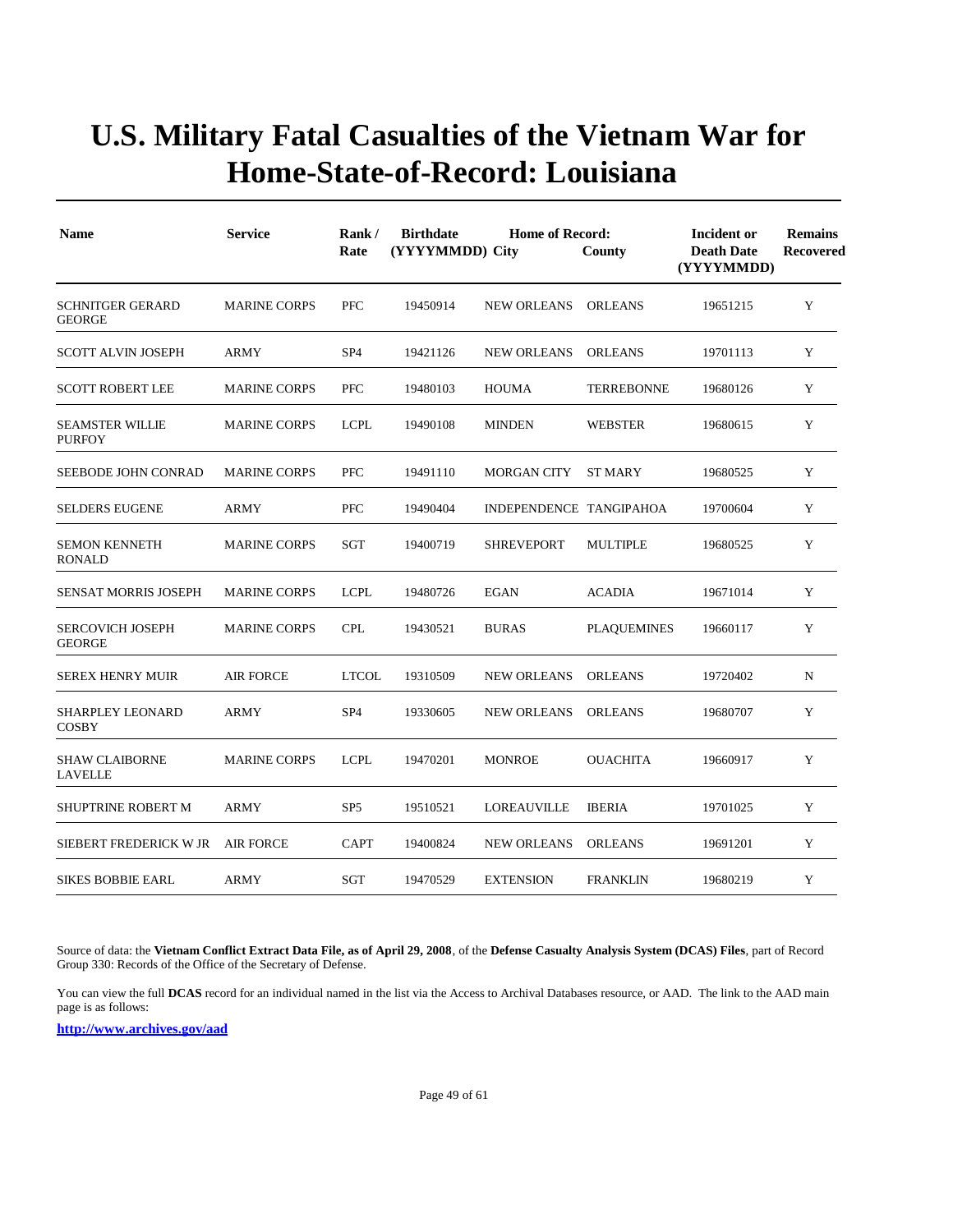# U.S. Military Fatal Casualties of the Vietnam War for Home-State-of-Record: Louisiana

| Name | Service | Rank / Rate | Birthdate (YYYYMMDD) | Home of Record: City | County | Incident or Death Date (YYYYMMDD) | Remains Recovered |
|---|---|---|---|---|---|---|---|
| SCHNITGER GERARD GEORGE | MARINE CORPS | PFC | 19450914 | NEW ORLEANS | ORLEANS | 19651215 | Y |
| SCOTT ALVIN JOSEPH | ARMY | SP4 | 19421126 | NEW ORLEANS | ORLEANS | 19701113 | Y |
| SCOTT ROBERT LEE | MARINE CORPS | PFC | 19480103 | HOUMA | TERREBONNE | 19680126 | Y |
| SEAMSTER WILLIE PURFOY | MARINE CORPS | LCPL | 19490108 | MINDEN | WEBSTER | 19680615 | Y |
| SEEBODE JOHN CONRAD | MARINE CORPS | PFC | 19491110 | MORGAN CITY | ST MARY | 19680525 | Y |
| SELDERS EUGENE | ARMY | PFC | 19490404 | INDEPENDENCE | TANGIPAHOA | 19700604 | Y |
| SEMON KENNETH RONALD | MARINE CORPS | SGT | 19400719 | SHREVEPORT | MULTIPLE | 19680525 | Y |
| SENSAT MORRIS JOSEPH | MARINE CORPS | LCPL | 19480726 | EGAN | ACADIA | 19671014 | Y |
| SERCOVICH JOSEPH GEORGE | MARINE CORPS | CPL | 19430521 | BURAS | PLAQUEMINES | 19660117 | Y |
| SEREX HENRY MUIR | AIR FORCE | LTCOL | 19310509 | NEW ORLEANS | ORLEANS | 19720402 | N |
| SHARPLEY LEONARD COSBY | ARMY | SP4 | 19330605 | NEW ORLEANS | ORLEANS | 19680707 | Y |
| SHAW CLAIBORNE LAVELLE | MARINE CORPS | LCPL | 19470201 | MONROE | OUACHITA | 19660917 | Y |
| SHUPTRINE ROBERT M | ARMY | SP5 | 19510521 | LOREAUVILLE | IBERIA | 19701025 | Y |
| SIEBERT FREDERICK W JR | AIR FORCE | CAPT | 19400824 | NEW ORLEANS | ORLEANS | 19691201 | Y |
| SIKES BOBBIE EARL | ARMY | SGT | 19470529 | EXTENSION | FRANKLIN | 19680219 | Y |

Source of data: the **Vietnam Conflict Extract Data File, as of April 29, 2008**, of the **Defense Casualty Analysis System (DCAS) Files**, part of Record Group 330: Records of the Office of the Secretary of Defense.

You can view the full **DCAS** record for an individual named in the list via the Access to Archival Databases resource, or AAD. The link to the AAD main page is as follows:

**http://www.archives.gov/aad**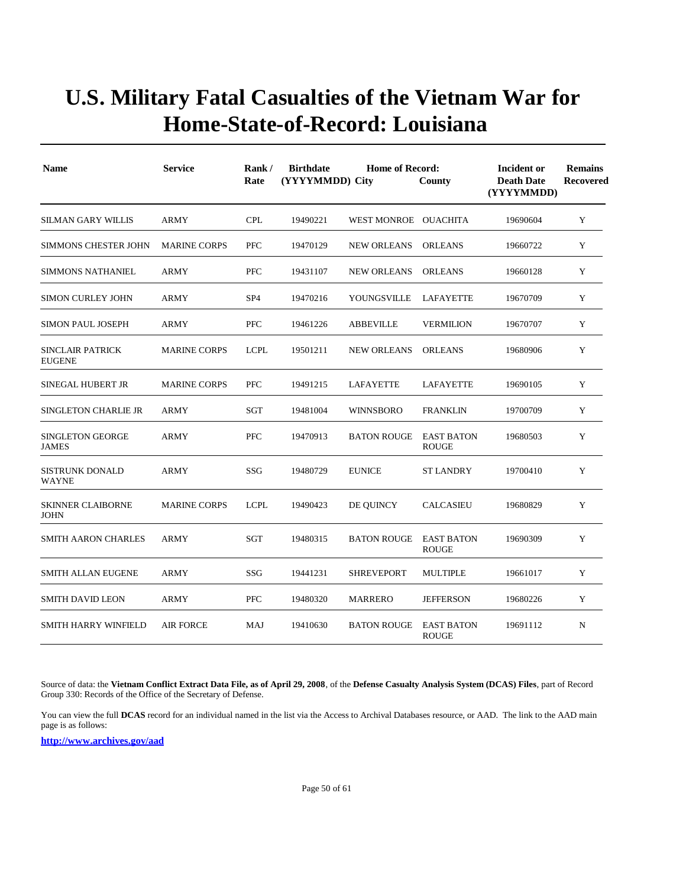# U.S. Military Fatal Casualties of the Vietnam War for Home-State-of-Record: Louisiana

| Name | Service | Rank / Rate | Birthdate (YYYYMMDD) | Home of Record: City | County | Incident or Death Date (YYYYMMDD) | Remains Recovered |
|---|---|---|---|---|---|---|---|
| SILMAN GARY WILLIS | ARMY | CPL | 19490221 | WEST MONROE | OUACHITA | 19690604 | Y |
| SIMMONS CHESTER JOHN | MARINE CORPS | PFC | 19470129 | NEW ORLEANS | ORLEANS | 19660722 | Y |
| SIMMONS NATHANIEL | ARMY | PFC | 19431107 | NEW ORLEANS | ORLEANS | 19660128 | Y |
| SIMON CURLEY JOHN | ARMY | SP4 | 19470216 | YOUNGSVILLE | LAFAYETTE | 19670709 | Y |
| SIMON PAUL JOSEPH | ARMY | PFC | 19461226 | ABBEVILLE | VERMILION | 19670707 | Y |
| SINCLAIR PATRICK EUGENE | MARINE CORPS | LCPL | 19501211 | NEW ORLEANS | ORLEANS | 19680906 | Y |
| SINEGAL HUBERT JR | MARINE CORPS | PFC | 19491215 | LAFAYETTE | LAFAYETTE | 19690105 | Y |
| SINGLETON CHARLIE JR | ARMY | SGT | 19481004 | WINNSBORO | FRANKLIN | 19700709 | Y |
| SINGLETON GEORGE JAMES | ARMY | PFC | 19470913 | BATON ROUGE | EAST BATON ROUGE | 19680503 | Y |
| SISTRUNK DONALD WAYNE | ARMY | SSG | 19480729 | EUNICE | ST LANDRY | 19700410 | Y |
| SKINNER CLAIBORNE JOHN | MARINE CORPS | LCPL | 19490423 | DE QUINCY | CALCASIEU | 19680829 | Y |
| SMITH AARON CHARLES | ARMY | SGT | 19480315 | BATON ROUGE | EAST BATON ROUGE | 19690309 | Y |
| SMITH ALLAN EUGENE | ARMY | SSG | 19441231 | SHREVEPORT | MULTIPLE | 19661017 | Y |
| SMITH DAVID LEON | ARMY | PFC | 19480320 | MARRERO | JEFFERSON | 19680226 | Y |
| SMITH HARRY WINFIELD | AIR FORCE | MAJ | 19410630 | BATON ROUGE | EAST BATON ROUGE | 19691112 | N |

Source of data: the **Vietnam Conflict Extract Data File, as of April 29, 2008**, of the **Defense Casualty Analysis System (DCAS) Files**, part of Record Group 330: Records of the Office of the Secretary of Defense.

You can view the full **DCAS** record for an individual named in the list via the Access to Archival Databases resource, or AAD. The link to the AAD main page is as follows:

**http://www.archives.gov/aad**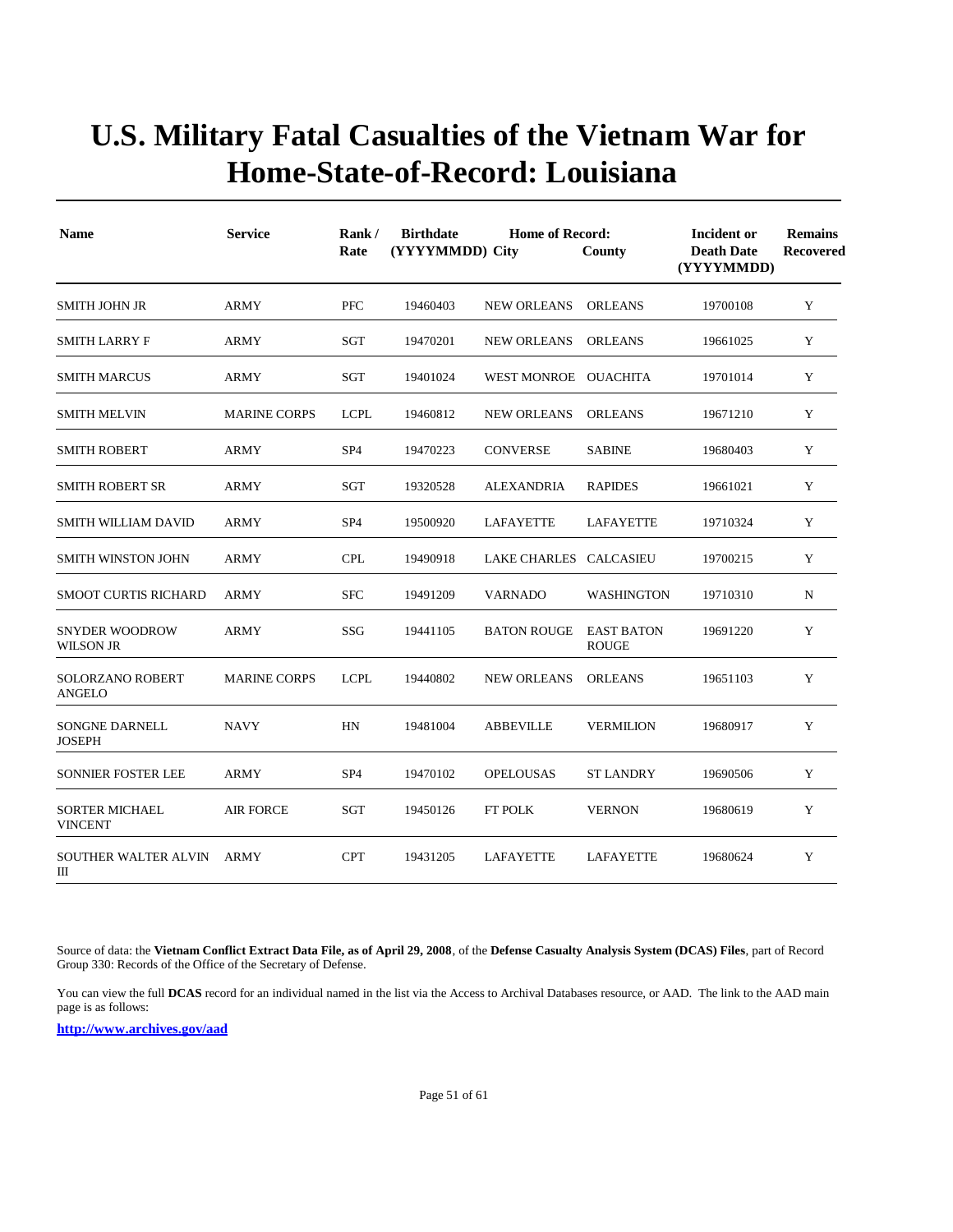# U.S. Military Fatal Casualties of the Vietnam War for Home-State-of-Record: Louisiana

| Name | Service | Rank / Rate | Birthdate (YYYYMMDD) | Home of Record: City | County | Incident or Death Date (YYYYMMDD) | Remains Recovered |
|---|---|---|---|---|---|---|---|
| SMITH JOHN JR | ARMY | PFC | 19460403 | NEW ORLEANS | ORLEANS | 19700108 | Y |
| SMITH LARRY F | ARMY | SGT | 19470201 | NEW ORLEANS | ORLEANS | 19661025 | Y |
| SMITH MARCUS | ARMY | SGT | 19401024 | WEST MONROE | OUACHITA | 19701014 | Y |
| SMITH MELVIN | MARINE CORPS | LCPL | 19460812 | NEW ORLEANS | ORLEANS | 19671210 | Y |
| SMITH ROBERT | ARMY | SP4 | 19470223 | CONVERSE | SABINE | 19680403 | Y |
| SMITH ROBERT SR | ARMY | SGT | 19320528 | ALEXANDRIA | RAPIDES | 19661021 | Y |
| SMITH WILLIAM DAVID | ARMY | SP4 | 19500920 | LAFAYETTE | LAFAYETTE | 19710324 | Y |
| SMITH WINSTON JOHN | ARMY | CPL | 19490918 | LAKE CHARLES | CALCASIEU | 19700215 | Y |
| SMOOT CURTIS RICHARD | ARMY | SFC | 19491209 | VARNADO | WASHINGTON | 19710310 | N |
| SNYDER WOODROW WILSON JR | ARMY | SSG | 19441105 | BATON ROUGE | EAST BATON ROUGE | 19691220 | Y |
| SOLORZANO ROBERT ANGELO | MARINE CORPS | LCPL | 19440802 | NEW ORLEANS | ORLEANS | 19651103 | Y |
| SONGNE DARNELL JOSEPH | NAVY | HN | 19481004 | ABBEVILLE | VERMILION | 19680917 | Y |
| SONNIER FOSTER LEE | ARMY | SP4 | 19470102 | OPELOUSAS | ST LANDRY | 19690506 | Y |
| SORTER MICHAEL VINCENT | AIR FORCE | SGT | 19450126 | FT POLK | VERNON | 19680619 | Y |
| SOUTHER WALTER ALVIN III | ARMY | CPT | 19431205 | LAFAYETTE | LAFAYETTE | 19680624 | Y |

Source of data: the **Vietnam Conflict Extract Data File, as of April 29, 2008**, of the **Defense Casualty Analysis System (DCAS) Files**, part of Record Group 330: Records of the Office of the Secretary of Defense.

You can view the full **DCAS** record for an individual named in the list via the Access to Archival Databases resource, or AAD. The link to the AAD main page is as follows:

**http://www.archives.gov/aad**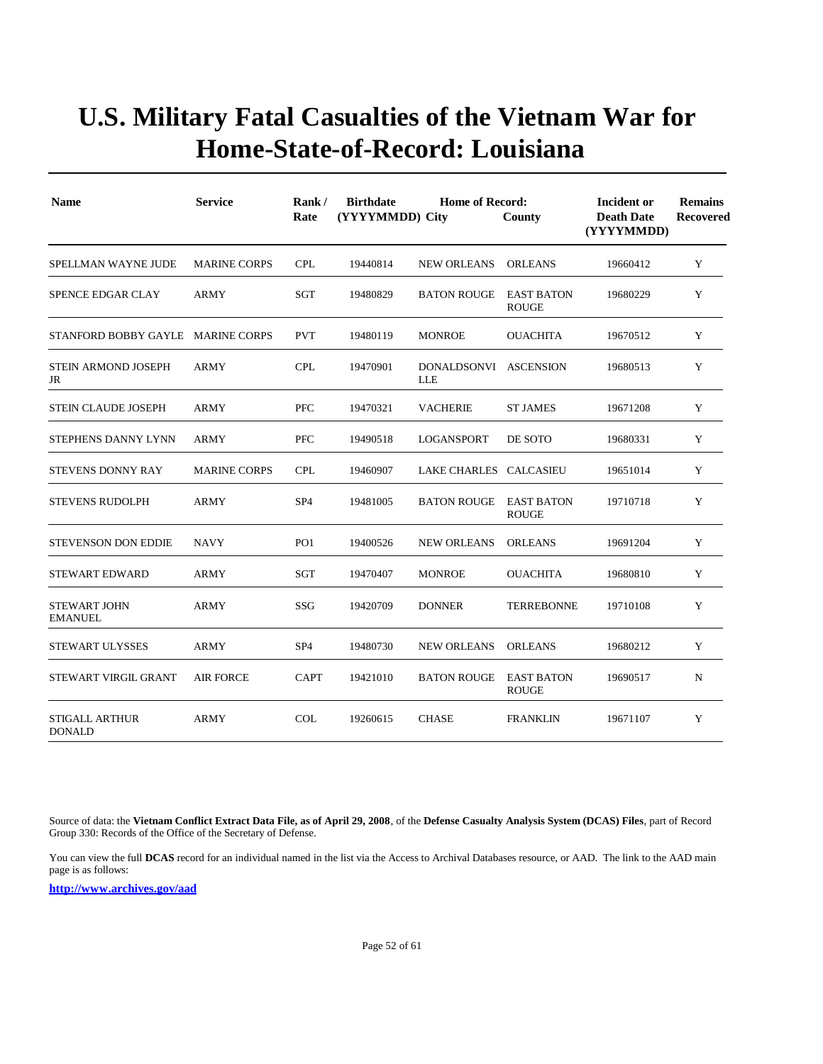# U.S. Military Fatal Casualties of the Vietnam War for Home-State-of-Record: Louisiana

| Name | Service | Rank / Rate | Birthdate (YYYYMMDD) | Home of Record: City | County | Incident or Death Date (YYYYMMDD) | Remains Recovered |
|---|---|---|---|---|---|---|---|
| SPELLMAN WAYNE JUDE | MARINE CORPS | CPL | 19440814 | NEW ORLEANS | ORLEANS | 19660412 | Y |
| SPENCE EDGAR CLAY | ARMY | SGT | 19480829 | BATON ROUGE | EAST BATON ROUGE | 19680229 | Y |
| STANFORD BOBBY GAYLE | MARINE CORPS | PVT | 19480119 | MONROE | OUACHITA | 19670512 | Y |
| STEIN ARMOND JOSEPH JR | ARMY | CPL | 19470901 | DONALDSONVILLE | ASCENSION | 19680513 | Y |
| STEIN CLAUDE JOSEPH | ARMY | PFC | 19470321 | VACHERIE | ST JAMES | 19671208 | Y |
| STEPHENS DANNY LYNN | ARMY | PFC | 19490518 | LOGANSPORT | DE SOTO | 19680331 | Y |
| STEVENS DONNY RAY | MARINE CORPS | CPL | 19460907 | LAKE CHARLES | CALCASIEU | 19651014 | Y |
| STEVENS RUDOLPH | ARMY | SP4 | 19481005 | BATON ROUGE | EAST BATON ROUGE | 19710718 | Y |
| STEVENSON DON EDDIE | NAVY | PO1 | 19400526 | NEW ORLEANS | ORLEANS | 19691204 | Y |
| STEWART EDWARD | ARMY | SGT | 19470407 | MONROE | OUACHITA | 19680810 | Y |
| STEWART JOHN EMANUEL | ARMY | SSG | 19420709 | DONNER | TERREBONNE | 19710108 | Y |
| STEWART ULYSSES | ARMY | SP4 | 19480730 | NEW ORLEANS | ORLEANS | 19680212 | Y |
| STEWART VIRGIL GRANT | AIR FORCE | CAPT | 19421010 | BATON ROUGE | EAST BATON ROUGE | 19690517 | N |
| STIGALL ARTHUR DONALD | ARMY | COL | 19260615 | CHASE | FRANKLIN | 19671107 | Y |

Source of data: the **Vietnam Conflict Extract Data File, as of April 29, 2008**, of the **Defense Casualty Analysis System (DCAS) Files**, part of Record Group 330: Records of the Office of the Secretary of Defense.

You can view the full **DCAS** record for an individual named in the list via the Access to Archival Databases resource, or AAD. The link to the AAD main page is as follows:

**http://www.archives.gov/aad**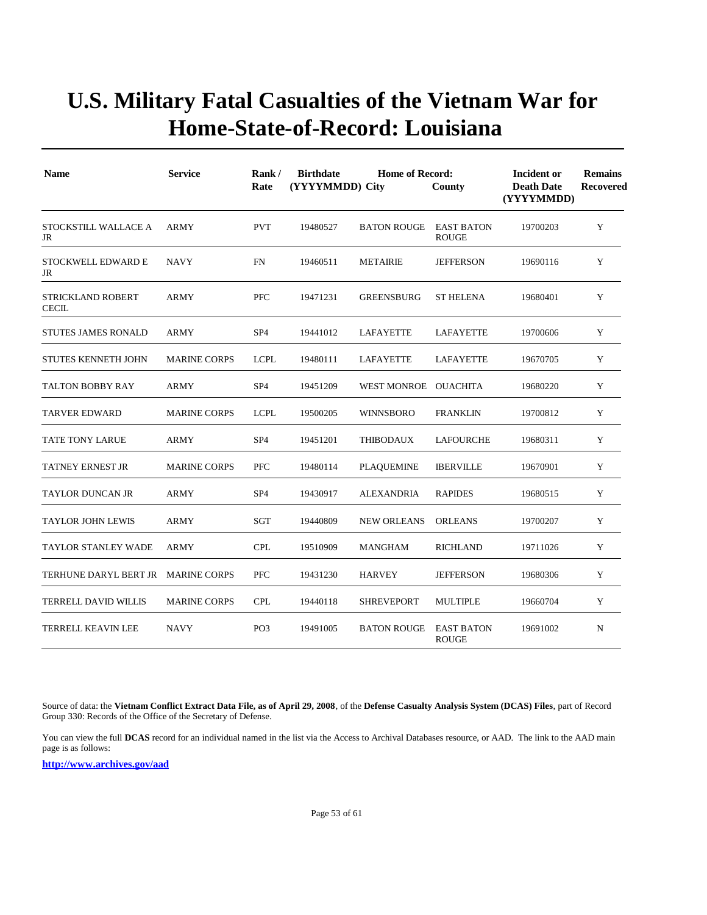# U.S. Military Fatal Casualties of the Vietnam War for Home-State-of-Record: Louisiana

| Name | Service | Rank / Rate | Birthdate (YYYYMMDD) | Home of Record: City | County | Incident or Death Date (YYYYMMDD) | Remains Recovered |
|---|---|---|---|---|---|---|---|
| STOCKSTILL WALLACE A JR | ARMY | PVT | 19480527 | BATON ROUGE | EAST BATON ROUGE | 19700203 | Y |
| STOCKWELL EDWARD E JR | NAVY | FN | 19460511 | METAIRIE | JEFFERSON | 19690116 | Y |
| STRICKLAND ROBERT CECIL | ARMY | PFC | 19471231 | GREENSBURG | ST HELENA | 19680401 | Y |
| STUTES JAMES RONALD | ARMY | SP4 | 19441012 | LAFAYETTE | LAFAYETTE | 19700606 | Y |
| STUTES KENNETH JOHN | MARINE CORPS | LCPL | 19480111 | LAFAYETTE | LAFAYETTE | 19670705 | Y |
| TALTON BOBBY RAY | ARMY | SP4 | 19451209 | WEST MONROE | OUACHITA | 19680220 | Y |
| TARVER EDWARD | MARINE CORPS | LCPL | 19500205 | WINNSBORO | FRANKLIN | 19700812 | Y |
| TATE TONY LARUE | ARMY | SP4 | 19451201 | THIBODAUX | LAFOURCHE | 19680311 | Y |
| TATNEY ERNEST JR | MARINE CORPS | PFC | 19480114 | PLAQUEMINE | IBERVILLE | 19670901 | Y |
| TAYLOR DUNCAN JR | ARMY | SP4 | 19430917 | ALEXANDRIA | RAPIDES | 19680515 | Y |
| TAYLOR JOHN LEWIS | ARMY | SGT | 19440809 | NEW ORLEANS | ORLEANS | 19700207 | Y |
| TAYLOR STANLEY WADE | ARMY | CPL | 19510909 | MANGHAM | RICHLAND | 19711026 | Y |
| TERHUNE DARYL BERT JR | MARINE CORPS | PFC | 19431230 | HARVEY | JEFFERSON | 19680306 | Y |
| TERRELL DAVID WILLIS | MARINE CORPS | CPL | 19440118 | SHREVEPORT | MULTIPLE | 19660704 | Y |
| TERRELL KEAVIN LEE | NAVY | PO3 | 19491005 | BATON ROUGE | EAST BATON ROUGE | 19691002 | N |

Source of data: the **Vietnam Conflict Extract Data File, as of April 29, 2008**, of the **Defense Casualty Analysis System (DCAS) Files**, part of Record Group 330: Records of the Office of the Secretary of Defense.

You can view the full **DCAS** record for an individual named in the list via the Access to Archival Databases resource, or AAD. The link to the AAD main page is as follows:

**http://www.archives.gov/aad**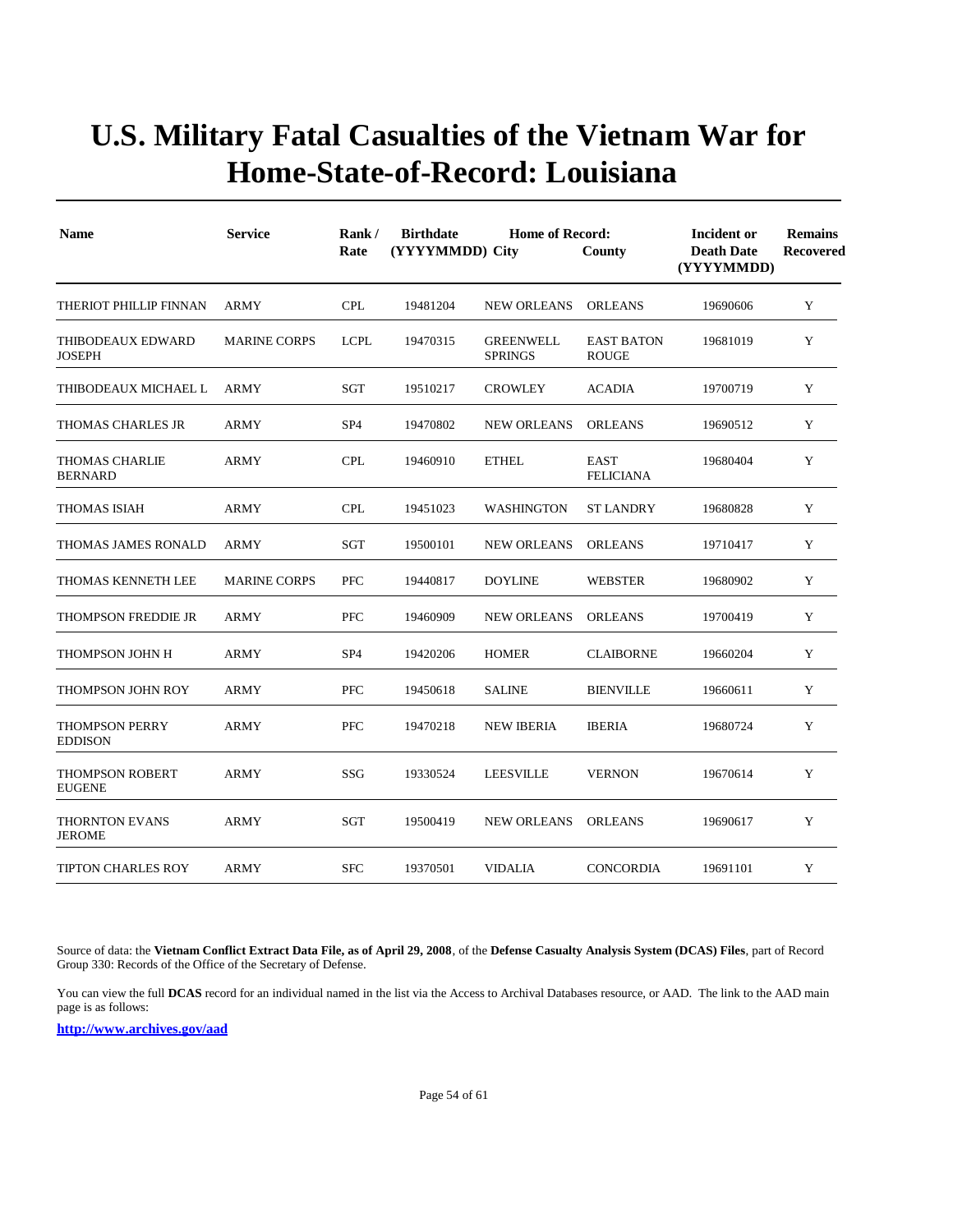# U.S. Military Fatal Casualties of the Vietnam War for Home-State-of-Record: Louisiana

| Name | Service | Rank / Rate | Birthdate (YYYYMMDD) | Home of Record: City | County | Incident or Death Date (YYYYMMDD) | Remains Recovered |
|---|---|---|---|---|---|---|---|
| THERIOT PHILLIP FINNAN | ARMY | CPL | 19481204 | NEW ORLEANS | ORLEANS | 19690606 | Y |
| THIBODEAUX EDWARD JOSEPH | MARINE CORPS | LCPL | 19470315 | GREENWELL SPRINGS | EAST BATON ROUGE | 19681019 | Y |
| THIBODEAUX MICHAEL L | ARMY | SGT | 19510217 | CROWLEY | ACADIA | 19700719 | Y |
| THOMAS CHARLES JR | ARMY | SP4 | 19470802 | NEW ORLEANS | ORLEANS | 19690512 | Y |
| THOMAS CHARLIE BERNARD | ARMY | CPL | 19460910 | ETHEL | EAST FELICIANA | 19680404 | Y |
| THOMAS ISIAH | ARMY | CPL | 19451023 | WASHINGTON | ST LANDRY | 19680828 | Y |
| THOMAS JAMES RONALD | ARMY | SGT | 19500101 | NEW ORLEANS | ORLEANS | 19710417 | Y |
| THOMAS KENNETH LEE | MARINE CORPS | PFC | 19440817 | DOYLINE | WEBSTER | 19680902 | Y |
| THOMPSON FREDDIE JR | ARMY | PFC | 19460909 | NEW ORLEANS | ORLEANS | 19700419 | Y |
| THOMPSON JOHN H | ARMY | SP4 | 19420206 | HOMER | CLAIBORNE | 19660204 | Y |
| THOMPSON JOHN ROY | ARMY | PFC | 19450618 | SALINE | BIENVILLE | 19660611 | Y |
| THOMPSON PERRY EDDISON | ARMY | PFC | 19470218 | NEW IBERIA | IBERIA | 19680724 | Y |
| THOMPSON ROBERT EUGENE | ARMY | SSG | 19330524 | LEESVILLE | VERNON | 19670614 | Y |
| THORNTON EVANS JEROME | ARMY | SGT | 19500419 | NEW ORLEANS | ORLEANS | 19690617 | Y |
| TIPTON CHARLES ROY | ARMY | SFC | 19370501 | VIDALIA | CONCORDIA | 19691101 | Y |

Source of data: the **Vietnam Conflict Extract Data File, as of April 29, 2008**, of the **Defense Casualty Analysis System (DCAS) Files**, part of Record Group 330: Records of the Office of the Secretary of Defense.

You can view the full **DCAS** record for an individual named in the list via the Access to Archival Databases resource, or AAD. The link to the AAD main page is as follows:

**http://www.archives.gov/aad**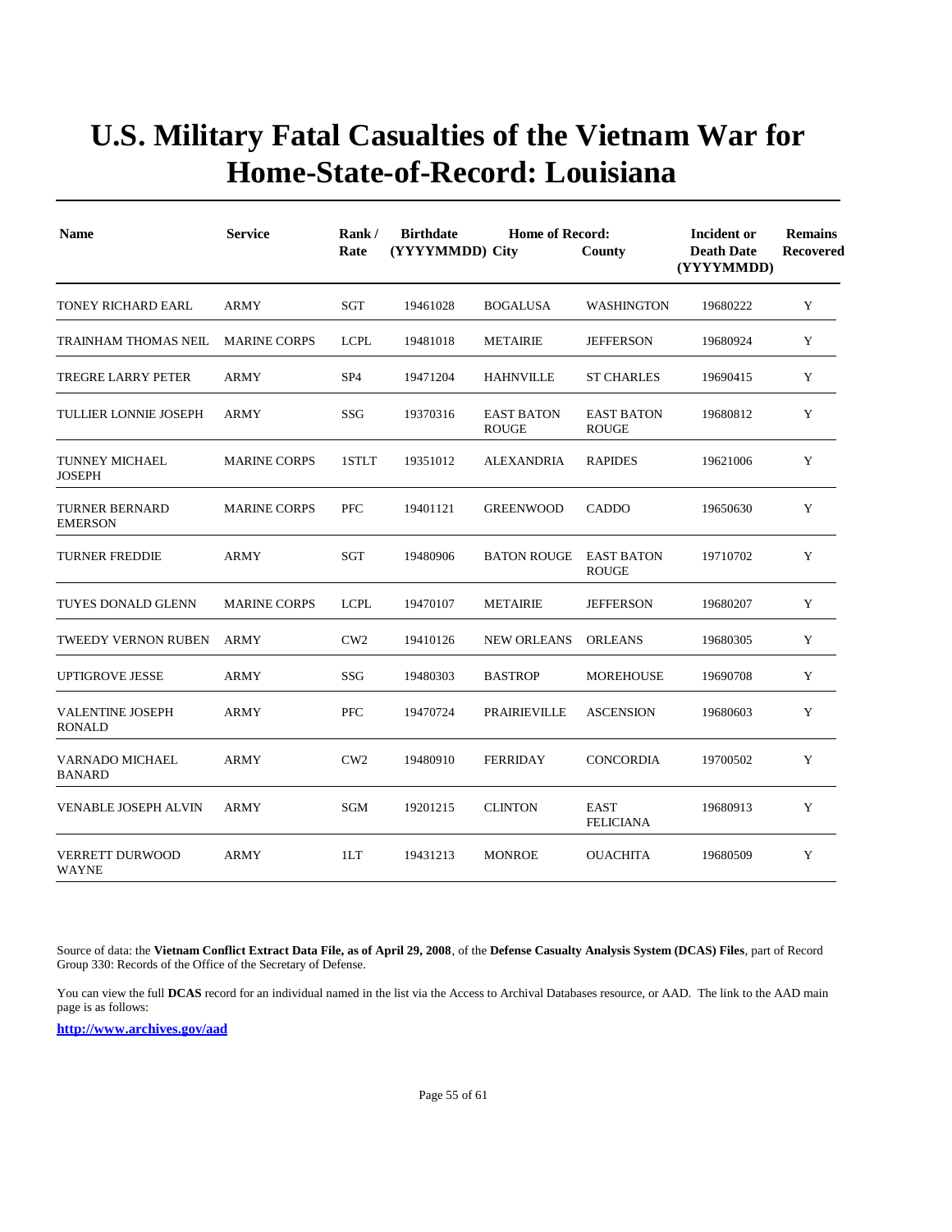# U.S. Military Fatal Casualties of the Vietnam War for Home-State-of-Record: Louisiana

| Name | Service | Rank / Rate | Birthdate (YYYYMMDD) | Home of Record: City | County | Incident or Death Date (YYYYMMDD) | Remains Recovered |
|---|---|---|---|---|---|---|---|
| TONEY RICHARD EARL | ARMY | SGT | 19461028 | BOGALUSA | WASHINGTON | 19680222 | Y |
| TRAINHAM THOMAS NEIL | MARINE CORPS | LCPL | 19481018 | METAIRIE | JEFFERSON | 19680924 | Y |
| TREGRE LARRY PETER | ARMY | SP4 | 19471204 | HAHNVILLE | ST CHARLES | 19690415 | Y |
| TULLIER LONNIE JOSEPH | ARMY | SSG | 19370316 | EAST BATON ROUGE | EAST BATON ROUGE | 19680812 | Y |
| TUNNEY MICHAEL JOSEPH | MARINE CORPS | 1STLT | 19351012 | ALEXANDRIA | RAPIDES | 19621006 | Y |
| TURNER BERNARD EMERSON | MARINE CORPS | PFC | 19401121 | GREENWOOD | CADDO | 19650630 | Y |
| TURNER FREDDIE | ARMY | SGT | 19480906 | BATON ROUGE | EAST BATON ROUGE | 19710702 | Y |
| TUYES DONALD GLENN | MARINE CORPS | LCPL | 19470107 | METAIRIE | JEFFERSON | 19680207 | Y |
| TWEEDY VERNON RUBEN | ARMY | CW2 | 19410126 | NEW ORLEANS | ORLEANS | 19680305 | Y |
| UPTIGROVE JESSE | ARMY | SSG | 19480303 | BASTROP | MOREHOUSE | 19690708 | Y |
| VALENTINE JOSEPH RONALD | ARMY | PFC | 19470724 | PRAIRIEVILLE | ASCENSION | 19680603 | Y |
| VARNADO MICHAEL BANARD | ARMY | CW2 | 19480910 | FERRIDAY | CONCORDIA | 19700502 | Y |
| VENABLE JOSEPH ALVIN | ARMY | SGM | 19201215 | CLINTON | EAST FELICIANA | 19680913 | Y |
| VERRETT DURWOOD WAYNE | ARMY | 1LT | 19431213 | MONROE | OUACHITA | 19680509 | Y |

Source of data: the **Vietnam Conflict Extract Data File, as of April 29, 2008**, of the **Defense Casualty Analysis System (DCAS) Files**, part of Record Group 330: Records of the Office of the Secretary of Defense.

You can view the full **DCAS** record for an individual named in the list via the Access to Archival Databases resource, or AAD. The link to the AAD main page is as follows:

**http://www.archives.gov/aad**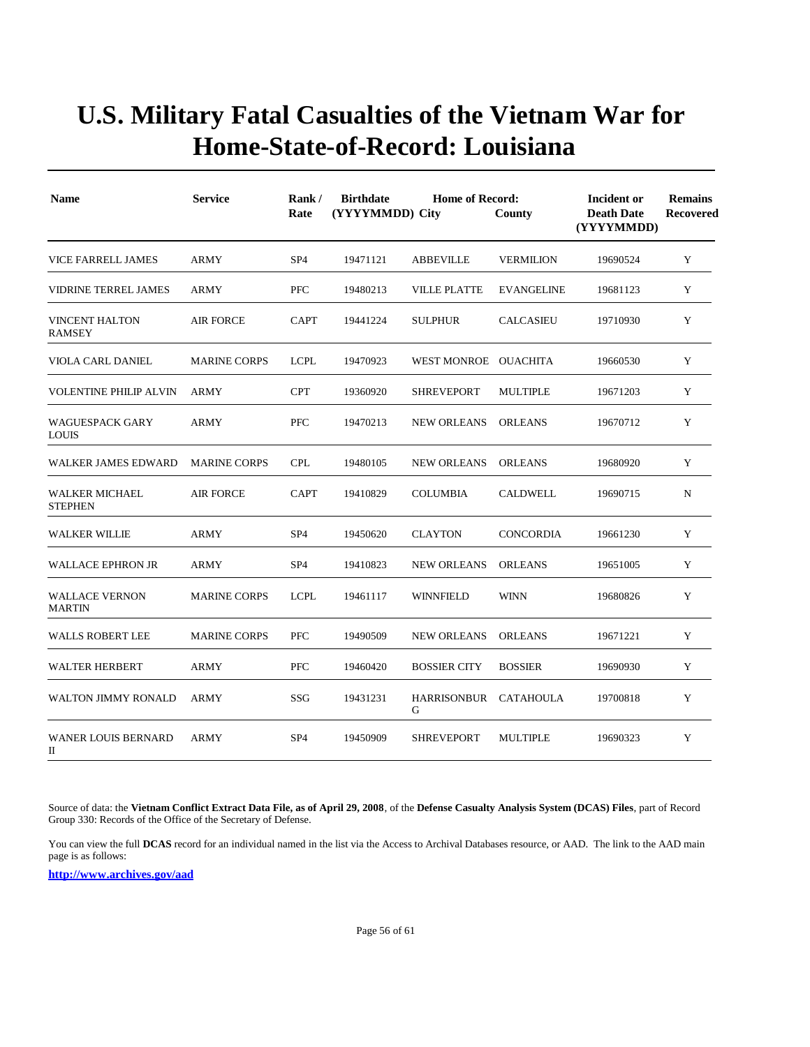# U.S. Military Fatal Casualties of the Vietnam War for Home-State-of-Record: Louisiana

| Name | Service | Rank / Rate | Birthdate (YYYYMMDD) | Home of Record: City | County | Incident or Death Date (YYYYMMDD) | Remains Recovered |
|---|---|---|---|---|---|---|---|
| VICE FARRELL JAMES | ARMY | SP4 | 19471121 | ABBEVILLE | VERMILION | 19690524 | Y |
| VIDRINE TERREL JAMES | ARMY | PFC | 19480213 | VILLE PLATTE | EVANGELINE | 19681123 | Y |
| VINCENT HALTON RAMSEY | AIR FORCE | CAPT | 19441224 | SULPHUR | CALCASIEU | 19710930 | Y |
| VIOLA CARL DANIEL | MARINE CORPS | LCPL | 19470923 | WEST MONROE | OUACHITA | 19660530 | Y |
| VOLENTINE PHILIP ALVIN | ARMY | CPT | 19360920 | SHREVEPORT | MULTIPLE | 19671203 | Y |
| WAGUESPACK GARY LOUIS | ARMY | PFC | 19470213 | NEW ORLEANS | ORLEANS | 19670712 | Y |
| WALKER JAMES EDWARD | MARINE CORPS | CPL | 19480105 | NEW ORLEANS | ORLEANS | 19680920 | Y |
| WALKER MICHAEL STEPHEN | AIR FORCE | CAPT | 19410829 | COLUMBIA | CALDWELL | 19690715 | N |
| WALKER WILLIE | ARMY | SP4 | 19450620 | CLAYTON | CONCORDIA | 19661230 | Y |
| WALLACE EPHRON JR | ARMY | SP4 | 19410823 | NEW ORLEANS | ORLEANS | 19651005 | Y |
| WALLACE VERNON MARTIN | MARINE CORPS | LCPL | 19461117 | WINNFIELD | WINN | 19680826 | Y |
| WALLS ROBERT LEE | MARINE CORPS | PFC | 19490509 | NEW ORLEANS | ORLEANS | 19671221 | Y |
| WALTER HERBERT | ARMY | PFC | 19460420 | BOSSIER CITY | BOSSIER | 19690930 | Y |
| WALTON JIMMY RONALD | ARMY | SSG | 19431231 | HARRISONBURG | CATAHOULA | 19700818 | Y |
| WANER LOUIS BERNARD II | ARMY | SP4 | 19450909 | SHREVEPORT | MULTIPLE | 19690323 | Y |

Source of data: the **Vietnam Conflict Extract Data File, as of April 29, 2008**, of the **Defense Casualty Analysis System (DCAS) Files**, part of Record Group 330: Records of the Office of the Secretary of Defense.

You can view the full **DCAS** record for an individual named in the list via the Access to Archival Databases resource, or AAD. The link to the AAD main page is as follows:

**http://www.archives.gov/aad**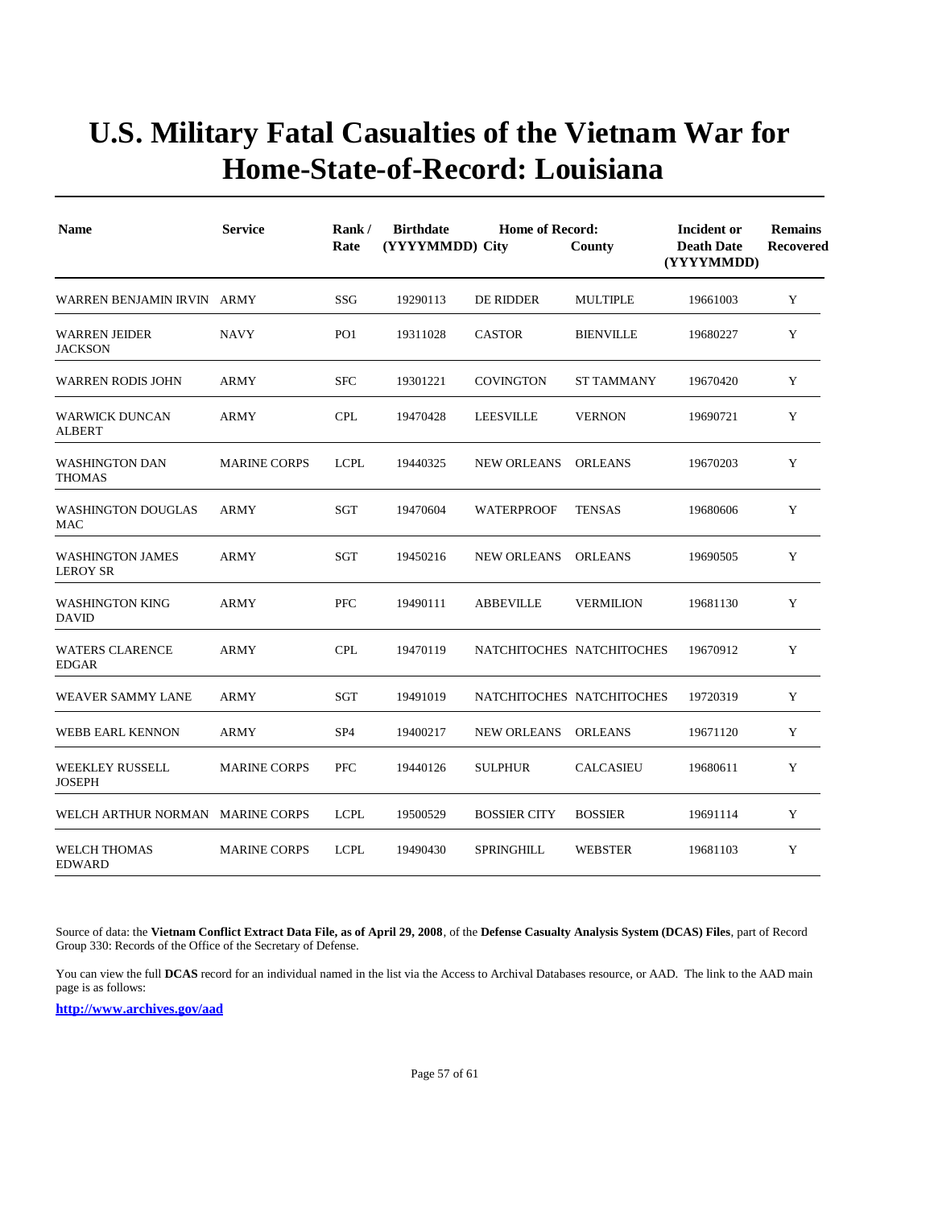# U.S. Military Fatal Casualties of the Vietnam War for Home-State-of-Record: Louisiana

| Name | Service | Rank / Rate | Birthdate (YYYYMMDD) | Home of Record: City | County | Incident or Death Date (YYYYMMDD) | Remains Recovered |
|---|---|---|---|---|---|---|---|
| WARREN BENJAMIN IRVIN | ARMY | SSG | 19290113 | DE RIDDER | MULTIPLE | 19661003 | Y |
| WARREN JEIDER JACKSON | NAVY | PO1 | 19311028 | CASTOR | BIENVILLE | 19680227 | Y |
| WARREN RODIS JOHN | ARMY | SFC | 19301221 | COVINGTON | ST TAMMANY | 19670420 | Y |
| WARWICK DUNCAN ALBERT | ARMY | CPL | 19470428 | LEESVILLE | VERNON | 19690721 | Y |
| WASHINGTON DAN THOMAS | MARINE CORPS | LCPL | 19440325 | NEW ORLEANS | ORLEANS | 19670203 | Y |
| WASHINGTON DOUGLAS MAC | ARMY | SGT | 19470604 | WATERPROOF | TENSAS | 19680606 | Y |
| WASHINGTON JAMES LEROY SR | ARMY | SGT | 19450216 | NEW ORLEANS | ORLEANS | 19690505 | Y |
| WASHINGTON KING DAVID | ARMY | PFC | 19490111 | ABBEVILLE | VERMILION | 19681130 | Y |
| WATERS CLARENCE EDGAR | ARMY | CPL | 19470119 | NATCHITOCHES | NATCHITOCHES | 19670912 | Y |
| WEAVER SAMMY LANE | ARMY | SGT | 19491019 | NATCHITOCHES | NATCHITOCHES | 19720319 | Y |
| WEBB EARL KENNON | ARMY | SP4 | 19400217 | NEW ORLEANS | ORLEANS | 19671120 | Y |
| WEEKLEY RUSSELL JOSEPH | MARINE CORPS | PFC | 19440126 | SULPHUR | CALCASIEU | 19680611 | Y |
| WELCH ARTHUR NORMAN | MARINE CORPS | LCPL | 19500529 | BOSSIER CITY | BOSSIER | 19691114 | Y |
| WELCH THOMAS EDWARD | MARINE CORPS | LCPL | 19490430 | SPRINGHILL | WEBSTER | 19681103 | Y |

Source of data: the **Vietnam Conflict Extract Data File, as of April 29, 2008**, of the **Defense Casualty Analysis System (DCAS) Files**, part of Record Group 330: Records of the Office of the Secretary of Defense.

You can view the full **DCAS** record for an individual named in the list via the Access to Archival Databases resource, or AAD. The link to the AAD main page is as follows:

**http://www.archives.gov/aad**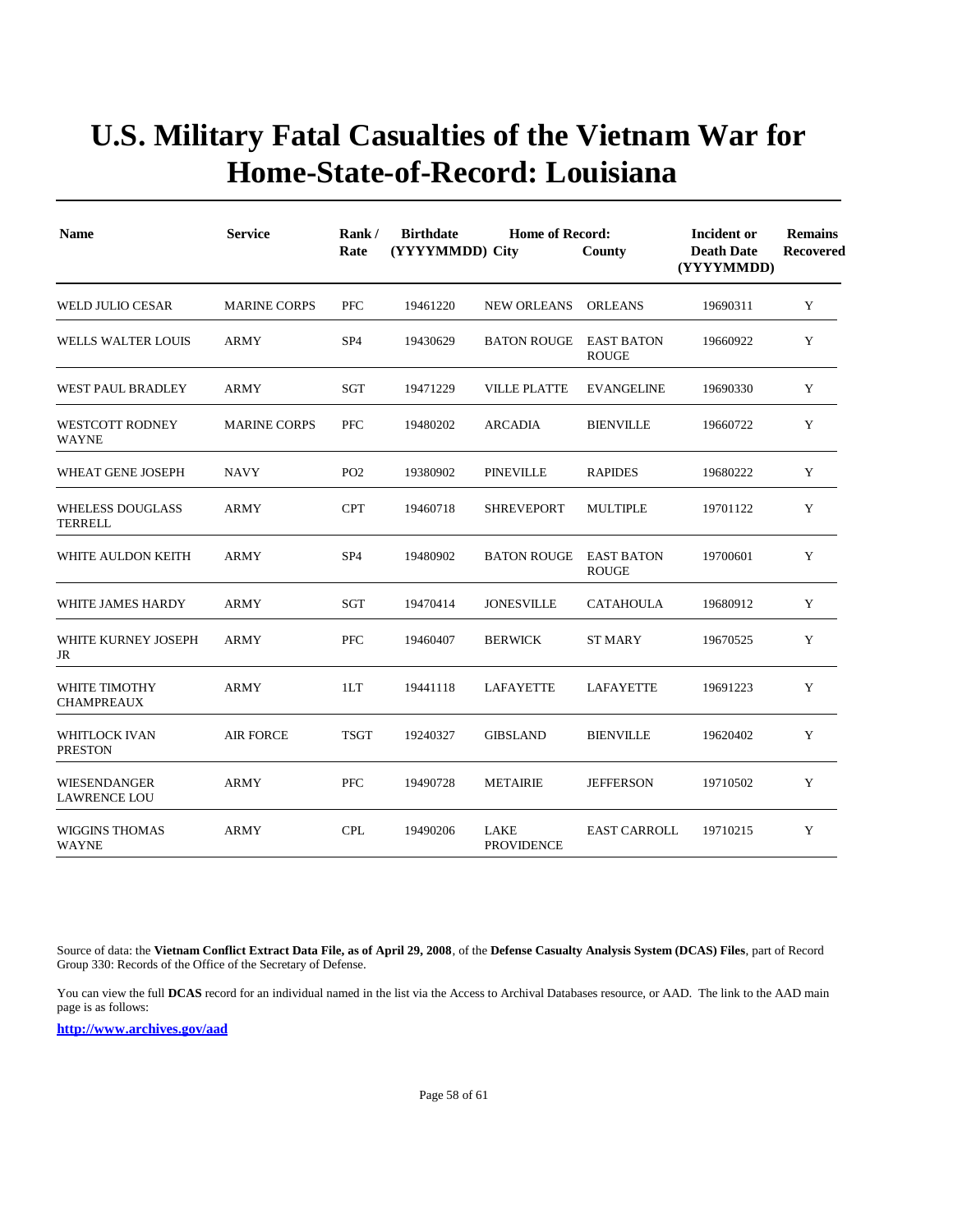# U.S. Military Fatal Casualties of the Vietnam War for Home-State-of-Record: Louisiana

| Name | Service | Rank / Rate | Birthdate (YYYYMMDD) | Home of Record: City | County | Incident or Death Date (YYYYMMDD) | Remains Recovered |
|---|---|---|---|---|---|---|---|
| WELD JULIO CESAR | MARINE CORPS | PFC | 19461220 | NEW ORLEANS | ORLEANS | 19690311 | Y |
| WELLS WALTER LOUIS | ARMY | SP4 | 19430629 | BATON ROUGE | EAST BATON ROUGE | 19660922 | Y |
| WEST PAUL BRADLEY | ARMY | SGT | 19471229 | VILLE PLATTE | EVANGELINE | 19690330 | Y |
| WESTCOTT RODNEY WAYNE | MARINE CORPS | PFC | 19480202 | ARCADIA | BIENVILLE | 19660722 | Y |
| WHEAT GENE JOSEPH | NAVY | PO2 | 19380902 | PINEVILLE | RAPIDES | 19680222 | Y |
| WHELESS DOUGLASS TERRELL | ARMY | CPT | 19460718 | SHREVEPORT | MULTIPLE | 19701122 | Y |
| WHITE AULDON KEITH | ARMY | SP4 | 19480902 | BATON ROUGE | EAST BATON ROUGE | 19700601 | Y |
| WHITE JAMES HARDY | ARMY | SGT | 19470414 | JONESVILLE | CATAHOULA | 19680912 | Y |
| WHITE KURNEY JOSEPH JR | ARMY | PFC | 19460407 | BERWICK | ST MARY | 19670525 | Y |
| WHITE TIMOTHY CHAMPREAUX | ARMY | 1LT | 19441118 | LAFAYETTE | LAFAYETTE | 19691223 | Y |
| WHITLOCK IVAN PRESTON | AIR FORCE | TSGT | 19240327 | GIBSLAND | BIENVILLE | 19620402 | Y |
| WIESENDANGER LAWRENCE LOU | ARMY | PFC | 19490728 | METAIRIE | JEFFERSON | 19710502 | Y |
| WIGGINS THOMAS WAYNE | ARMY | CPL | 19490206 | LAKE PROVIDENCE | EAST CARROLL | 19710215 | Y |

Source of data: the **Vietnam Conflict Extract Data File, as of April 29, 2008**, of the **Defense Casualty Analysis System (DCAS) Files**, part of Record Group 330: Records of the Office of the Secretary of Defense.

You can view the full **DCAS** record for an individual named in the list via the Access to Archival Databases resource, or AAD. The link to the AAD main page is as follows:

**http://www.archives.gov/aad**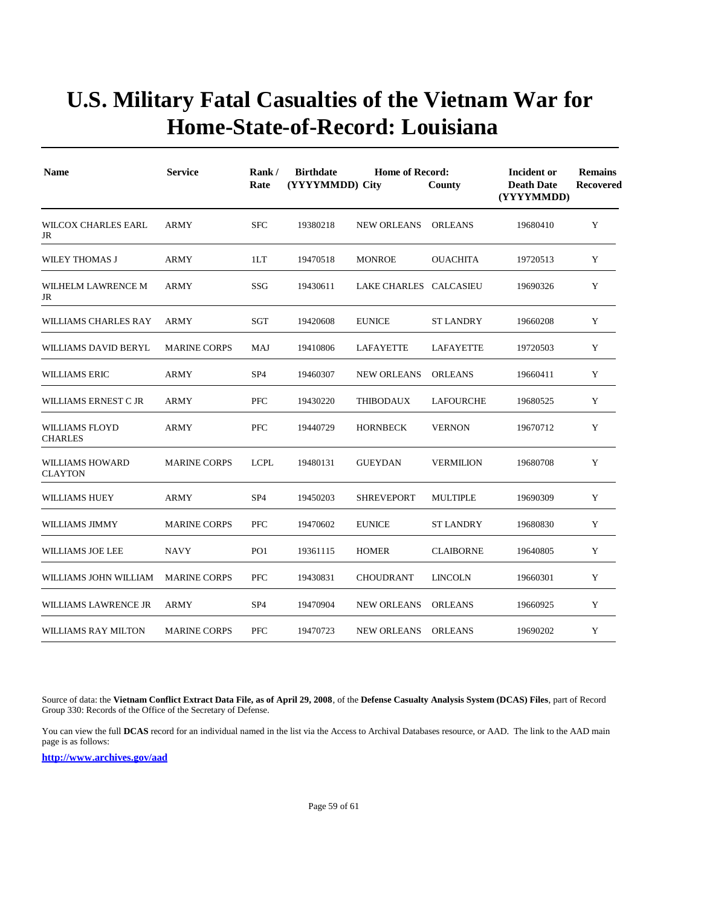# U.S. Military Fatal Casualties of the Vietnam War for Home-State-of-Record: Louisiana

| Name | Service | Rank / Rate | Birthdate (YYYYMMDD) | Home of Record: City | County | Incident or Death Date (YYYYMMDD) | Remains Recovered |
|---|---|---|---|---|---|---|---|
| WILCOX CHARLES EARL JR | ARMY | SFC | 19380218 | NEW ORLEANS | ORLEANS | 19680410 | Y |
| WILEY THOMAS J | ARMY | 1LT | 19470518 | MONROE | OUACHITA | 19720513 | Y |
| WILHELM LAWRENCE M JR | ARMY | SSG | 19430611 | LAKE CHARLES | CALCASIEU | 19690326 | Y |
| WILLIAMS CHARLES RAY | ARMY | SGT | 19420608 | EUNICE | ST LANDRY | 19660208 | Y |
| WILLIAMS DAVID BERYL | MARINE CORPS | MAJ | 19410806 | LAFAYETTE | LAFAYETTE | 19720503 | Y |
| WILLIAMS ERIC | ARMY | SP4 | 19460307 | NEW ORLEANS | ORLEANS | 19660411 | Y |
| WILLIAMS ERNEST C JR | ARMY | PFC | 19430220 | THIBODAUX | LAFOURCHE | 19680525 | Y |
| WILLIAMS FLOYD CHARLES | ARMY | PFC | 19440729 | HORNBECK | VERNON | 19670712 | Y |
| WILLIAMS HOWARD CLAYTON | MARINE CORPS | LCPL | 19480131 | GUEYDAN | VERMILION | 19680708 | Y |
| WILLIAMS HUEY | ARMY | SP4 | 19450203 | SHREVEPORT | MULTIPLE | 19690309 | Y |
| WILLIAMS JIMMY | MARINE CORPS | PFC | 19470602 | EUNICE | ST LANDRY | 19680830 | Y |
| WILLIAMS JOE LEE | NAVY | PO1 | 19361115 | HOMER | CLAIBORNE | 19640805 | Y |
| WILLIAMS JOHN WILLIAM | MARINE CORPS | PFC | 19430831 | CHOUDRANT | LINCOLN | 19660301 | Y |
| WILLIAMS LAWRENCE JR | ARMY | SP4 | 19470904 | NEW ORLEANS | ORLEANS | 19660925 | Y |
| WILLIAMS RAY MILTON | MARINE CORPS | PFC | 19470723 | NEW ORLEANS | ORLEANS | 19690202 | Y |

Source of data: the **Vietnam Conflict Extract Data File, as of April 29, 2008**, of the **Defense Casualty Analysis System (DCAS) Files**, part of Record Group 330: Records of the Office of the Secretary of Defense.

You can view the full **DCAS** record for an individual named in the list via the Access to Archival Databases resource, or AAD. The link to the AAD main page is as follows:

**http://www.archives.gov/aad**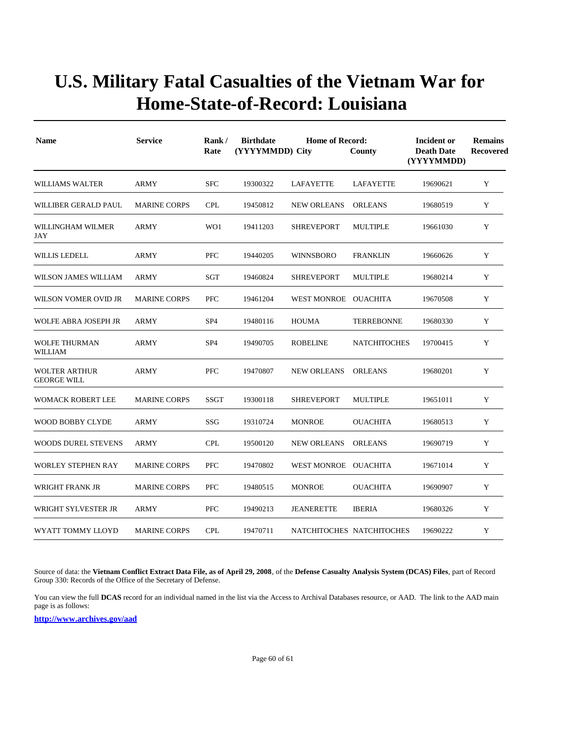# U.S. Military Fatal Casualties of the Vietnam War for Home-State-of-Record: Louisiana

| Name | Service | Rank / Rate | Birthdate (YYYYMMDD) | Home of Record: City | County | Incident or Death Date (YYYYMMDD) | Remains Recovered |
|---|---|---|---|---|---|---|---|
| WILLIAMS WALTER | ARMY | SFC | 19300322 | LAFAYETTE | LAFAYETTE | 19690621 | Y |
| WILLIBER GERALD PAUL | MARINE CORPS | CPL | 19450812 | NEW ORLEANS | ORLEANS | 19680519 | Y |
| WILLINGHAM WILMER JAY | ARMY | WO1 | 19411203 | SHREVEPORT | MULTIPLE | 19661030 | Y |
| WILLIS LEDELL | ARMY | PFC | 19440205 | WINNSBORO | FRANKLIN | 19660626 | Y |
| WILSON JAMES WILLIAM | ARMY | SGT | 19460824 | SHREVEPORT | MULTIPLE | 19680214 | Y |
| WILSON VOMER OVID JR | MARINE CORPS | PFC | 19461204 | WEST MONROE | OUACHITA | 19670508 | Y |
| WOLFE ABRA JOSEPH JR | ARMY | SP4 | 19480116 | HOUMA | TERREBONNE | 19680330 | Y |
| WOLFE THURMAN WILLIAM | ARMY | SP4 | 19490705 | ROBELINE | NATCHITOCHES | 19700415 | Y |
| WOLTER ARTHUR GEORGE WILL | ARMY | PFC | 19470807 | NEW ORLEANS | ORLEANS | 19680201 | Y |
| WOMACK ROBERT LEE | MARINE CORPS | SSGT | 19300118 | SHREVEPORT | MULTIPLE | 19651011 | Y |
| WOOD BOBBY CLYDE | ARMY | SSG | 19310724 | MONROE | OUACHITA | 19680513 | Y |
| WOODS DUREL STEVENS | ARMY | CPL | 19500120 | NEW ORLEANS | ORLEANS | 19690719 | Y |
| WORLEY STEPHEN RAY | MARINE CORPS | PFC | 19470802 | WEST MONROE | OUACHITA | 19671014 | Y |
| WRIGHT FRANK JR | MARINE CORPS | PFC | 19480515 | MONROE | OUACHITA | 19690907 | Y |
| WRIGHT SYLVESTER JR | ARMY | PFC | 19490213 | JEANERETTE | IBERIA | 19680326 | Y |
| WYATT TOMMY LLOYD | MARINE CORPS | CPL | 19470711 | NATCHITOCHES | NATCHITOCHES | 19690222 | Y |

Source of data: the **Vietnam Conflict Extract Data File, as of April 29, 2008**, of the **Defense Casualty Analysis System (DCAS) Files**, part of Record Group 330: Records of the Office of the Secretary of Defense.

You can view the full **DCAS** record for an individual named in the list via the Access to Archival Databases resource, or AAD. The link to the AAD main page is as follows:

**http://www.archives.gov/aad**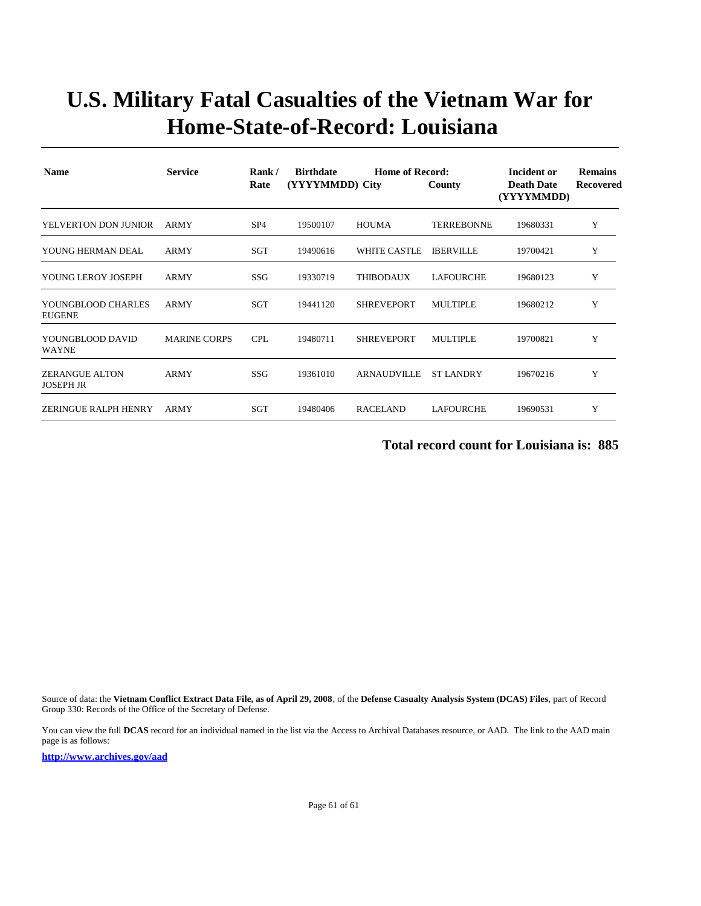# U.S. Military Fatal Casualties of the Vietnam War for Home-State-of-Record: Louisiana

| Name | Service | Rank / Rate | Birthdate (YYYYMMDD) | Home of Record: City | County | Incident or Death Date (YYYYMMDD) | Remains Recovered |
|---|---|---|---|---|---|---|---|
| YELVERTON DON JUNIOR | ARMY | SP4 | 19500107 | HOUMA | TERREBONNE | 19680331 | Y |
| YOUNG HERMAN DEAL | ARMY | SGT | 19490616 | WHITE CASTLE | IBERVILLE | 19700421 | Y |
| YOUNG LEROY JOSEPH | ARMY | SSG | 19330719 | THIBODAUX | LAFOURCHE | 19680123 | Y |
| YOUNGBLOOD CHARLES EUGENE | ARMY | SGT | 19441120 | SHREVEPORT | MULTIPLE | 19680212 | Y |
| YOUNGBLOOD DAVID WAYNE | MARINE CORPS | CPL | 19480711 | SHREVEPORT | MULTIPLE | 19700821 | Y |
| ZERANGUE ALTON JOSEPH JR | ARMY | SSG | 19361010 | ARNAUDVILLE | ST LANDRY | 19670216 | Y |
| ZERINGUE RALPH HENRY | ARMY | SGT | 19480406 | RACELAND | LAFOURCHE | 19690531 | Y |

**Total record count for Louisiana is: 885**

Source of data: the **Vietnam Conflict Extract Data File, as of April 29, 2008**, of the **Defense Casualty Analysis System (DCAS) Files**, part of Record Group 330: Records of the Office of the Secretary of Defense.

You can view the full **DCAS** record for an individual named in the list via the Access to Archival Databases resource, or AAD. The link to the AAD main page is as follows:

**http://www.archives.gov/aad**